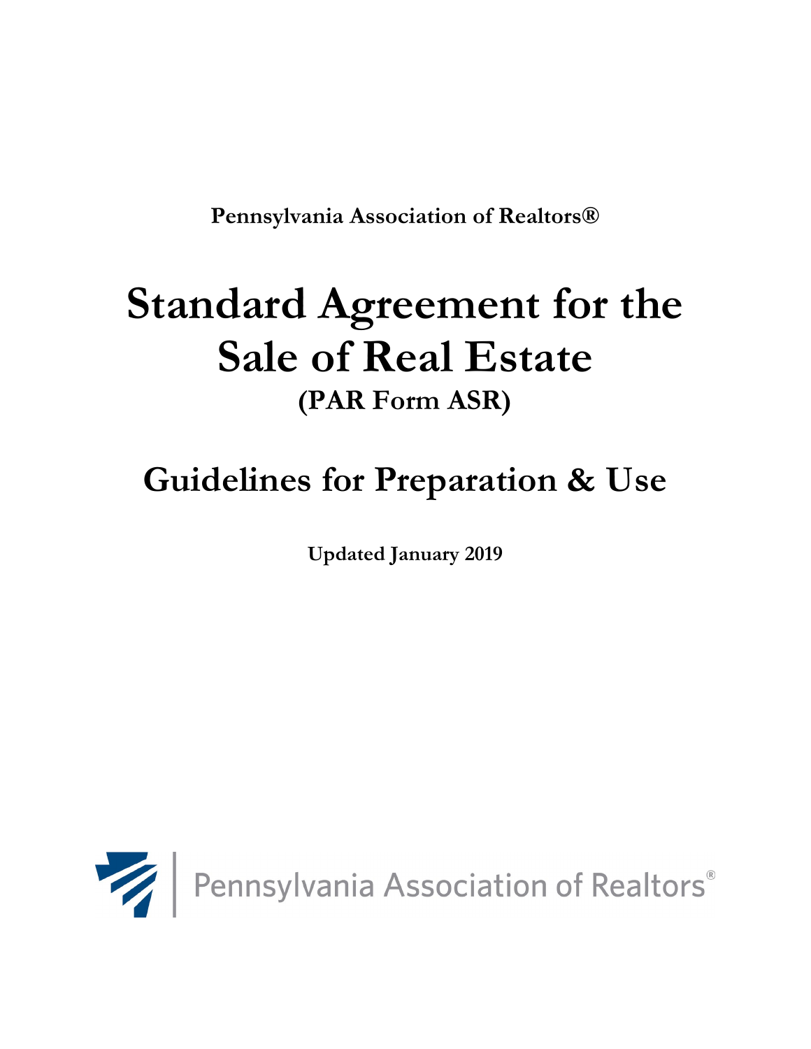**Pennsylvania Association of Realtors®**

# Standard Agreement for the Sale of Real Estate

## (PAR Form ASR)

# Guidelines for Preparation & Use

**Updated January 2019**

Pennsylvania Association of Realtors®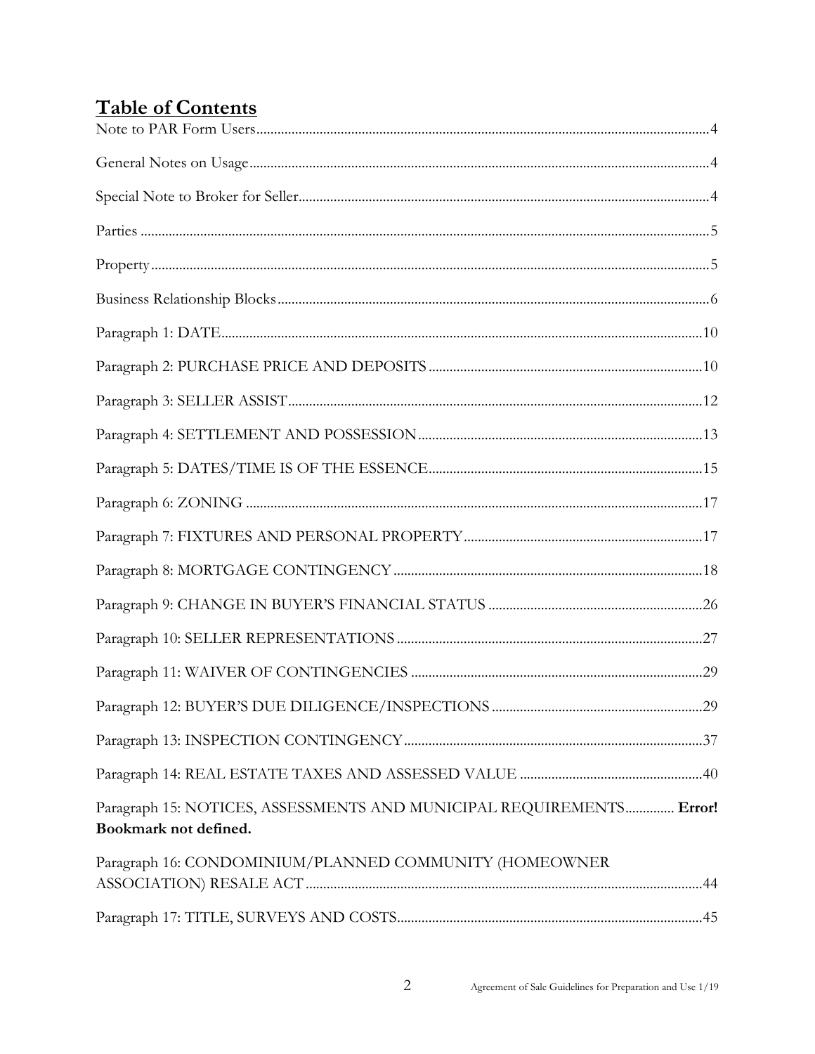## Table of Contents

Note to PAR Form Users....................................................................................................................4

General Notes on Usage....................................................................................................................4

Special Note to Broker for Seller......................................................................................................4

Parties ...............................................................................................................................................5

Property............................................................................................................................................5

Business Relationship Blocks...........................................................................................................6

Paragraph 1: DATE.........................................................................................................................10

Paragraph 2: PURCHASE PRICE AND DEPOSITS ...................................................................10

Paragraph 3: SELLER ASSIST......................................................................................................12

Paragraph 4: SETTLEMENT AND POSSESSION.......................................................................13

Paragraph 5: DATES/TIME IS OF THE ESSENCE.....................................................................15

Paragraph 6: ZONING ...................................................................................................................17

Paragraph 7: FIXTURES AND PERSONAL PROPERTY...........................................................17

Paragraph 8: MORTGAGE CONTINGENCY ..............................................................................18

Paragraph 9: CHANGE IN BUYER'S FINANCIAL STATUS ....................................................26

Paragraph 10: SELLER REPRESENTATIONS ............................................................................27

Paragraph 11: WAIVER OF CONTINGENCIES .........................................................................29

Paragraph 12: BUYER'S DUE DILIGENCE/INSPECTIONS .....................................................29

Paragraph 13: INSPECTION CONTINGENCY............................................................................37

Paragraph 14: REAL ESTATE TAXES AND ASSESSED VALUE ............................................40

Paragraph 15: NOTICES, ASSESSMENTS AND MUNICIPAL REQUIREMENTS............. **Error! Bookmark not defined.**

Paragraph 16: CONDOMINIUM/PLANNED COMMUNITY (HOMEOWNER ASSOCIATION) RESALE ACT ....................................................................................................44

Paragraph 17: TITLE, SURVEYS AND COSTS...........................................................................45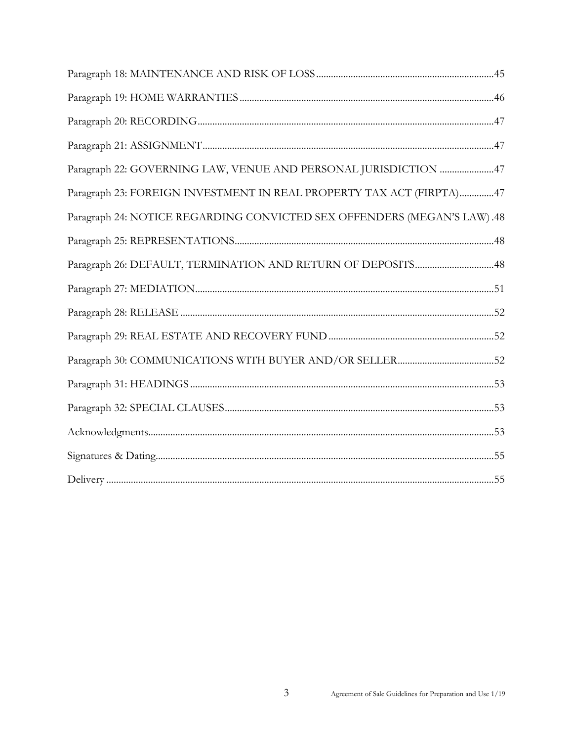Paragraph 18: MAINTENANCE AND RISK OF LOSS........................................................................45

Paragraph 19: HOME WARRANTIES........................................................................................46

Paragraph 20: RECORDING........................................................................................................47

Paragraph 21: ASSIGNMENT......................................................................................................47

Paragraph 22: GOVERNING LAW, VENUE AND PERSONAL JURISDICTION ......................47

Paragraph 23: FOREIGN INVESTMENT IN REAL PROPERTY TAX ACT (FIRPTA)..............47

Paragraph 24: NOTICE REGARDING CONVICTED SEX OFFENDERS (MEGAN'S LAW) .48

Paragraph 25: REPRESENTATIONS.........................................................................................48

Paragraph 26: DEFAULT, TERMINATION AND RETURN OF DEPOSITS................................48

Paragraph 27: MEDIATION........................................................................................................51

Paragraph 28: RELEASE ............................................................................................................52

Paragraph 29: REAL ESTATE AND RECOVERY FUND ...................................................................52

Paragraph 30: COMMUNICATIONS WITH BUYER AND/OR SELLER.......................................52

Paragraph 31: HEADINGS ..........................................................................................................53

Paragraph 32: SPECIAL CLAUSES............................................................................................53

Acknowledgments.......................................................................................................................53

Signatures & Dating.....................................................................................................................55

Delivery .......................................................................................................................................55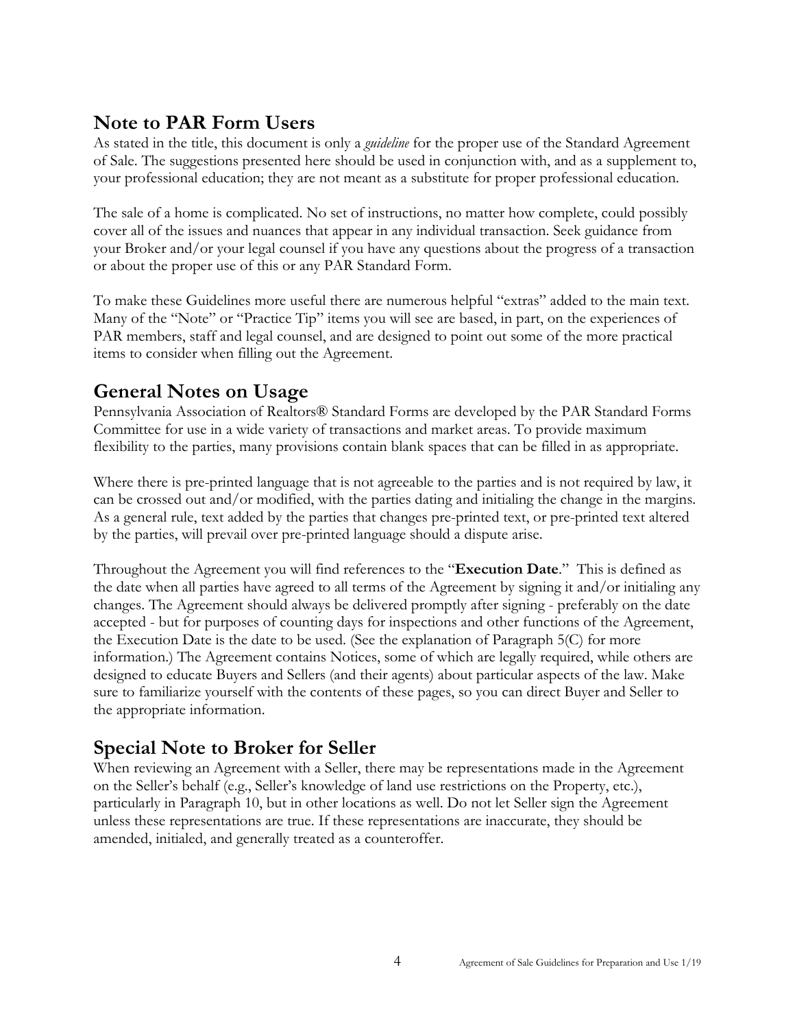## Note to PAR Form Users

As stated in the title, this document is only a *guideline* for the proper use of the Standard Agreement of Sale. The suggestions presented here should be used in conjunction with, and as a supplement to, your professional education; they are not meant as a substitute for proper professional education.

The sale of a home is complicated. No set of instructions, no matter how complete, could possibly cover all of the issues and nuances that appear in any individual transaction. Seek guidance from your Broker and/or your legal counsel if you have any questions about the progress of a transaction or about the proper use of this or any PAR Standard Form.

To make these Guidelines more useful there are numerous helpful "extras" added to the main text. Many of the "Note" or "Practice Tip" items you will see are based, in part, on the experiences of PAR members, staff and legal counsel, and are designed to point out some of the more practical items to consider when filling out the Agreement.

## General Notes on Usage

Pennsylvania Association of Realtors® Standard Forms are developed by the PAR Standard Forms Committee for use in a wide variety of transactions and market areas. To provide maximum flexibility to the parties, many provisions contain blank spaces that can be filled in as appropriate.

Where there is pre-printed language that is not agreeable to the parties and is not required by law, it can be crossed out and/or modified, with the parties dating and initialing the change in the margins. As a general rule, text added by the parties that changes pre-printed text, or pre-printed text altered by the parties, will prevail over pre-printed language should a dispute arise.

Throughout the Agreement you will find references to the "**Execution Date**." This is defined as the date when all parties have agreed to all terms of the Agreement by signing it and/or initialing any changes. The Agreement should always be delivered promptly after signing - preferably on the date accepted - but for purposes of counting days for inspections and other functions of the Agreement, the Execution Date is the date to be used. (See the explanation of Paragraph 5(C) for more information.) The Agreement contains Notices, some of which are legally required, while others are designed to educate Buyers and Sellers (and their agents) about particular aspects of the law. Make sure to familiarize yourself with the contents of these pages, so you can direct Buyer and Seller to the appropriate information.

## Special Note to Broker for Seller

When reviewing an Agreement with a Seller, there may be representations made in the Agreement on the Seller's behalf (e.g., Seller's knowledge of land use restrictions on the Property, etc.), particularly in Paragraph 10, but in other locations as well. Do not let Seller sign the Agreement unless these representations are true. If these representations are inaccurate, they should be amended, initialed, and generally treated as a counteroffer.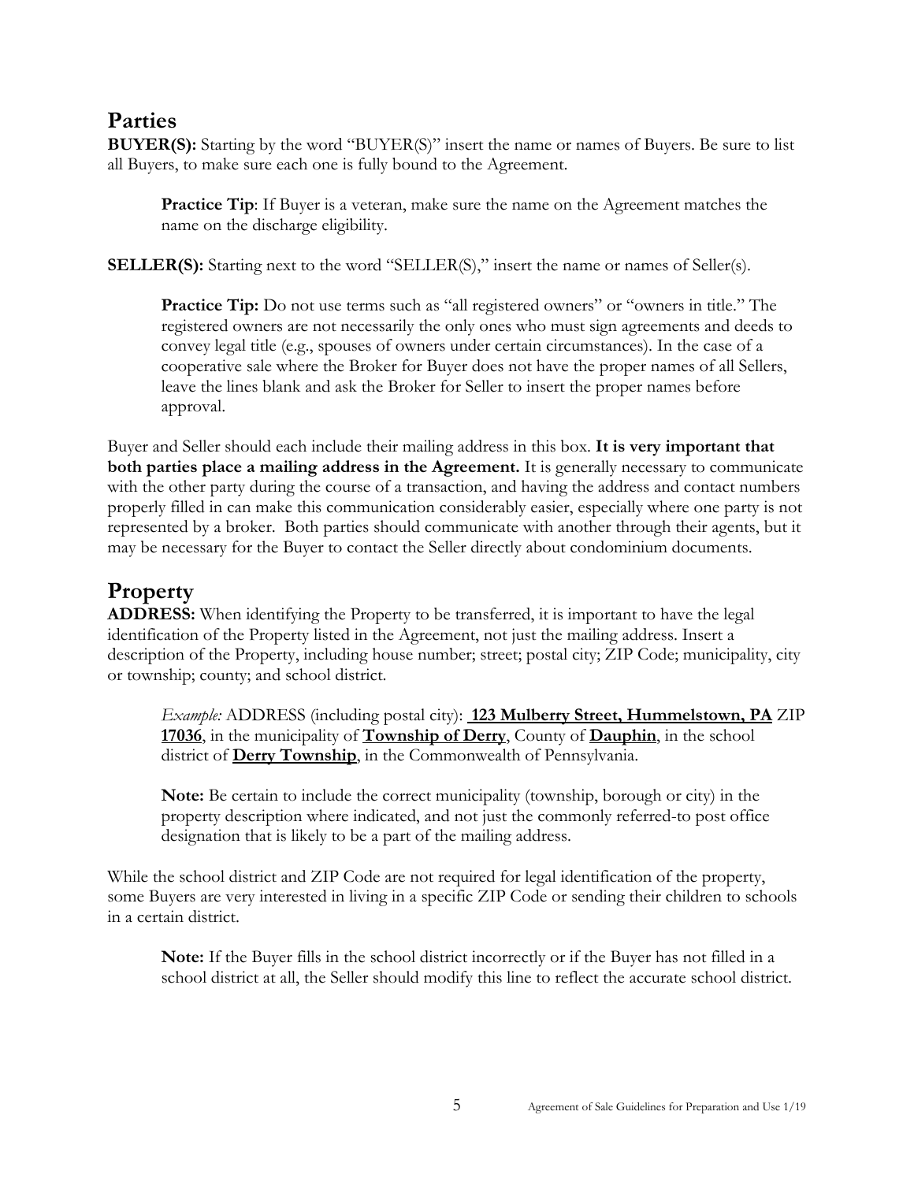## Parties

**BUYER(S):** Starting by the word "BUYER(S)" insert the name or names of Buyers. Be sure to list all Buyers, to make sure each one is fully bound to the Agreement.

> **Practice Tip**: If Buyer is a veteran, make sure the name on the Agreement matches the name on the discharge eligibility.

**SELLER(S):** Starting next to the word "SELLER(S)," insert the name or names of Seller(s).

> **Practice Tip:** Do not use terms such as "all registered owners" or "owners in title." The registered owners are not necessarily the only ones who must sign agreements and deeds to convey legal title (e.g., spouses of owners under certain circumstances). In the case of a cooperative sale where the Broker for Buyer does not have the proper names of all Sellers, leave the lines blank and ask the Broker for Seller to insert the proper names before approval.

Buyer and Seller should each include their mailing address in this box. **It is very important that both parties place a mailing address in the Agreement.** It is generally necessary to communicate with the other party during the course of a transaction, and having the address and contact numbers properly filled in can make this communication considerably easier, especially where one party is not represented by a broker. Both parties should communicate with another through their agents, but it may be necessary for the Buyer to contact the Seller directly about condominium documents.

## Property

**ADDRESS:** When identifying the Property to be transferred, it is important to have the legal identification of the Property listed in the Agreement, not just the mailing address. Insert a description of the Property, including house number; street; postal city; ZIP Code; municipality, city or township; county; and school district.

> *Example:* ADDRESS (including postal city): **123 Mulberry Street, Hummelstown, PA** ZIP **17036**, in the municipality of **Township of Derry**, County of **Dauphin**, in the school district of **Derry Township**, in the Commonwealth of Pennsylvania.
>
> **Note:** Be certain to include the correct municipality (township, borough or city) in the property description where indicated, and not just the commonly referred-to post office designation that is likely to be a part of the mailing address.

While the school district and ZIP Code are not required for legal identification of the property, some Buyers are very interested in living in a specific ZIP Code or sending their children to schools in a certain district.

> **Note:** If the Buyer fills in the school district incorrectly or if the Buyer has not filled in a school district at all, the Seller should modify this line to reflect the accurate school district.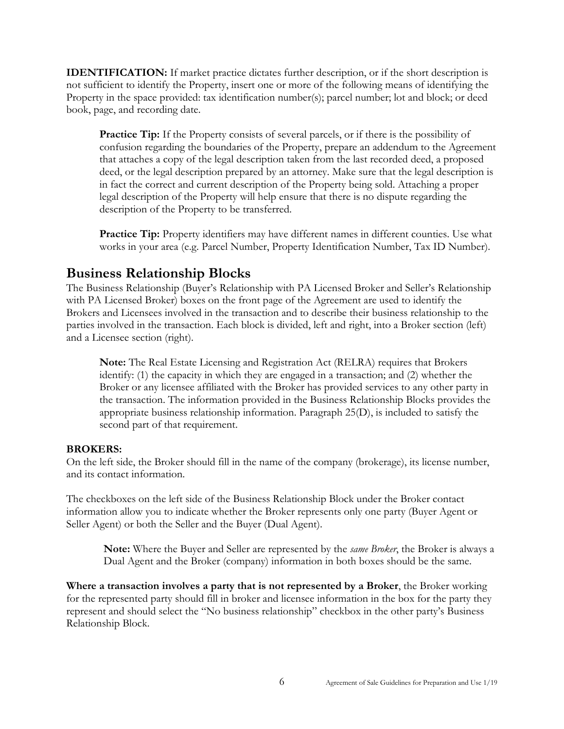**IDENTIFICATION:** If market practice dictates further description, or if the short description is not sufficient to identify the Property, insert one or more of the following means of identifying the Property in the space provided: tax identification number(s); parcel number; lot and block; or deed book, page, and recording date.

> **Practice Tip:** If the Property consists of several parcels, or if there is the possibility of confusion regarding the boundaries of the Property, prepare an addendum to the Agreement that attaches a copy of the legal description taken from the last recorded deed, a proposed deed, or the legal description prepared by an attorney. Make sure that the legal description is in fact the correct and current description of the Property being sold. Attaching a proper legal description of the Property will help ensure that there is no dispute regarding the description of the Property to be transferred.

> **Practice Tip:** Property identifiers may have different names in different counties. Use what works in your area (e.g. Parcel Number, Property Identification Number, Tax ID Number).

## Business Relationship Blocks

The Business Relationship (Buyer's Relationship with PA Licensed Broker and Seller's Relationship with PA Licensed Broker) boxes on the front page of the Agreement are used to identify the Brokers and Licensees involved in the transaction and to describe their business relationship to the parties involved in the transaction. Each block is divided, left and right, into a Broker section (left) and a Licensee section (right).

> **Note:** The Real Estate Licensing and Registration Act (RELRA) requires that Brokers identify: (1) the capacity in which they are engaged in a transaction; and (2) whether the Broker or any licensee affiliated with the Broker has provided services to any other party in the transaction. The information provided in the Business Relationship Blocks provides the appropriate business relationship information. Paragraph 25(D), is included to satisfy the second part of that requirement.

**BROKERS:**

On the left side, the Broker should fill in the name of the company (brokerage), its license number, and its contact information.

The checkboxes on the left side of the Business Relationship Block under the Broker contact information allow you to indicate whether the Broker represents only one party (Buyer Agent or Seller Agent) or both the Seller and the Buyer (Dual Agent).

> **Note:** Where the Buyer and Seller are represented by the *same Broker*, the Broker is always a Dual Agent and the Broker (company) information in both boxes should be the same.

**Where a transaction involves a party that is not represented by a Broker**, the Broker working for the represented party should fill in broker and licensee information in the box for the party they represent and should select the "No business relationship" checkbox in the other party's Business Relationship Block.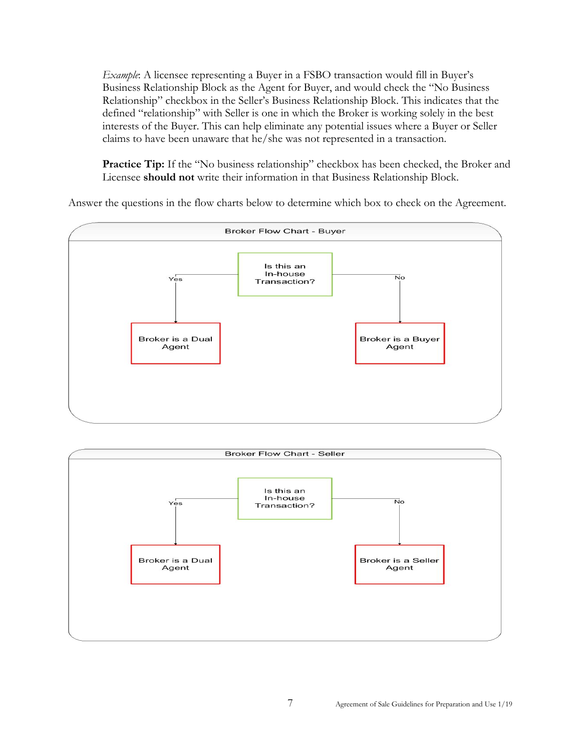*Example*: A licensee representing a Buyer in a FSBO transaction would fill in Buyer's Business Relationship Block as the Agent for Buyer, and would check the "No Business Relationship" checkbox in the Seller's Business Relationship Block. This indicates that the defined "relationship" with Seller is one in which the Broker is working solely in the best interests of the Buyer. This can help eliminate any potential issues where a Buyer or Seller claims to have been unaware that he/she was not represented in a transaction.

**Practice Tip:** If the "No business relationship" checkbox has been checked, the Broker and Licensee **should not** write their information in that Business Relationship Block.

Answer the questions in the flow charts below to determine which box to check on the Agreement.

**Broker Flow Chart - Buyer**

Is this an In-house Transaction?

- Yes → Broker is a Dual Agent
- No → Broker is a Buyer Agent

**Broker Flow Chart - Seller**

Is this an In-house Transaction?

- Yes → Broker is a Dual Agent
- No → Broker is a Seller Agent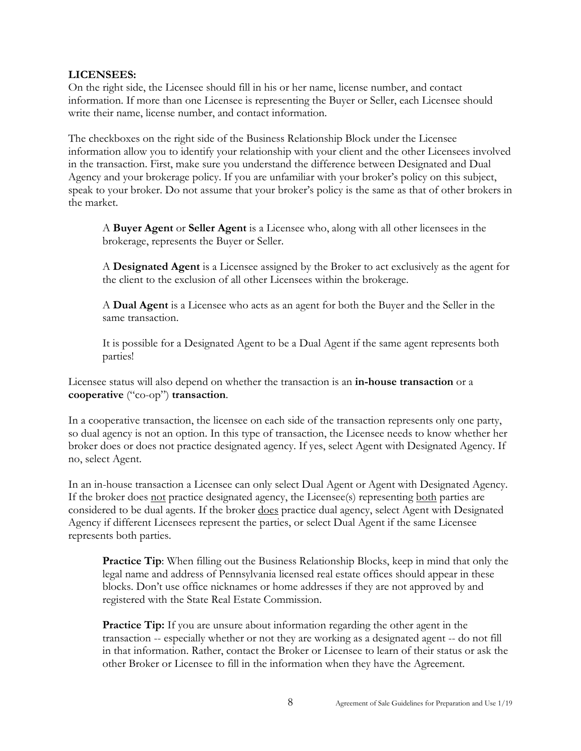**LICENSEES:**

On the right side, the Licensee should fill in his or her name, license number, and contact information. If more than one Licensee is representing the Buyer or Seller, each Licensee should write their name, license number, and contact information.

The checkboxes on the right side of the Business Relationship Block under the Licensee information allow you to identify your relationship with your client and the other Licensees involved in the transaction. First, make sure you understand the difference between Designated and Dual Agency and your brokerage policy. If you are unfamiliar with your broker's policy on this subject, speak to your broker. Do not assume that your broker's policy is the same as that of other brokers in the market.

> A **Buyer Agent** or **Seller Agent** is a Licensee who, along with all other licensees in the brokerage, represents the Buyer or Seller.
>
> A **Designated Agent** is a Licensee assigned by the Broker to act exclusively as the agent for the client to the exclusion of all other Licensees within the brokerage.
>
> A **Dual Agent** is a Licensee who acts as an agent for both the Buyer and the Seller in the same transaction.
>
> It is possible for a Designated Agent to be a Dual Agent if the same agent represents both parties!

Licensee status will also depend on whether the transaction is an **in-house transaction** or a **cooperative** ("co-op") **transaction**.

In a cooperative transaction, the licensee on each side of the transaction represents only one party, so dual agency is not an option. In this type of transaction, the Licensee needs to know whether her broker does or does not practice designated agency. If yes, select Agent with Designated Agency. If no, select Agent.

In an in-house transaction a Licensee can only select Dual Agent or Agent with Designated Agency. If the broker does <u>not</u> practice designated agency, the Licensee(s) representing <u>both</u> parties are considered to be dual agents. If the broker <u>does</u> practice dual agency, select Agent with Designated Agency if different Licensees represent the parties, or select Dual Agent if the same Licensee represents both parties.

> **Practice Tip**: When filling out the Business Relationship Blocks, keep in mind that only the legal name and address of Pennsylvania licensed real estate offices should appear in these blocks. Don't use office nicknames or home addresses if they are not approved by and registered with the State Real Estate Commission.
>
> **Practice Tip:** If you are unsure about information regarding the other agent in the transaction -- especially whether or not they are working as a designated agent -- do not fill in that information. Rather, contact the Broker or Licensee to learn of their status or ask the other Broker or Licensee to fill in the information when they have the Agreement.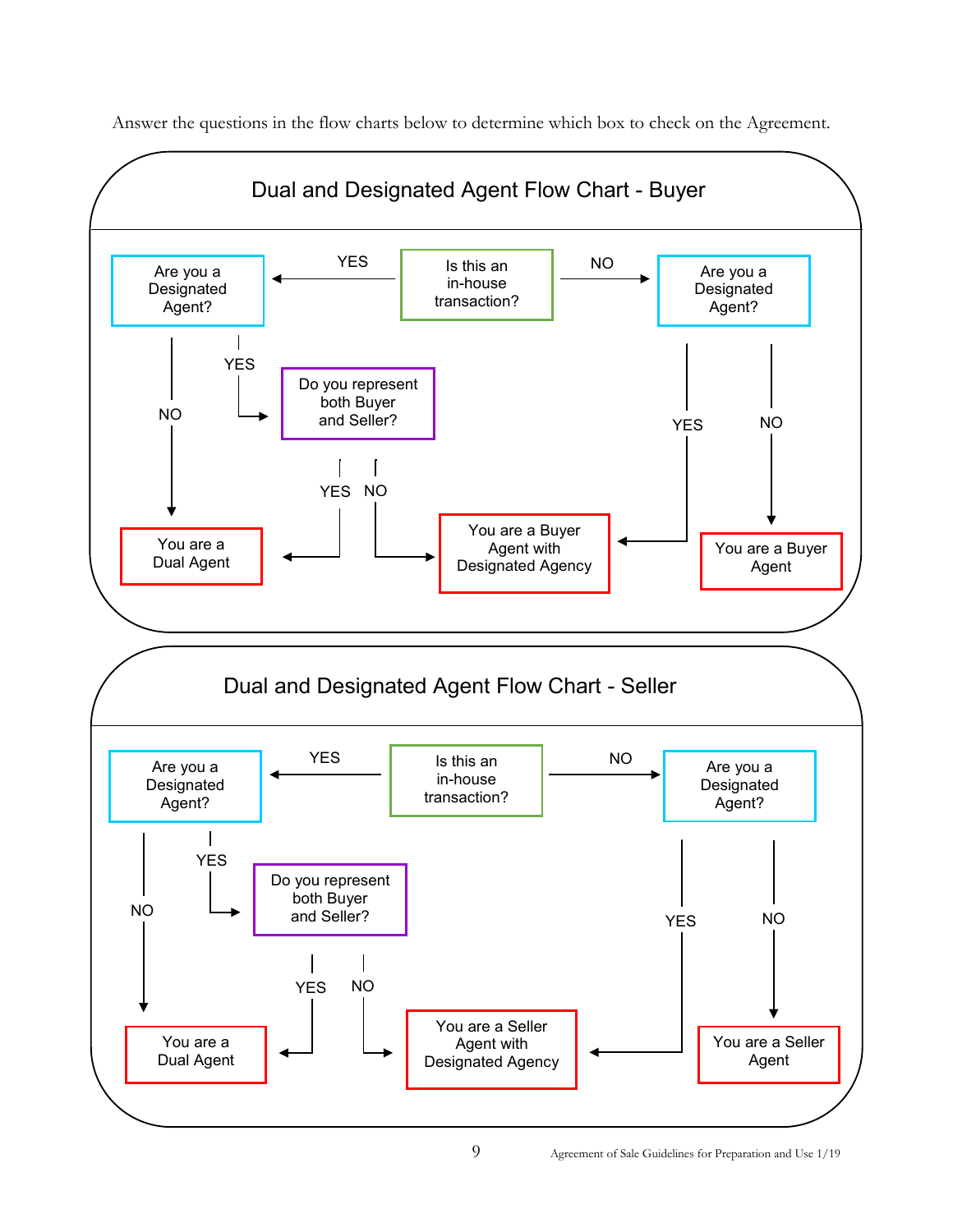Answer the questions in the flow charts below to determine which box to check on the Agreement.

## Dual and Designated Agent Flow Chart - Buyer

- **Is this an in-house transaction?**
  - **YES** → **Are you a Designated Agent?**
    - **YES** → **Do you represent both Buyer and Seller?**
      - **YES** → You are a Dual Agent
      - **NO** → You are a Buyer Agent with Designated Agency
    - **NO** → You are a Dual Agent
  - **NO** → **Are you a Designated Agent?**
    - **YES** → You are a Buyer Agent with Designated Agency
    - **NO** → You are a Buyer Agent

## Dual and Designated Agent Flow Chart - Seller

- **Is this an in-house transaction?**
  - **YES** → **Are you a Designated Agent?**
    - **YES** → **Do you represent both Buyer and Seller?**
      - **YES** → You are a Dual Agent
      - **NO** → You are a Seller Agent with Designated Agency
    - **NO** → You are a Dual Agent
  - **NO** → **Are you a Designated Agent?**
    - **YES** → You are a Seller Agent with Designated Agency
    - **NO** → You are a Seller Agent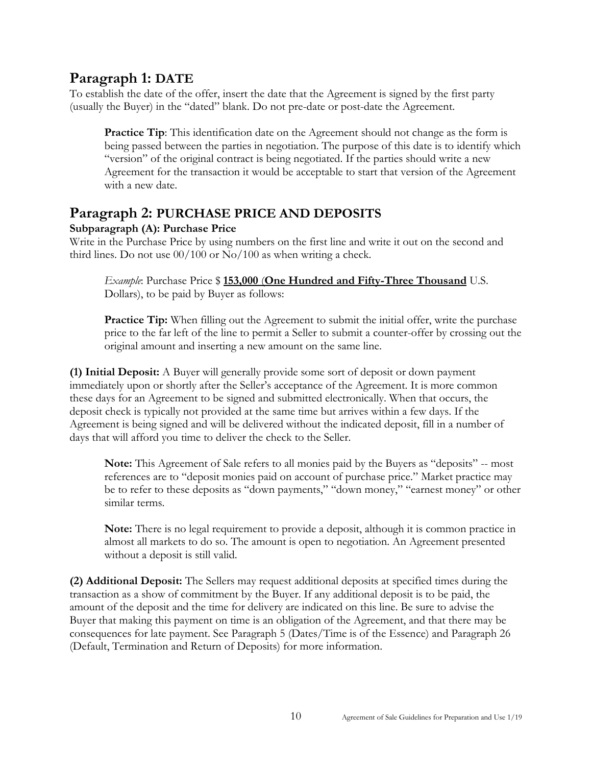## Paragraph 1: DATE

To establish the date of the offer, insert the date that the Agreement is signed by the first party (usually the Buyer) in the "dated" blank. Do not pre-date or post-date the Agreement.

> **Practice Tip**: This identification date on the Agreement should not change as the form is being passed between the parties in negotiation. The purpose of this date is to identify which "version" of the original contract is being negotiated. If the parties should write a new Agreement for the transaction it would be acceptable to start that version of the Agreement with a new date.

## Paragraph 2: PURCHASE PRICE AND DEPOSITS

### Subparagraph (A): Purchase Price

Write in the Purchase Price by using numbers on the first line and write it out on the second and third lines. Do not use 00/100 or No/100 as when writing a check.

> *Example*: Purchase Price $ **153,000** (**One Hundred and Fifty-Three Thousand** U.S. Dollars), to be paid by Buyer as follows:
>
> **Practice Tip:** When filling out the Agreement to submit the initial offer, write the purchase price to the far left of the line to permit a Seller to submit a counter-offer by crossing out the original amount and inserting a new amount on the same line.

**(1) Initial Deposit:** A Buyer will generally provide some sort of deposit or down payment immediately upon or shortly after the Seller's acceptance of the Agreement. It is more common these days for an Agreement to be signed and submitted electronically. When that occurs, the deposit check is typically not provided at the same time but arrives within a few days. If the Agreement is being signed and will be delivered without the indicated deposit, fill in a number of days that will afford you time to deliver the check to the Seller.

> **Note:** This Agreement of Sale refers to all monies paid by the Buyers as "deposits" -- most references are to "deposit monies paid on account of purchase price." Market practice may be to refer to these deposits as "down payments," "down money," "earnest money" or other similar terms.
>
> **Note:** There is no legal requirement to provide a deposit, although it is common practice in almost all markets to do so. The amount is open to negotiation. An Agreement presented without a deposit is still valid.

**(2) Additional Deposit:** The Sellers may request additional deposits at specified times during the transaction as a show of commitment by the Buyer. If any additional deposit is to be paid, the amount of the deposit and the time for delivery are indicated on this line. Be sure to advise the Buyer that making this payment on time is an obligation of the Agreement, and that there may be consequences for late payment. See Paragraph 5 (Dates/Time is of the Essence) and Paragraph 26 (Default, Termination and Return of Deposits) for more information.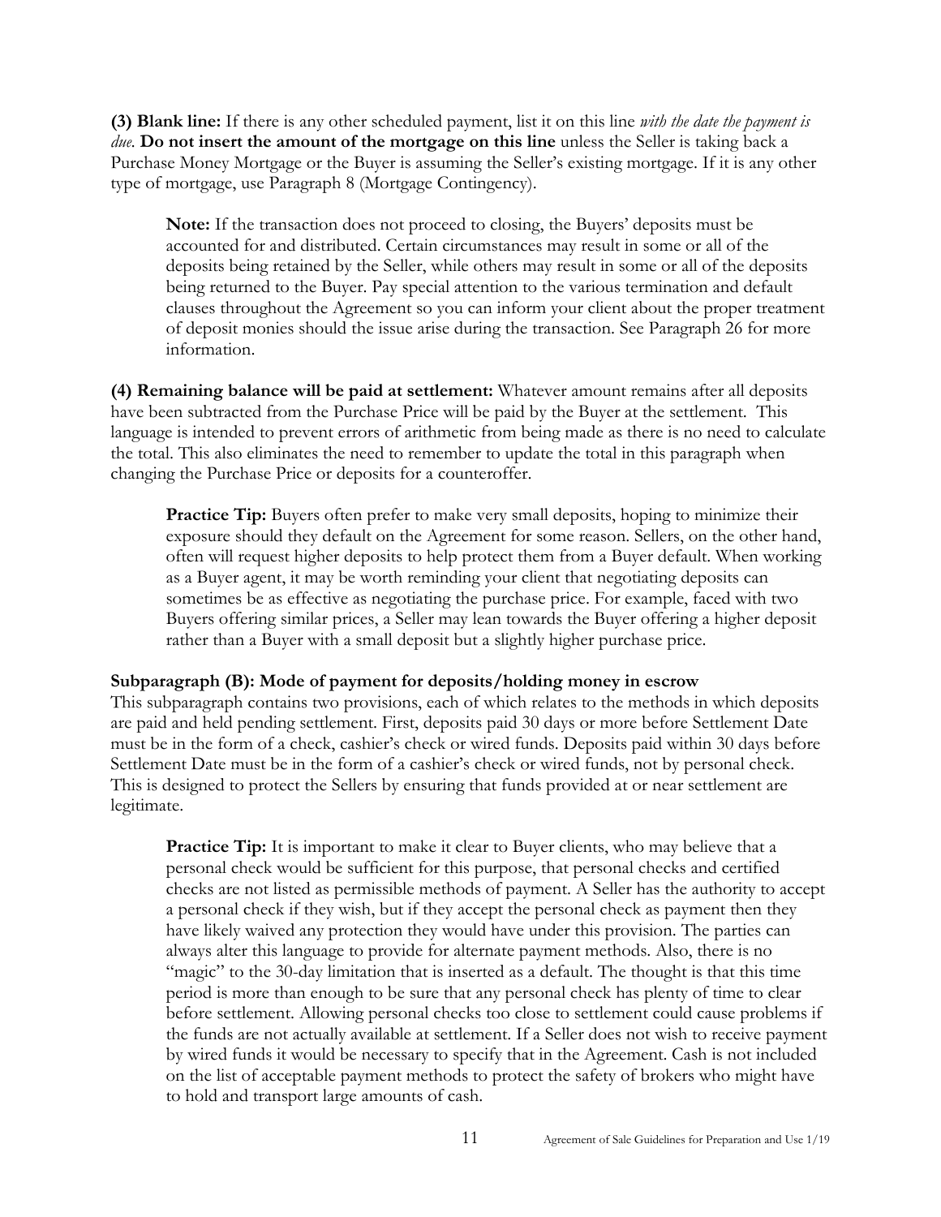**(3) Blank line:** If there is any other scheduled payment, list it on this line *with the date the payment is due*. **Do not insert the amount of the mortgage on this line** unless the Seller is taking back a Purchase Money Mortgage or the Buyer is assuming the Seller's existing mortgage. If it is any other type of mortgage, use Paragraph 8 (Mortgage Contingency).

> **Note:** If the transaction does not proceed to closing, the Buyers' deposits must be accounted for and distributed. Certain circumstances may result in some or all of the deposits being retained by the Seller, while others may result in some or all of the deposits being returned to the Buyer. Pay special attention to the various termination and default clauses throughout the Agreement so you can inform your client about the proper treatment of deposit monies should the issue arise during the transaction. See Paragraph 26 for more information.

**(4) Remaining balance will be paid at settlement:** Whatever amount remains after all deposits have been subtracted from the Purchase Price will be paid by the Buyer at the settlement. This language is intended to prevent errors of arithmetic from being made as there is no need to calculate the total. This also eliminates the need to remember to update the total in this paragraph when changing the Purchase Price or deposits for a counteroffer.

> **Practice Tip:** Buyers often prefer to make very small deposits, hoping to minimize their exposure should they default on the Agreement for some reason. Sellers, on the other hand, often will request higher deposits to help protect them from a Buyer default. When working as a Buyer agent, it may be worth reminding your client that negotiating deposits can sometimes be as effective as negotiating the purchase price. For example, faced with two Buyers offering similar prices, a Seller may lean towards the Buyer offering a higher deposit rather than a Buyer with a small deposit but a slightly higher purchase price.

**Subparagraph (B): Mode of payment for deposits/holding money in escrow**

This subparagraph contains two provisions, each of which relates to the methods in which deposits are paid and held pending settlement. First, deposits paid 30 days or more before Settlement Date must be in the form of a check, cashier's check or wired funds. Deposits paid within 30 days before Settlement Date must be in the form of a cashier's check or wired funds, not by personal check. This is designed to protect the Sellers by ensuring that funds provided at or near settlement are legitimate.

> **Practice Tip:** It is important to make it clear to Buyer clients, who may believe that a personal check would be sufficient for this purpose, that personal checks and certified checks are not listed as permissible methods of payment. A Seller has the authority to accept a personal check if they wish, but if they accept the personal check as payment then they have likely waived any protection they would have under this provision. The parties can always alter this language to provide for alternate payment methods. Also, there is no "magic" to the 30-day limitation that is inserted as a default. The thought is that this time period is more than enough to be sure that any personal check has plenty of time to clear before settlement. Allowing personal checks too close to settlement could cause problems if the funds are not actually available at settlement. If a Seller does not wish to receive payment by wired funds it would be necessary to specify that in the Agreement. Cash is not included on the list of acceptable payment methods to protect the safety of brokers who might have to hold and transport large amounts of cash.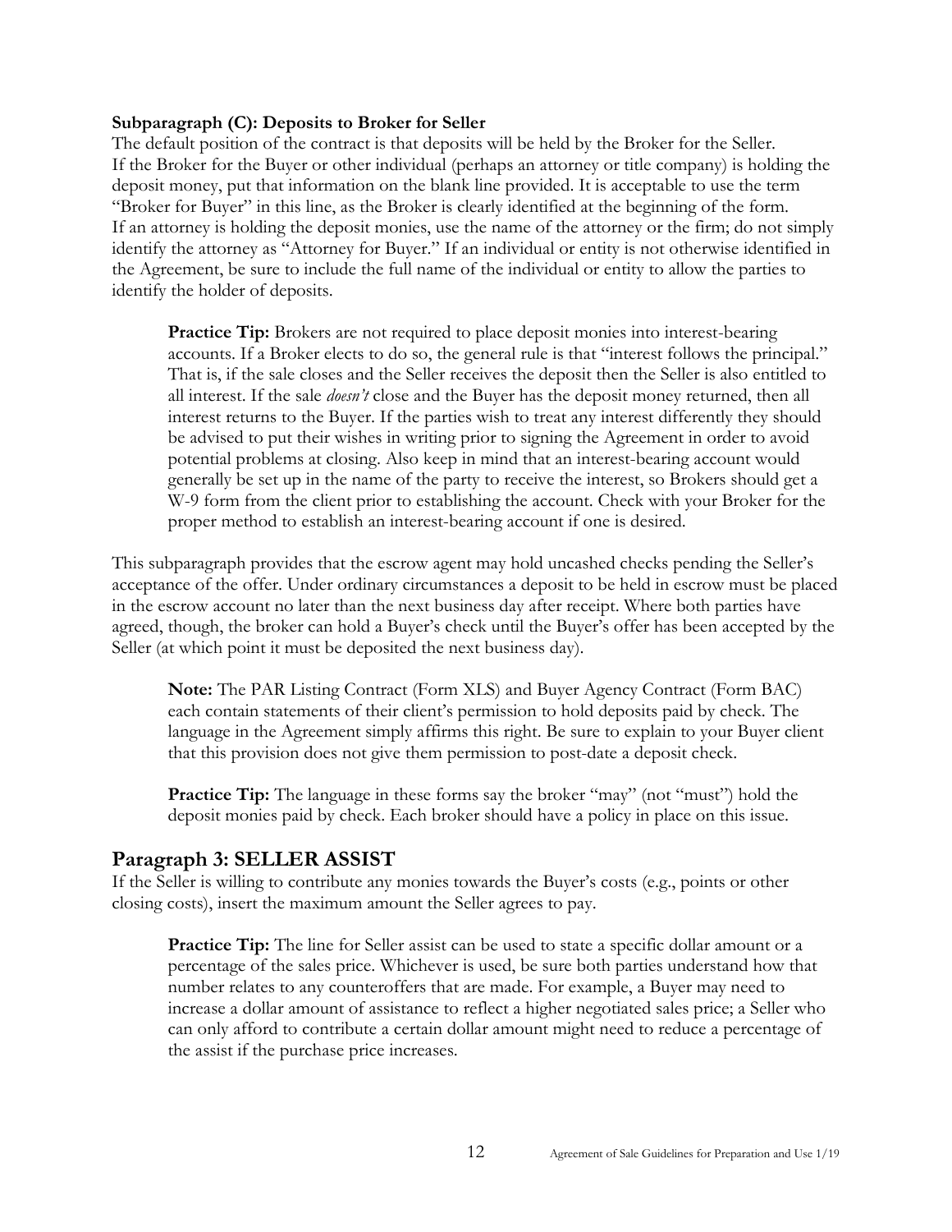**Subparagraph (C): Deposits to Broker for Seller**

The default position of the contract is that deposits will be held by the Broker for the Seller. If the Broker for the Buyer or other individual (perhaps an attorney or title company) is holding the deposit money, put that information on the blank line provided. It is acceptable to use the term "Broker for Buyer" in this line, as the Broker is clearly identified at the beginning of the form. If an attorney is holding the deposit monies, use the name of the attorney or the firm; do not simply identify the attorney as "Attorney for Buyer." If an individual or entity is not otherwise identified in the Agreement, be sure to include the full name of the individual or entity to allow the parties to identify the holder of deposits.

> **Practice Tip:** Brokers are not required to place deposit monies into interest-bearing accounts. If a Broker elects to do so, the general rule is that "interest follows the principal." That is, if the sale closes and the Seller receives the deposit then the Seller is also entitled to all interest. If the sale *doesn't* close and the Buyer has the deposit money returned, then all interest returns to the Buyer. If the parties wish to treat any interest differently they should be advised to put their wishes in writing prior to signing the Agreement in order to avoid potential problems at closing. Also keep in mind that an interest-bearing account would generally be set up in the name of the party to receive the interest, so Brokers should get a W-9 form from the client prior to establishing the account. Check with your Broker for the proper method to establish an interest-bearing account if one is desired.

This subparagraph provides that the escrow agent may hold uncashed checks pending the Seller's acceptance of the offer. Under ordinary circumstances a deposit to be held in escrow must be placed in the escrow account no later than the next business day after receipt. Where both parties have agreed, though, the broker can hold a Buyer's check until the Buyer's offer has been accepted by the Seller (at which point it must be deposited the next business day).

> **Note:** The PAR Listing Contract (Form XLS) and Buyer Agency Contract (Form BAC) each contain statements of their client's permission to hold deposits paid by check. The language in the Agreement simply affirms this right. Be sure to explain to your Buyer client that this provision does not give them permission to post-date a deposit check.

> **Practice Tip:** The language in these forms say the broker "may" (not "must") hold the deposit monies paid by check. Each broker should have a policy in place on this issue.

## Paragraph 3: SELLER ASSIST

If the Seller is willing to contribute any monies towards the Buyer's costs (e.g., points or other closing costs), insert the maximum amount the Seller agrees to pay.

> **Practice Tip:** The line for Seller assist can be used to state a specific dollar amount or a percentage of the sales price. Whichever is used, be sure both parties understand how that number relates to any counteroffers that are made. For example, a Buyer may need to increase a dollar amount of assistance to reflect a higher negotiated sales price; a Seller who can only afford to contribute a certain dollar amount might need to reduce a percentage of the assist if the purchase price increases.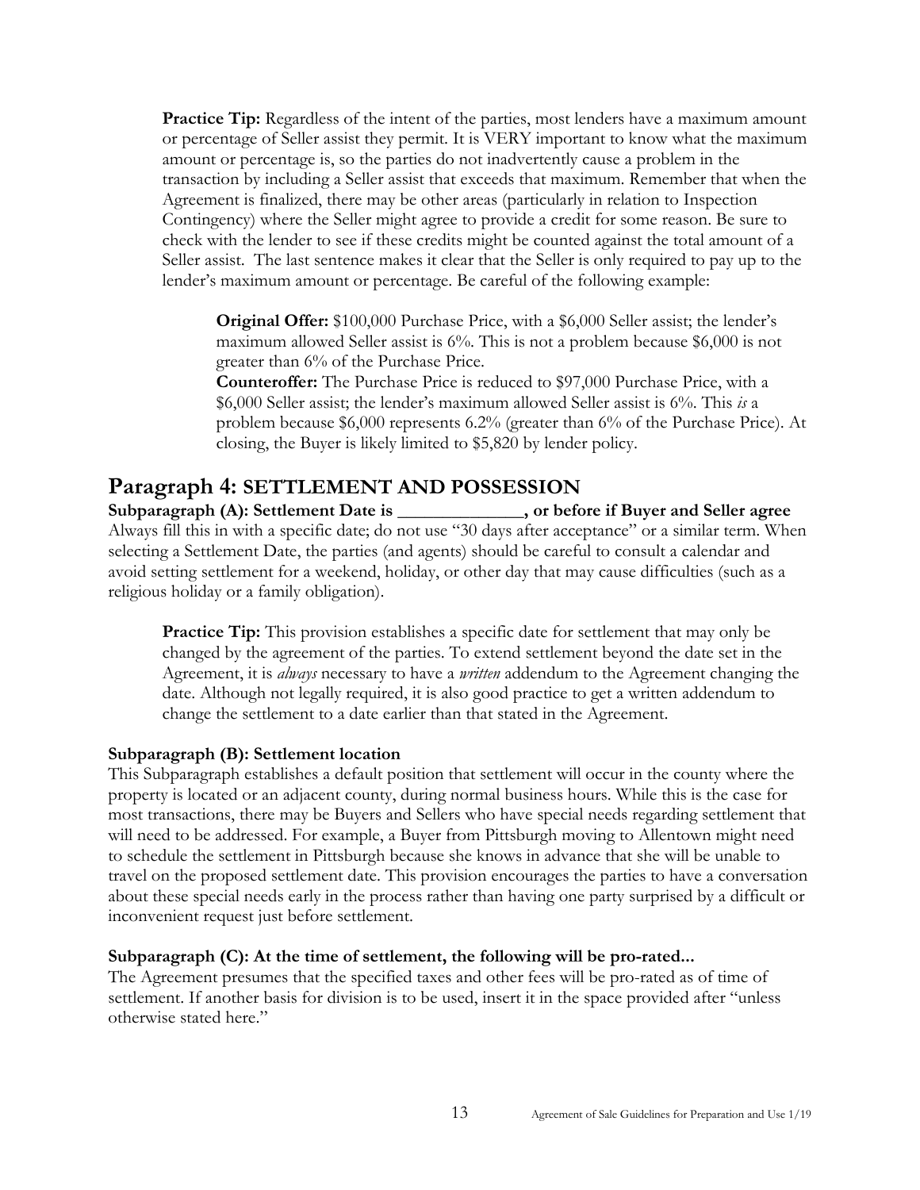**Practice Tip:** Regardless of the intent of the parties, most lenders have a maximum amount or percentage of Seller assist they permit. It is VERY important to know what the maximum amount or percentage is, so the parties do not inadvertently cause a problem in the transaction by including a Seller assist that exceeds that maximum. Remember that when the Agreement is finalized, there may be other areas (particularly in relation to Inspection Contingency) where the Seller might agree to provide a credit for some reason. Be sure to check with the lender to see if these credits might be counted against the total amount of a Seller assist. The last sentence makes it clear that the Seller is only required to pay up to the lender's maximum amount or percentage. Be careful of the following example:

> **Original Offer:** $100,000 Purchase Price, with a $6,000 Seller assist; the lender's maximum allowed Seller assist is 6%. This is not a problem because $6,000 is not greater than 6% of the Purchase Price.
>
> **Counteroffer:** The Purchase Price is reduced to $97,000 Purchase Price, with a $6,000 Seller assist; the lender's maximum allowed Seller assist is 6%. This *is* a problem because $6,000 represents 6.2% (greater than 6% of the Purchase Price). At closing, the Buyer is likely limited to $5,820 by lender policy.

## Paragraph 4: SETTLEMENT AND POSSESSION

**Subparagraph (A): Settlement Date is ______________, or before if Buyer and Seller agree**

Always fill this in with a specific date; do not use "30 days after acceptance" or a similar term. When selecting a Settlement Date, the parties (and agents) should be careful to consult a calendar and avoid setting settlement for a weekend, holiday, or other day that may cause difficulties (such as a religious holiday or a family obligation).

**Practice Tip:** This provision establishes a specific date for settlement that may only be changed by the agreement of the parties. To extend settlement beyond the date set in the Agreement, it is *always* necessary to have a *written* addendum to the Agreement changing the date. Although not legally required, it is also good practice to get a written addendum to change the settlement to a date earlier than that stated in the Agreement.

**Subparagraph (B): Settlement location**

This Subparagraph establishes a default position that settlement will occur in the county where the property is located or an adjacent county, during normal business hours. While this is the case for most transactions, there may be Buyers and Sellers who have special needs regarding settlement that will need to be addressed. For example, a Buyer from Pittsburgh moving to Allentown might need to schedule the settlement in Pittsburgh because she knows in advance that she will be unable to travel on the proposed settlement date. This provision encourages the parties to have a conversation about these special needs early in the process rather than having one party surprised by a difficult or inconvenient request just before settlement.

**Subparagraph (C): At the time of settlement, the following will be pro-rated...**

The Agreement presumes that the specified taxes and other fees will be pro-rated as of time of settlement. If another basis for division is to be used, insert it in the space provided after "unless otherwise stated here."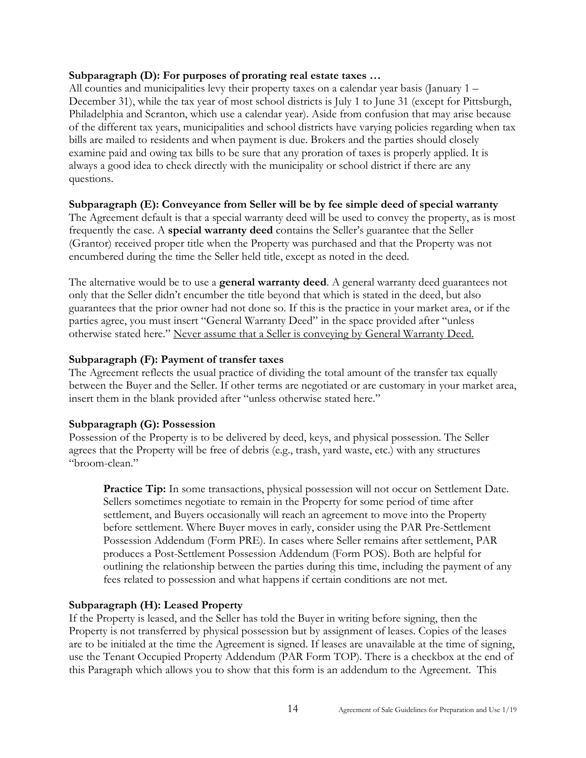**Subparagraph (D): For purposes of prorating real estate taxes …**
All counties and municipalities levy their property taxes on a calendar year basis (January 1 – December 31), while the tax year of most school districts is July 1 to June 31 (except for Pittsburgh, Philadelphia and Scranton, which use a calendar year). Aside from confusion that may arise because of the different tax years, municipalities and school districts have varying policies regarding when tax bills are mailed to residents and when payment is due. Brokers and the parties should closely examine paid and owing tax bills to be sure that any proration of taxes is properly applied. It is always a good idea to check directly with the municipality or school district if there are any questions.

**Subparagraph (E): Conveyance from Seller will be by fee simple deed of special warranty**
The Agreement default is that a special warranty deed will be used to convey the property, as is most frequently the case. A **special warranty deed** contains the Seller's guarantee that the Seller (Grantor) received proper title when the Property was purchased and that the Property was not encumbered during the time the Seller held title, except as noted in the deed.

The alternative would be to use a **general warranty deed**. A general warranty deed guarantees not only that the Seller didn't encumber the title beyond that which is stated in the deed, but also guarantees that the prior owner had not done so. If this is the practice in your market area, or if the parties agree, you must insert "General Warranty Deed" in the space provided after "unless otherwise stated here." <u>Never assume that a Seller is conveying by General Warranty Deed.</u>

**Subparagraph (F): Payment of transfer taxes**
The Agreement reflects the usual practice of dividing the total amount of the transfer tax equally between the Buyer and the Seller. If other terms are negotiated or are customary in your market area, insert them in the blank provided after "unless otherwise stated here."

**Subparagraph (G): Possession**
Possession of the Property is to be delivered by deed, keys, and physical possession. The Seller agrees that the Property will be free of debris (e.g., trash, yard waste, etc.) with any structures "broom-clean."

> **Practice Tip:** In some transactions, physical possession will not occur on Settlement Date. Sellers sometimes negotiate to remain in the Property for some period of time after settlement, and Buyers occasionally will reach an agreement to move into the Property before settlement. Where Buyer moves in early, consider using the PAR Pre-Settlement Possession Addendum (Form PRE). In cases where Seller remains after settlement, PAR produces a Post-Settlement Possession Addendum (Form POS). Both are helpful for outlining the relationship between the parties during this time, including the payment of any fees related to possession and what happens if certain conditions are not met.

**Subparagraph (H): Leased Property**
If the Property is leased, and the Seller has told the Buyer in writing before signing, then the Property is not transferred by physical possession but by assignment of leases. Copies of the leases are to be initialed at the time the Agreement is signed. If leases are unavailable at the time of signing, use the Tenant Occupied Property Addendum (PAR Form TOP). There is a checkbox at the end of this Paragraph which allows you to show that this form is an addendum to the Agreement. This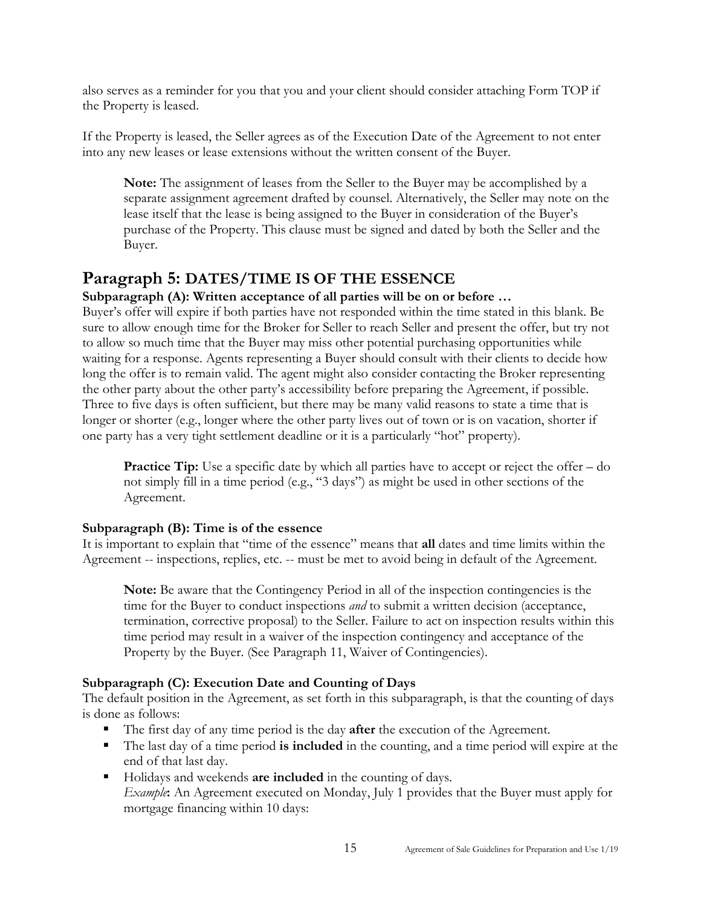also serves as a reminder for you that you and your client should consider attaching Form TOP if the Property is leased.

If the Property is leased, the Seller agrees as of the Execution Date of the Agreement to not enter into any new leases or lease extensions without the written consent of the Buyer.

> **Note:** The assignment of leases from the Seller to the Buyer may be accomplished by a separate assignment agreement drafted by counsel. Alternatively, the Seller may note on the lease itself that the lease is being assigned to the Buyer in consideration of the Buyer's purchase of the Property. This clause must be signed and dated by both the Seller and the Buyer.

## Paragraph 5: DATES/TIME IS OF THE ESSENCE

**Subparagraph (A): Written acceptance of all parties will be on or before …**

Buyer's offer will expire if both parties have not responded within the time stated in this blank. Be sure to allow enough time for the Broker for Seller to reach Seller and present the offer, but try not to allow so much time that the Buyer may miss other potential purchasing opportunities while waiting for a response. Agents representing a Buyer should consult with their clients to decide how long the offer is to remain valid. The agent might also consider contacting the Broker representing the other party about the other party's accessibility before preparing the Agreement, if possible. Three to five days is often sufficient, but there may be many valid reasons to state a time that is longer or shorter (e.g., longer where the other party lives out of town or is on vacation, shorter if one party has a very tight settlement deadline or it is a particularly "hot" property).

> **Practice Tip:** Use a specific date by which all parties have to accept or reject the offer – do not simply fill in a time period (e.g., "3 days") as might be used in other sections of the Agreement.

**Subparagraph (B): Time is of the essence**

It is important to explain that "time of the essence" means that **all** dates and time limits within the Agreement -- inspections, replies, etc. -- must be met to avoid being in default of the Agreement.

> **Note:** Be aware that the Contingency Period in all of the inspection contingencies is the time for the Buyer to conduct inspections *and* to submit a written decision (acceptance, termination, corrective proposal) to the Seller. Failure to act on inspection results within this time period may result in a waiver of the inspection contingency and acceptance of the Property by the Buyer. (See Paragraph 11, Waiver of Contingencies).

**Subparagraph (C): Execution Date and Counting of Days**

The default position in the Agreement, as set forth in this subparagraph, is that the counting of days is done as follows:

- The first day of any time period is the day **after** the execution of the Agreement.
- The last day of a time period **is included** in the counting, and a time period will expire at the end of that last day.
- Holidays and weekends **are included** in the counting of days.
  *Example***:** An Agreement executed on Monday, July 1 provides that the Buyer must apply for mortgage financing within 10 days: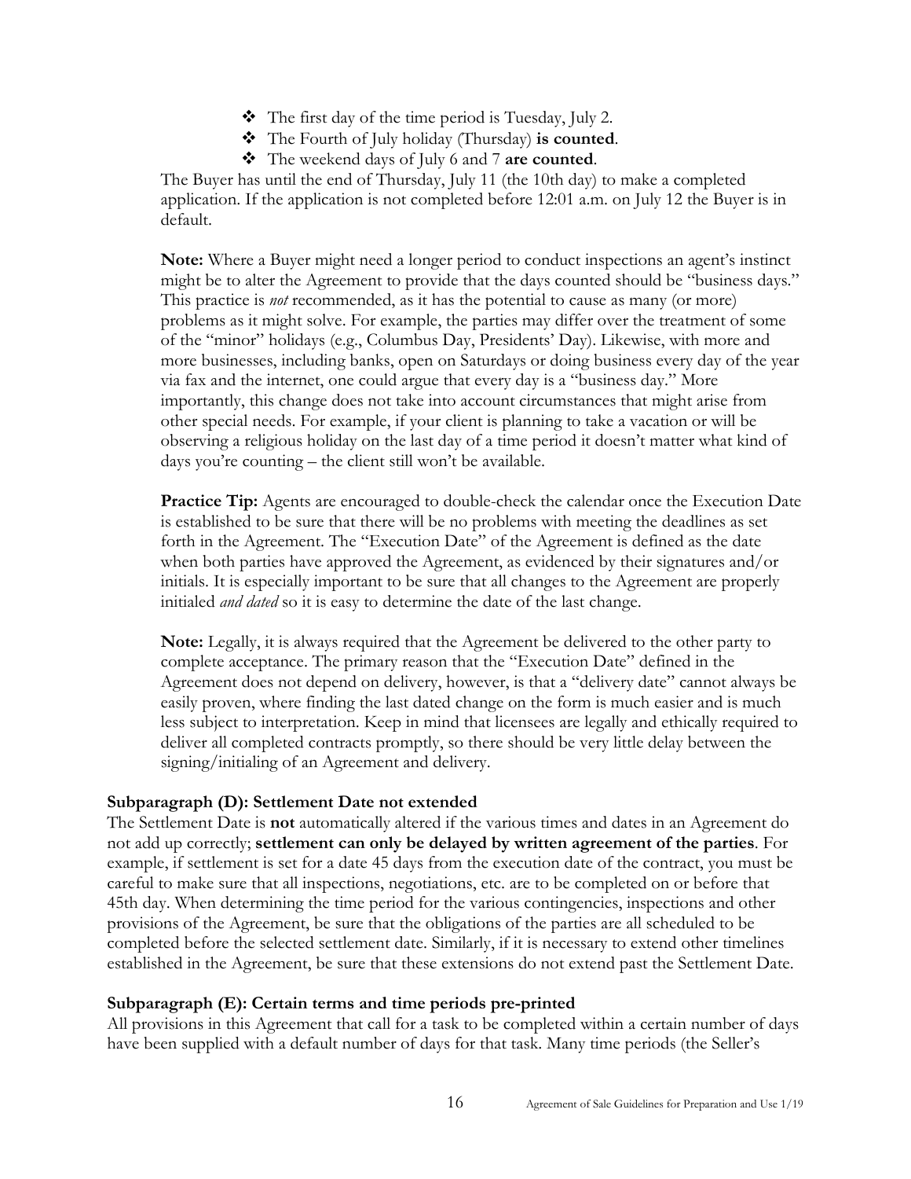- The first day of the time period is Tuesday, July 2.
- The Fourth of July holiday (Thursday) **is counted**.
- The weekend days of July 6 and 7 **are counted**.

The Buyer has until the end of Thursday, July 11 (the 10th day) to make a completed application. If the application is not completed before 12:01 a.m. on July 12 the Buyer is in default.

**Note:** Where a Buyer might need a longer period to conduct inspections an agent's instinct might be to alter the Agreement to provide that the days counted should be "business days." This practice is *not* recommended, as it has the potential to cause as many (or more) problems as it might solve. For example, the parties may differ over the treatment of some of the "minor" holidays (e.g., Columbus Day, Presidents' Day). Likewise, with more and more businesses, including banks, open on Saturdays or doing business every day of the year via fax and the internet, one could argue that every day is a "business day." More importantly, this change does not take into account circumstances that might arise from other special needs. For example, if your client is planning to take a vacation or will be observing a religious holiday on the last day of a time period it doesn't matter what kind of days you're counting – the client still won't be available.

**Practice Tip:** Agents are encouraged to double-check the calendar once the Execution Date is established to be sure that there will be no problems with meeting the deadlines as set forth in the Agreement. The "Execution Date" of the Agreement is defined as the date when both parties have approved the Agreement, as evidenced by their signatures and/or initials. It is especially important to be sure that all changes to the Agreement are properly initialed *and dated* so it is easy to determine the date of the last change.

**Note:** Legally, it is always required that the Agreement be delivered to the other party to complete acceptance. The primary reason that the "Execution Date" defined in the Agreement does not depend on delivery, however, is that a "delivery date" cannot always be easily proven, where finding the last dated change on the form is much easier and is much less subject to interpretation. Keep in mind that licensees are legally and ethically required to deliver all completed contracts promptly, so there should be very little delay between the signing/initialing of an Agreement and delivery.

### Subparagraph (D): Settlement Date not extended

The Settlement Date is **not** automatically altered if the various times and dates in an Agreement do not add up correctly; **settlement can only be delayed by written agreement of the parties**. For example, if settlement is set for a date 45 days from the execution date of the contract, you must be careful to make sure that all inspections, negotiations, etc. are to be completed on or before that 45th day. When determining the time period for the various contingencies, inspections and other provisions of the Agreement, be sure that the obligations of the parties are all scheduled to be completed before the selected settlement date. Similarly, if it is necessary to extend other timelines established in the Agreement, be sure that these extensions do not extend past the Settlement Date.

### Subparagraph (E): Certain terms and time periods pre-printed

All provisions in this Agreement that call for a task to be completed within a certain number of days have been supplied with a default number of days for that task. Many time periods (the Seller's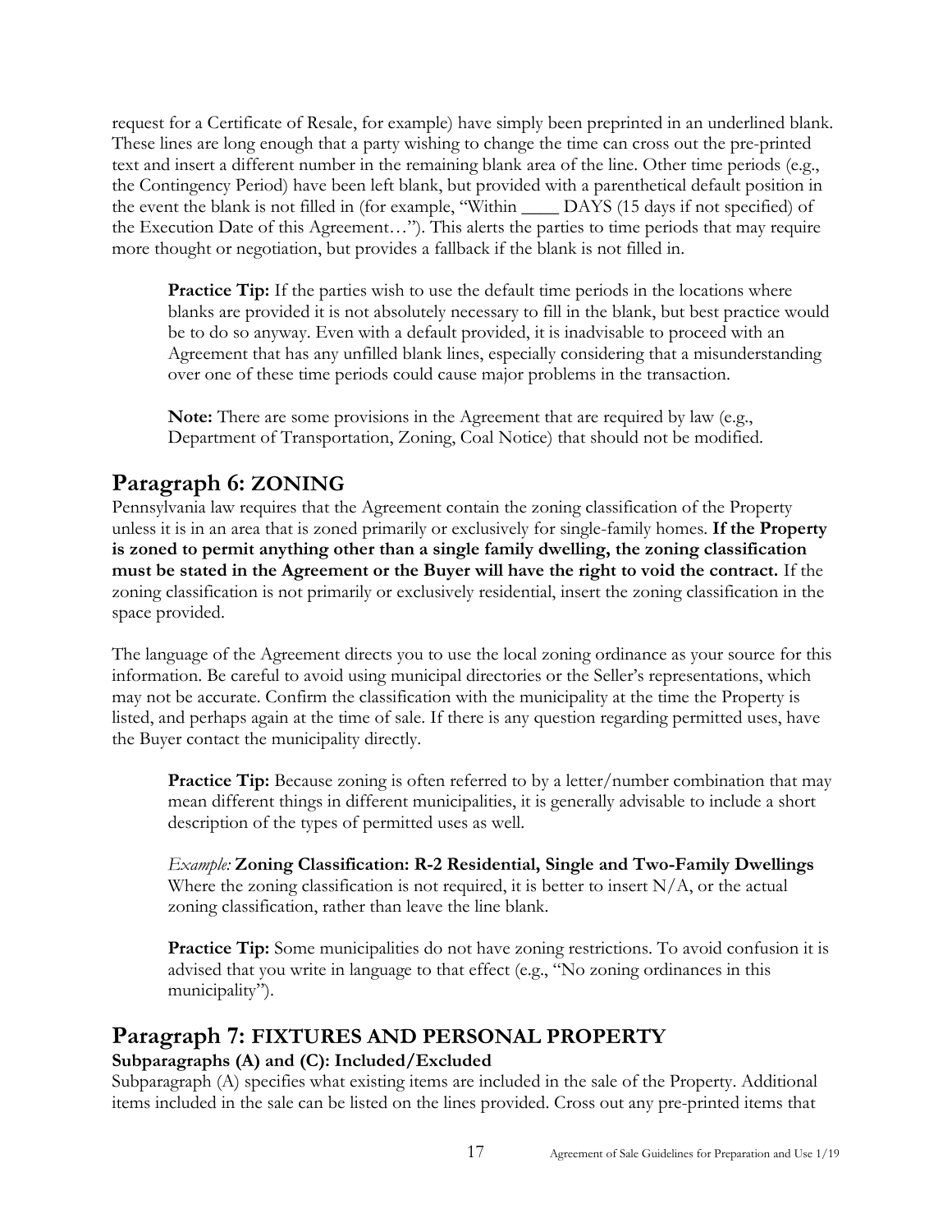request for a Certificate of Resale, for example) have simply been preprinted in an underlined blank. These lines are long enough that a party wishing to change the time can cross out the pre-printed text and insert a different number in the remaining blank area of the line. Other time periods (e.g., the Contingency Period) have been left blank, but provided with a parenthetical default position in the event the blank is not filled in (for example, "Within ____ DAYS (15 days if not specified) of the Execution Date of this Agreement…"). This alerts the parties to time periods that may require more thought or negotiation, but provides a fallback if the blank is not filled in.

> **Practice Tip:** If the parties wish to use the default time periods in the locations where blanks are provided it is not absolutely necessary to fill in the blank, but best practice would be to do so anyway. Even with a default provided, it is inadvisable to proceed with an Agreement that has any unfilled blank lines, especially considering that a misunderstanding over one of these time periods could cause major problems in the transaction.
>
> **Note:** There are some provisions in the Agreement that are required by law (e.g., Department of Transportation, Zoning, Coal Notice) that should not be modified.

## Paragraph 6: ZONING

Pennsylvania law requires that the Agreement contain the zoning classification of the Property unless it is in an area that is zoned primarily or exclusively for single-family homes. **If the Property is zoned to permit anything other than a single family dwelling, the zoning classification must be stated in the Agreement or the Buyer will have the right to void the contract.** If the zoning classification is not primarily or exclusively residential, insert the zoning classification in the space provided.

The language of the Agreement directs you to use the local zoning ordinance as your source for this information. Be careful to avoid using municipal directories or the Seller's representations, which may not be accurate. Confirm the classification with the municipality at the time the Property is listed, and perhaps again at the time of sale. If there is any question regarding permitted uses, have the Buyer contact the municipality directly.

> **Practice Tip:** Because zoning is often referred to by a letter/number combination that may mean different things in different municipalities, it is generally advisable to include a short description of the types of permitted uses as well.
>
> *Example:* **Zoning Classification: R-2 Residential, Single and Two-Family Dwellings**
> Where the zoning classification is not required, it is better to insert N/A, or the actual zoning classification, rather than leave the line blank.
>
> **Practice Tip:** Some municipalities do not have zoning restrictions. To avoid confusion it is advised that you write in language to that effect (e.g., "No zoning ordinances in this municipality").

## Paragraph 7: FIXTURES AND PERSONAL PROPERTY

### Subparagraphs (A) and (C): Included/Excluded

Subparagraph (A) specifies what existing items are included in the sale of the Property. Additional items included in the sale can be listed on the lines provided. Cross out any pre-printed items that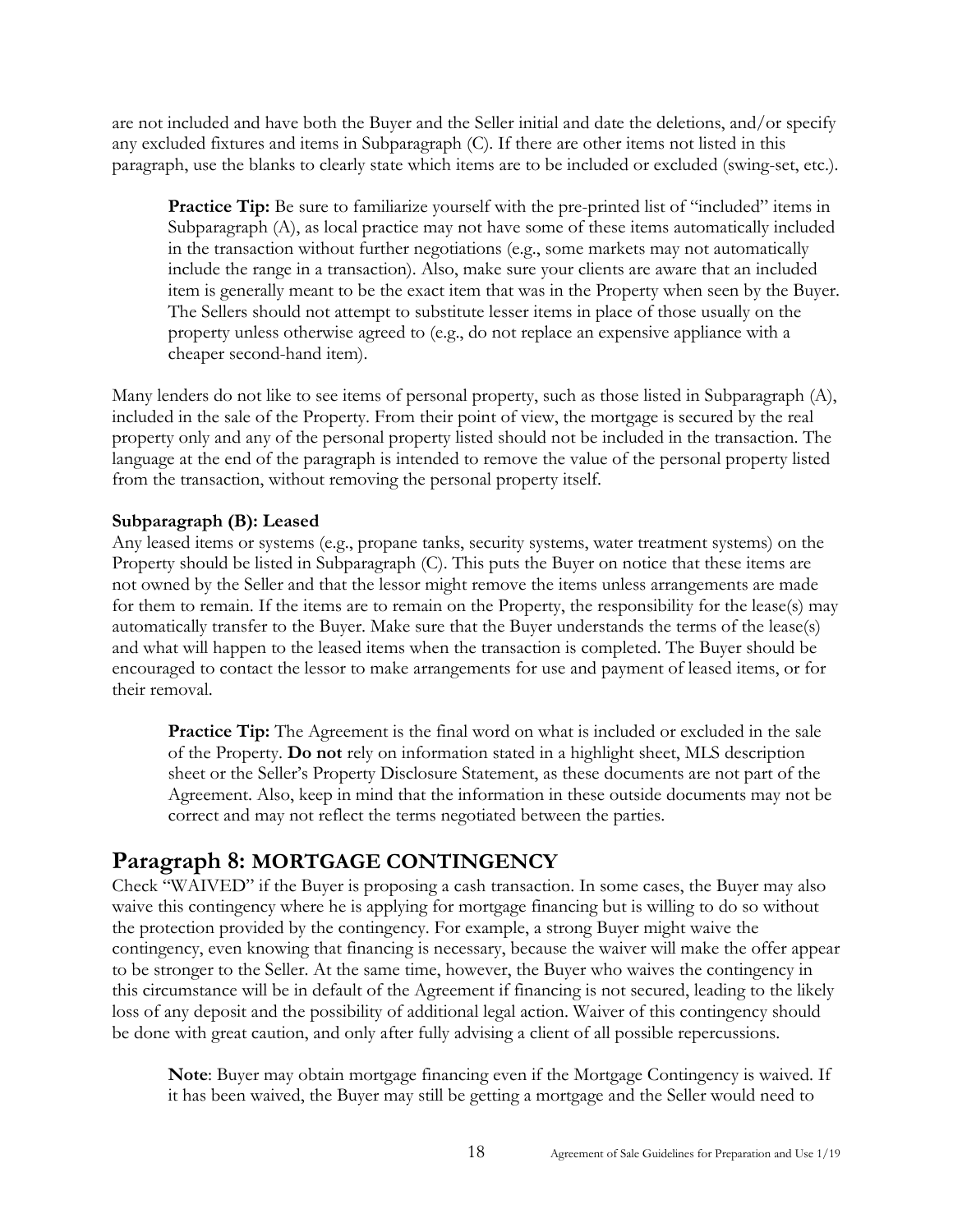are not included and have both the Buyer and the Seller initial and date the deletions, and/or specify any excluded fixtures and items in Subparagraph (C). If there are other items not listed in this paragraph, use the blanks to clearly state which items are to be included or excluded (swing-set, etc.).

> **Practice Tip:** Be sure to familiarize yourself with the pre-printed list of "included" items in Subparagraph (A), as local practice may not have some of these items automatically included in the transaction without further negotiations (e.g., some markets may not automatically include the range in a transaction). Also, make sure your clients are aware that an included item is generally meant to be the exact item that was in the Property when seen by the Buyer. The Sellers should not attempt to substitute lesser items in place of those usually on the property unless otherwise agreed to (e.g., do not replace an expensive appliance with a cheaper second-hand item).

Many lenders do not like to see items of personal property, such as those listed in Subparagraph (A), included in the sale of the Property. From their point of view, the mortgage is secured by the real property only and any of the personal property listed should not be included in the transaction. The language at the end of the paragraph is intended to remove the value of the personal property listed from the transaction, without removing the personal property itself.

**Subparagraph (B): Leased**

Any leased items or systems (e.g., propane tanks, security systems, water treatment systems) on the Property should be listed in Subparagraph (C). This puts the Buyer on notice that these items are not owned by the Seller and that the lessor might remove the items unless arrangements are made for them to remain. If the items are to remain on the Property, the responsibility for the lease(s) may automatically transfer to the Buyer. Make sure that the Buyer understands the terms of the lease(s) and what will happen to the leased items when the transaction is completed. The Buyer should be encouraged to contact the lessor to make arrangements for use and payment of leased items, or for their removal.

> **Practice Tip:** The Agreement is the final word on what is included or excluded in the sale of the Property. **Do not** rely on information stated in a highlight sheet, MLS description sheet or the Seller's Property Disclosure Statement, as these documents are not part of the Agreement. Also, keep in mind that the information in these outside documents may not be correct and may not reflect the terms negotiated between the parties.

## Paragraph 8: MORTGAGE CONTINGENCY

Check "WAIVED" if the Buyer is proposing a cash transaction. In some cases, the Buyer may also waive this contingency where he is applying for mortgage financing but is willing to do so without the protection provided by the contingency. For example, a strong Buyer might waive the contingency, even knowing that financing is necessary, because the waiver will make the offer appear to be stronger to the Seller. At the same time, however, the Buyer who waives the contingency in this circumstance will be in default of the Agreement if financing is not secured, leading to the likely loss of any deposit and the possibility of additional legal action. Waiver of this contingency should be done with great caution, and only after fully advising a client of all possible repercussions.

> **Note**: Buyer may obtain mortgage financing even if the Mortgage Contingency is waived. If it has been waived, the Buyer may still be getting a mortgage and the Seller would need to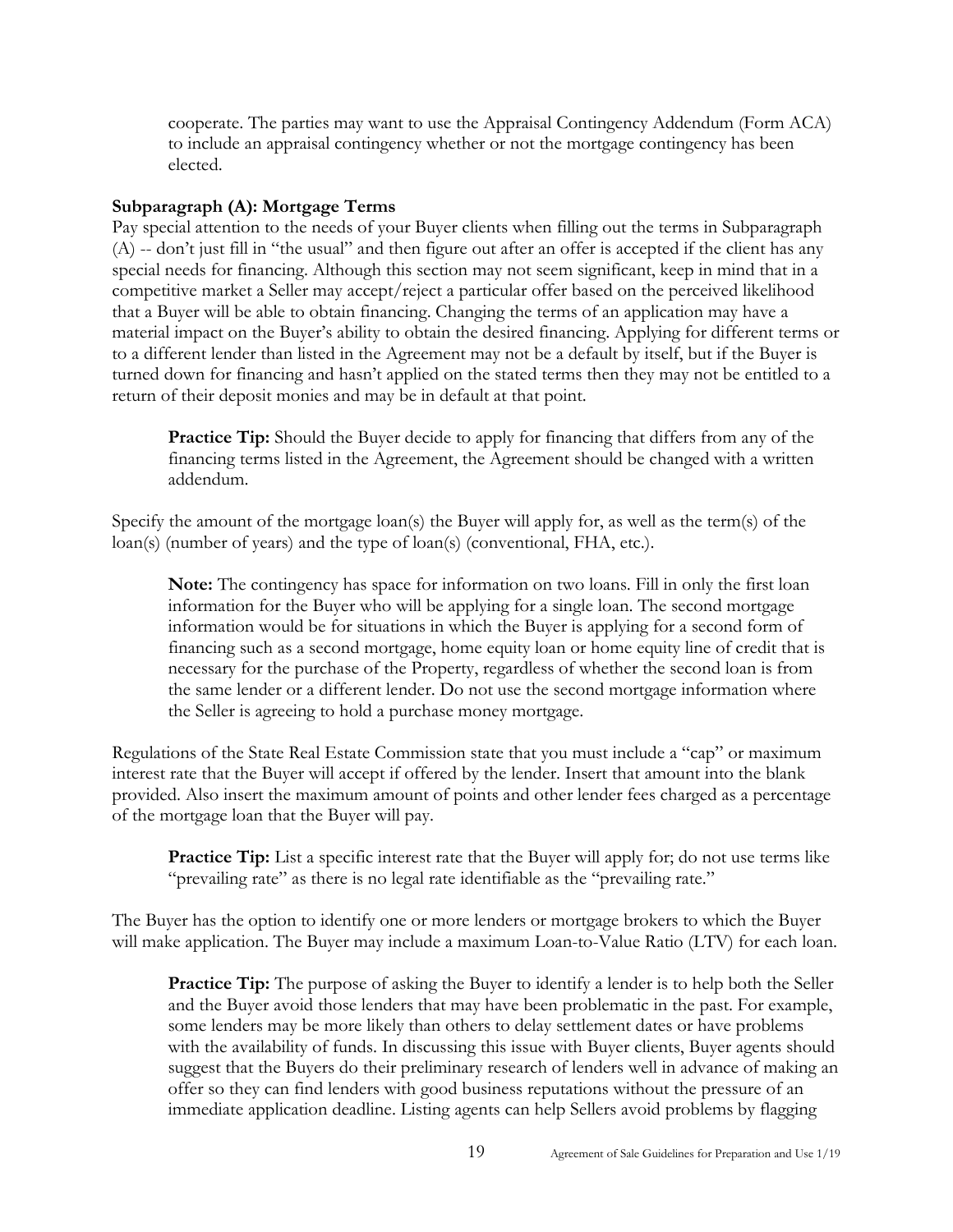cooperate. The parties may want to use the Appraisal Contingency Addendum (Form ACA) to include an appraisal contingency whether or not the mortgage contingency has been elected.

**Subparagraph (A): Mortgage Terms**

Pay special attention to the needs of your Buyer clients when filling out the terms in Subparagraph (A) -- don't just fill in "the usual" and then figure out after an offer is accepted if the client has any special needs for financing. Although this section may not seem significant, keep in mind that in a competitive market a Seller may accept/reject a particular offer based on the perceived likelihood that a Buyer will be able to obtain financing. Changing the terms of an application may have a material impact on the Buyer's ability to obtain the desired financing. Applying for different terms or to a different lender than listed in the Agreement may not be a default by itself, but if the Buyer is turned down for financing and hasn't applied on the stated terms then they may not be entitled to a return of their deposit monies and may be in default at that point.

> **Practice Tip:** Should the Buyer decide to apply for financing that differs from any of the financing terms listed in the Agreement, the Agreement should be changed with a written addendum.

Specify the amount of the mortgage loan(s) the Buyer will apply for, as well as the term(s) of the loan(s) (number of years) and the type of loan(s) (conventional, FHA, etc.).

> **Note:** The contingency has space for information on two loans. Fill in only the first loan information for the Buyer who will be applying for a single loan. The second mortgage information would be for situations in which the Buyer is applying for a second form of financing such as a second mortgage, home equity loan or home equity line of credit that is necessary for the purchase of the Property, regardless of whether the second loan is from the same lender or a different lender. Do not use the second mortgage information where the Seller is agreeing to hold a purchase money mortgage.

Regulations of the State Real Estate Commission state that you must include a "cap" or maximum interest rate that the Buyer will accept if offered by the lender. Insert that amount into the blank provided. Also insert the maximum amount of points and other lender fees charged as a percentage of the mortgage loan that the Buyer will pay.

> **Practice Tip:** List a specific interest rate that the Buyer will apply for; do not use terms like "prevailing rate" as there is no legal rate identifiable as the "prevailing rate."

The Buyer has the option to identify one or more lenders or mortgage brokers to which the Buyer will make application. The Buyer may include a maximum Loan-to-Value Ratio (LTV) for each loan.

> **Practice Tip:** The purpose of asking the Buyer to identify a lender is to help both the Seller and the Buyer avoid those lenders that may have been problematic in the past. For example, some lenders may be more likely than others to delay settlement dates or have problems with the availability of funds. In discussing this issue with Buyer clients, Buyer agents should suggest that the Buyers do their preliminary research of lenders well in advance of making an offer so they can find lenders with good business reputations without the pressure of an immediate application deadline. Listing agents can help Sellers avoid problems by flagging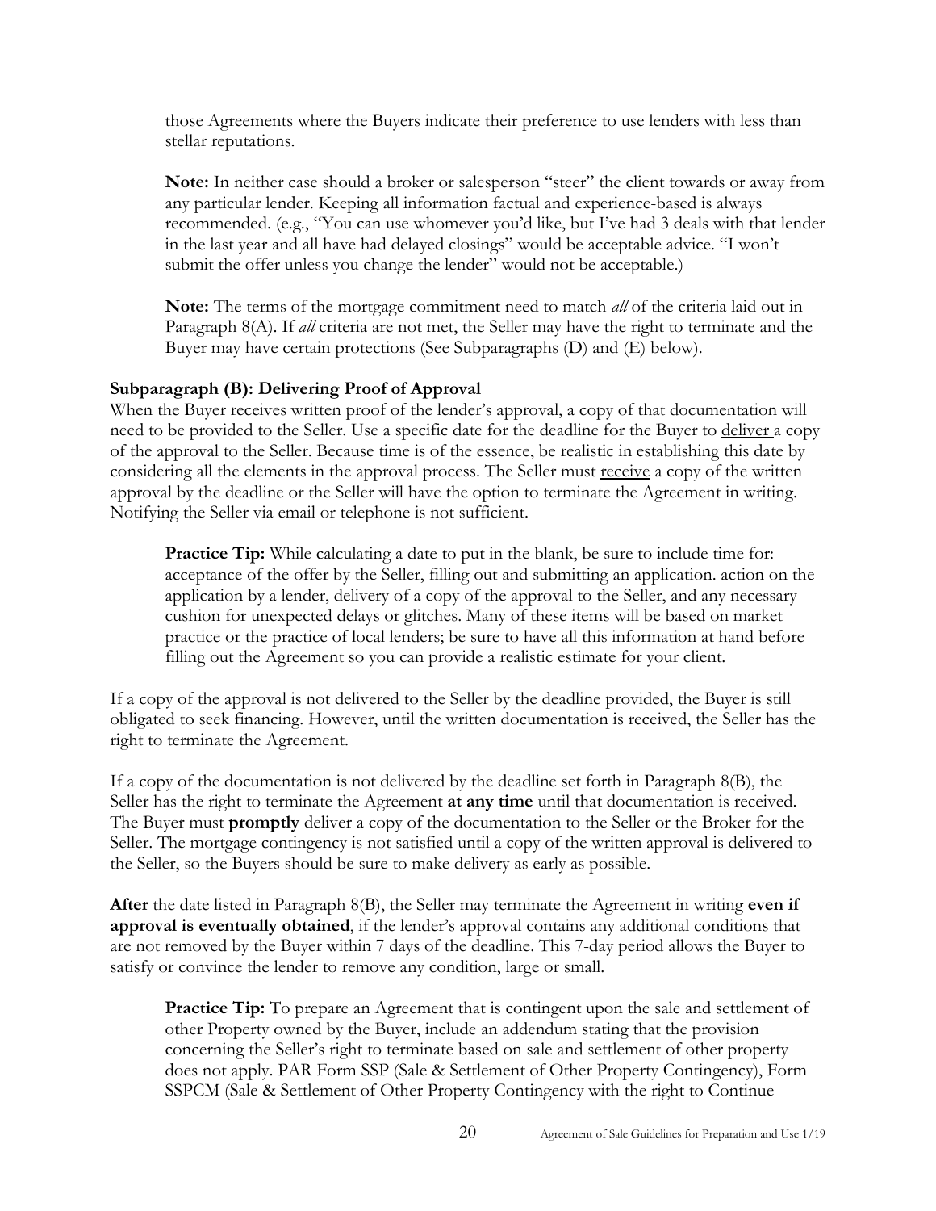those Agreements where the Buyers indicate their preference to use lenders with less than stellar reputations.

**Note:** In neither case should a broker or salesperson "steer" the client towards or away from any particular lender. Keeping all information factual and experience-based is always recommended. (e.g., "You can use whomever you'd like, but I've had 3 deals with that lender in the last year and all have had delayed closings" would be acceptable advice. "I won't submit the offer unless you change the lender" would not be acceptable.)

**Note:** The terms of the mortgage commitment need to match *all* of the criteria laid out in Paragraph 8(A). If *all* criteria are not met, the Seller may have the right to terminate and the Buyer may have certain protections (See Subparagraphs (D) and (E) below).

### Subparagraph (B): Delivering Proof of Approval

When the Buyer receives written proof of the lender's approval, a copy of that documentation will need to be provided to the Seller. Use a specific date for the deadline for the Buyer to <u>deliver</u> a copy of the approval to the Seller. Because time is of the essence, be realistic in establishing this date by considering all the elements in the approval process. The Seller must <u>receive</u> a copy of the written approval by the deadline or the Seller will have the option to terminate the Agreement in writing. Notifying the Seller via email or telephone is not sufficient.

**Practice Tip:** While calculating a date to put in the blank, be sure to include time for: acceptance of the offer by the Seller, filling out and submitting an application. action on the application by a lender, delivery of a copy of the approval to the Seller, and any necessary cushion for unexpected delays or glitches. Many of these items will be based on market practice or the practice of local lenders; be sure to have all this information at hand before filling out the Agreement so you can provide a realistic estimate for your client.

If a copy of the approval is not delivered to the Seller by the deadline provided, the Buyer is still obligated to seek financing. However, until the written documentation is received, the Seller has the right to terminate the Agreement.

If a copy of the documentation is not delivered by the deadline set forth in Paragraph 8(B), the Seller has the right to terminate the Agreement **at any time** until that documentation is received. The Buyer must **promptly** deliver a copy of the documentation to the Seller or the Broker for the Seller. The mortgage contingency is not satisfied until a copy of the written approval is delivered to the Seller, so the Buyers should be sure to make delivery as early as possible.

**After** the date listed in Paragraph 8(B), the Seller may terminate the Agreement in writing **even if approval is eventually obtained**, if the lender's approval contains any additional conditions that are not removed by the Buyer within 7 days of the deadline. This 7-day period allows the Buyer to satisfy or convince the lender to remove any condition, large or small.

**Practice Tip:** To prepare an Agreement that is contingent upon the sale and settlement of other Property owned by the Buyer, include an addendum stating that the provision concerning the Seller's right to terminate based on sale and settlement of other property does not apply. PAR Form SSP (Sale & Settlement of Other Property Contingency), Form SSPCM (Sale & Settlement of Other Property Contingency with the right to Continue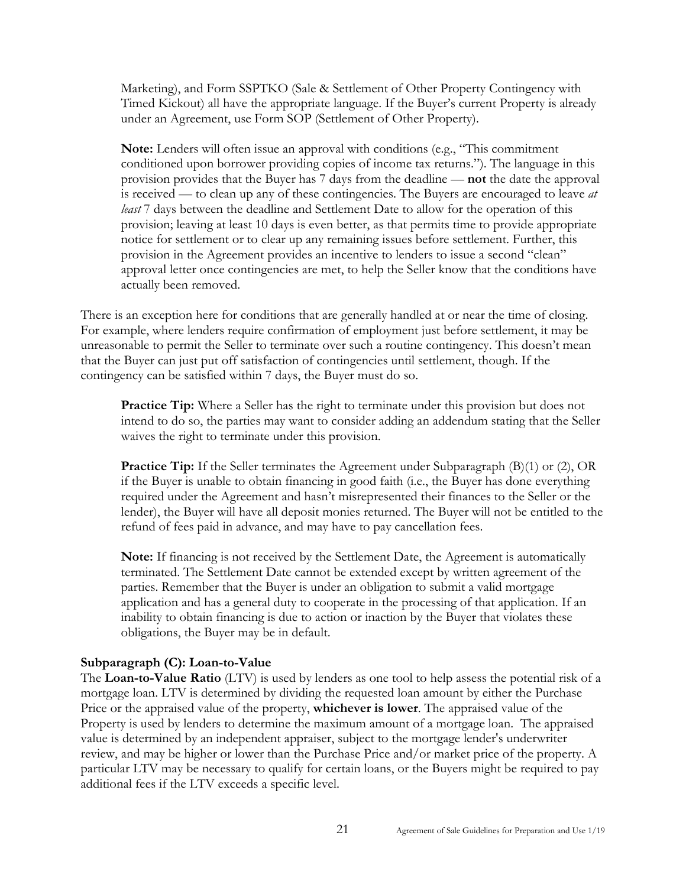Marketing), and Form SSPTKO (Sale & Settlement of Other Property Contingency with Timed Kickout) all have the appropriate language. If the Buyer's current Property is already under an Agreement, use Form SOP (Settlement of Other Property).

**Note:** Lenders will often issue an approval with conditions (e.g., "This commitment conditioned upon borrower providing copies of income tax returns."). The language in this provision provides that the Buyer has 7 days from the deadline — **not** the date the approval is received — to clean up any of these contingencies. The Buyers are encouraged to leave *at least* 7 days between the deadline and Settlement Date to allow for the operation of this provision; leaving at least 10 days is even better, as that permits time to provide appropriate notice for settlement or to clear up any remaining issues before settlement. Further, this provision in the Agreement provides an incentive to lenders to issue a second "clean" approval letter once contingencies are met, to help the Seller know that the conditions have actually been removed.

There is an exception here for conditions that are generally handled at or near the time of closing. For example, where lenders require confirmation of employment just before settlement, it may be unreasonable to permit the Seller to terminate over such a routine contingency. This doesn't mean that the Buyer can just put off satisfaction of contingencies until settlement, though. If the contingency can be satisfied within 7 days, the Buyer must do so.

**Practice Tip:** Where a Seller has the right to terminate under this provision but does not intend to do so, the parties may want to consider adding an addendum stating that the Seller waives the right to terminate under this provision.

**Practice Tip:** If the Seller terminates the Agreement under Subparagraph (B)(1) or (2), OR if the Buyer is unable to obtain financing in good faith (i.e., the Buyer has done everything required under the Agreement and hasn't misrepresented their finances to the Seller or the lender), the Buyer will have all deposit monies returned. The Buyer will not be entitled to the refund of fees paid in advance, and may have to pay cancellation fees.

**Note:** If financing is not received by the Settlement Date, the Agreement is automatically terminated. The Settlement Date cannot be extended except by written agreement of the parties. Remember that the Buyer is under an obligation to submit a valid mortgage application and has a general duty to cooperate in the processing of that application. If an inability to obtain financing is due to action or inaction by the Buyer that violates these obligations, the Buyer may be in default.

**Subparagraph (C): Loan-to-Value**

The **Loan-to-Value Ratio** (LTV) is used by lenders as one tool to help assess the potential risk of a mortgage loan. LTV is determined by dividing the requested loan amount by either the Purchase Price or the appraised value of the property, **whichever is lower**. The appraised value of the Property is used by lenders to determine the maximum amount of a mortgage loan. The appraised value is determined by an independent appraiser, subject to the mortgage lender's underwriter review, and may be higher or lower than the Purchase Price and/or market price of the property. A particular LTV may be necessary to qualify for certain loans, or the Buyers might be required to pay additional fees if the LTV exceeds a specific level.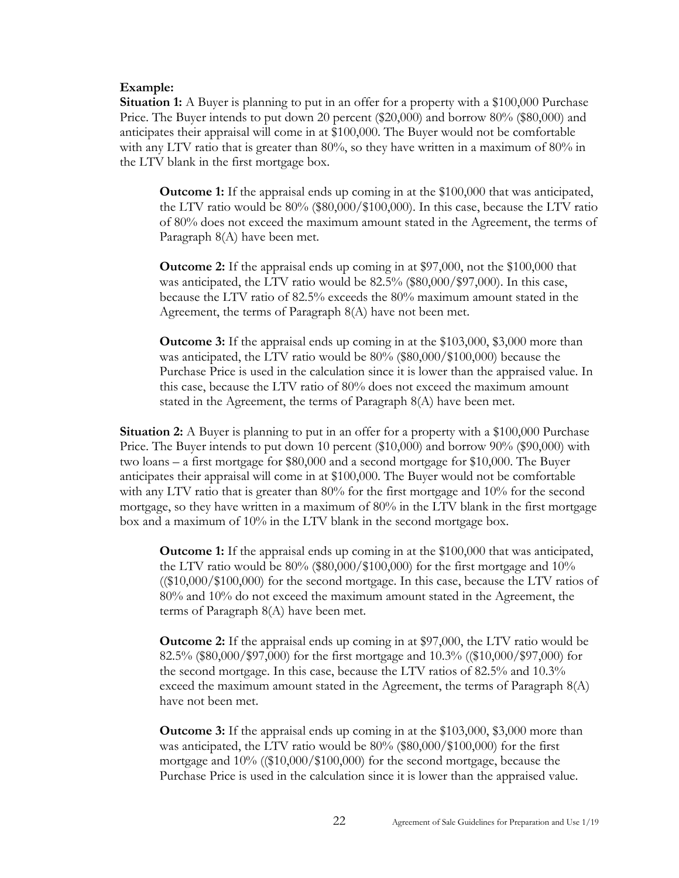**Example:**

**Situation 1:** A Buyer is planning to put in an offer for a property with a $100,000 Purchase Price. The Buyer intends to put down 20 percent ($20,000) and borrow 80% ($80,000) and anticipates their appraisal will come in at $100,000. The Buyer would not be comfortable with any LTV ratio that is greater than 80%, so they have written in a maximum of 80% in the LTV blank in the first mortgage box.

> **Outcome 1:** If the appraisal ends up coming in at the $100,000 that was anticipated, the LTV ratio would be 80% ($80,000/$100,000). In this case, because the LTV ratio of 80% does not exceed the maximum amount stated in the Agreement, the terms of Paragraph 8(A) have been met.
>
> **Outcome 2:** If the appraisal ends up coming in at $97,000, not the $100,000 that was anticipated, the LTV ratio would be 82.5% ($80,000/$97,000). In this case, because the LTV ratio of 82.5% exceeds the 80% maximum amount stated in the Agreement, the terms of Paragraph 8(A) have not been met.
>
> **Outcome 3:** If the appraisal ends up coming in at the $103,000, $3,000 more than was anticipated, the LTV ratio would be 80% ($80,000/$100,000) because the Purchase Price is used in the calculation since it is lower than the appraised value. In this case, because the LTV ratio of 80% does not exceed the maximum amount stated in the Agreement, the terms of Paragraph 8(A) have been met.

**Situation 2:** A Buyer is planning to put in an offer for a property with a $100,000 Purchase Price. The Buyer intends to put down 10 percent ($10,000) and borrow 90% ($90,000) with two loans – a first mortgage for $80,000 and a second mortgage for $10,000. The Buyer anticipates their appraisal will come in at $100,000. The Buyer would not be comfortable with any LTV ratio that is greater than 80% for the first mortgage and 10% for the second mortgage, so they have written in a maximum of 80% in the LTV blank in the first mortgage box and a maximum of 10% in the LTV blank in the second mortgage box.

> **Outcome 1:** If the appraisal ends up coming in at the $100,000 that was anticipated, the LTV ratio would be 80% ($80,000/$100,000) for the first mortgage and 10% (($10,000/$100,000) for the second mortgage. In this case, because the LTV ratios of 80% and 10% do not exceed the maximum amount stated in the Agreement, the terms of Paragraph 8(A) have been met.
>
> **Outcome 2:** If the appraisal ends up coming in at $97,000, the LTV ratio would be 82.5% ($80,000/$97,000) for the first mortgage and 10.3% (($10,000/$97,000) for the second mortgage. In this case, because the LTV ratios of 82.5% and 10.3% exceed the maximum amount stated in the Agreement, the terms of Paragraph 8(A) have not been met.
>
> **Outcome 3:** If the appraisal ends up coming in at the $103,000, $3,000 more than was anticipated, the LTV ratio would be 80% ($80,000/$100,000) for the first mortgage and 10% (($10,000/$100,000) for the second mortgage, because the Purchase Price is used in the calculation since it is lower than the appraised value.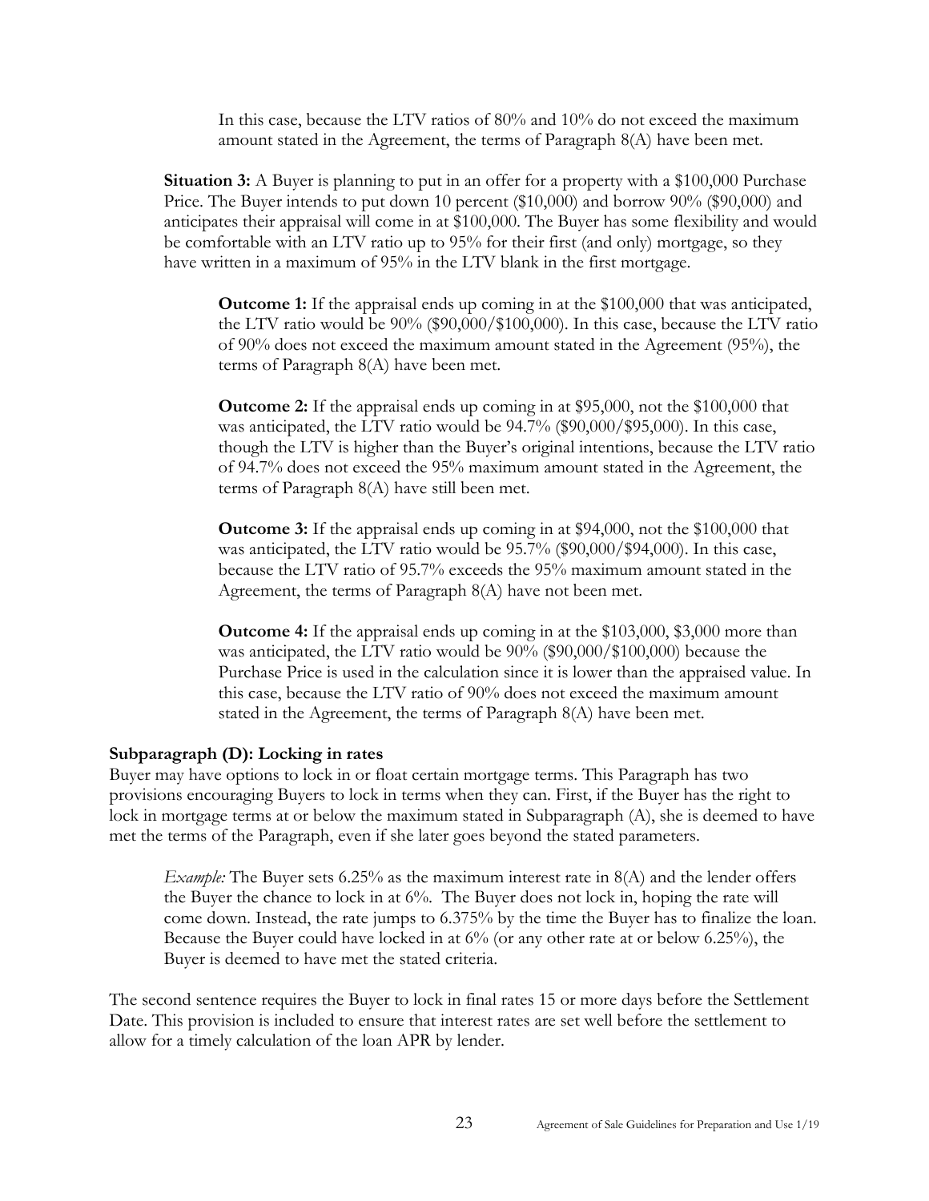In this case, because the LTV ratios of 80% and 10% do not exceed the maximum amount stated in the Agreement, the terms of Paragraph 8(A) have been met.

**Situation 3:** A Buyer is planning to put in an offer for a property with a $100,000 Purchase Price. The Buyer intends to put down 10 percent ($10,000) and borrow 90% ($90,000) and anticipates their appraisal will come in at $100,000. The Buyer has some flexibility and would be comfortable with an LTV ratio up to 95% for their first (and only) mortgage, so they have written in a maximum of 95% in the LTV blank in the first mortgage.

**Outcome 1:** If the appraisal ends up coming in at the $100,000 that was anticipated, the LTV ratio would be 90% ($90,000/$100,000). In this case, because the LTV ratio of 90% does not exceed the maximum amount stated in the Agreement (95%), the terms of Paragraph 8(A) have been met.

**Outcome 2:** If the appraisal ends up coming in at $95,000, not the $100,000 that was anticipated, the LTV ratio would be 94.7% ($90,000/$95,000). In this case, though the LTV is higher than the Buyer's original intentions, because the LTV ratio of 94.7% does not exceed the 95% maximum amount stated in the Agreement, the terms of Paragraph 8(A) have still been met.

**Outcome 3:** If the appraisal ends up coming in at $94,000, not the $100,000 that was anticipated, the LTV ratio would be 95.7% ($90,000/$94,000). In this case, because the LTV ratio of 95.7% exceeds the 95% maximum amount stated in the Agreement, the terms of Paragraph 8(A) have not been met.

**Outcome 4:** If the appraisal ends up coming in at the $103,000, $3,000 more than was anticipated, the LTV ratio would be 90% ($90,000/$100,000) because the Purchase Price is used in the calculation since it is lower than the appraised value. In this case, because the LTV ratio of 90% does not exceed the maximum amount stated in the Agreement, the terms of Paragraph 8(A) have been met.

**Subparagraph (D): Locking in rates**

Buyer may have options to lock in or float certain mortgage terms. This Paragraph has two provisions encouraging Buyers to lock in terms when they can. First, if the Buyer has the right to lock in mortgage terms at or below the maximum stated in Subparagraph (A), she is deemed to have met the terms of the Paragraph, even if she later goes beyond the stated parameters.

*Example:* The Buyer sets 6.25% as the maximum interest rate in 8(A) and the lender offers the Buyer the chance to lock in at 6%. The Buyer does not lock in, hoping the rate will come down. Instead, the rate jumps to 6.375% by the time the Buyer has to finalize the loan. Because the Buyer could have locked in at 6% (or any other rate at or below 6.25%), the Buyer is deemed to have met the stated criteria.

The second sentence requires the Buyer to lock in final rates 15 or more days before the Settlement Date. This provision is included to ensure that interest rates are set well before the settlement to allow for a timely calculation of the loan APR by lender.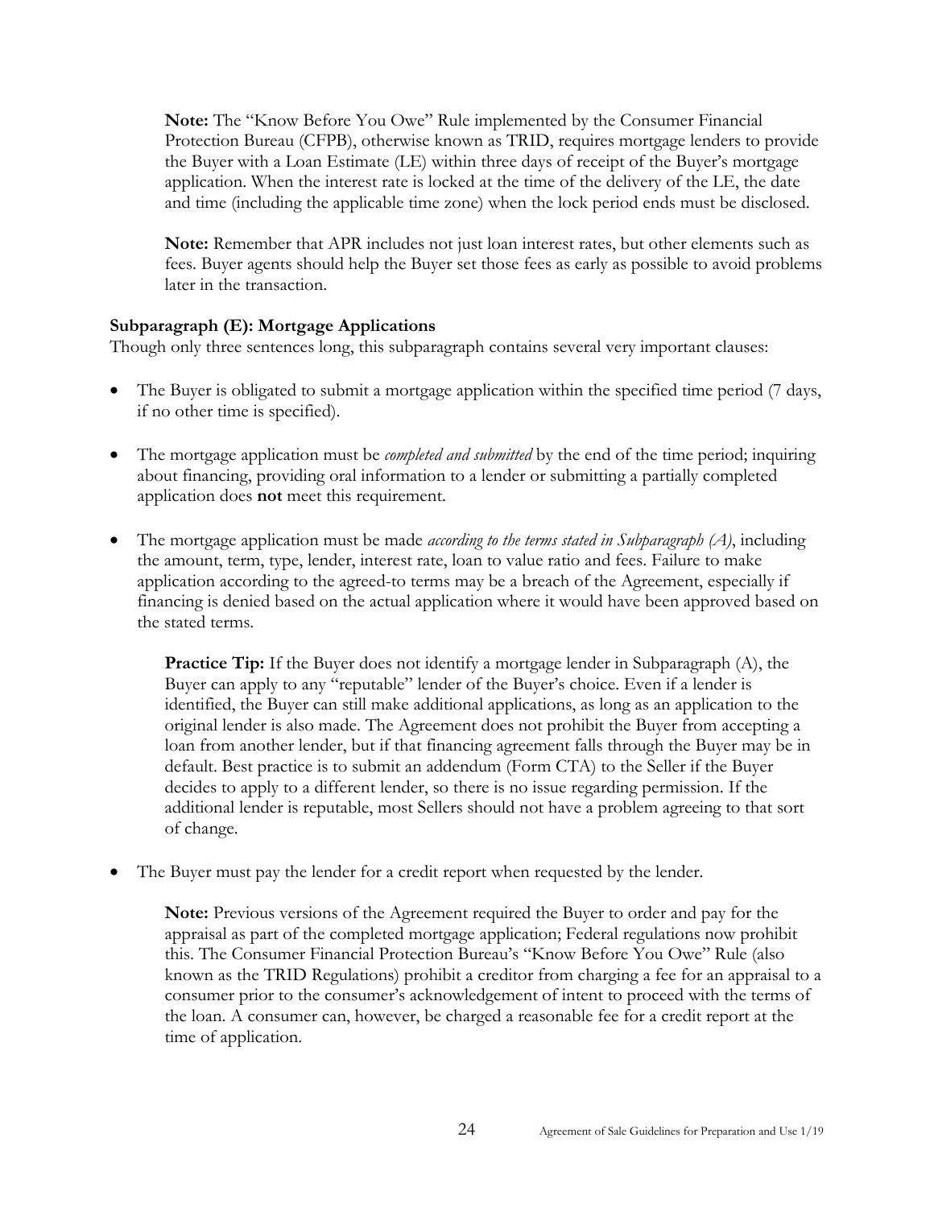**Note:** The "Know Before You Owe" Rule implemented by the Consumer Financial Protection Bureau (CFPB), otherwise known as TRID, requires mortgage lenders to provide the Buyer with a Loan Estimate (LE) within three days of receipt of the Buyer's mortgage application. When the interest rate is locked at the time of the delivery of the LE, the date and time (including the applicable time zone) when the lock period ends must be disclosed.

**Note:** Remember that APR includes not just loan interest rates, but other elements such as fees. Buyer agents should help the Buyer set those fees as early as possible to avoid problems later in the transaction.

### Subparagraph (E): Mortgage Applications

Though only three sentences long, this subparagraph contains several very important clauses:

- The Buyer is obligated to submit a mortgage application within the specified time period (7 days, if no other time is specified).

- The mortgage application must be *completed and submitted* by the end of the time period; inquiring about financing, providing oral information to a lender or submitting a partially completed application does **not** meet this requirement.

- The mortgage application must be made *according to the terms stated in Subparagraph (A)*, including the amount, term, type, lender, interest rate, loan to value ratio and fees. Failure to make application according to the agreed-to terms may be a breach of the Agreement, especially if financing is denied based on the actual application where it would have been approved based on the stated terms.

  **Practice Tip:** If the Buyer does not identify a mortgage lender in Subparagraph (A), the Buyer can apply to any "reputable" lender of the Buyer's choice. Even if a lender is identified, the Buyer can still make additional applications, as long as an application to the original lender is also made. The Agreement does not prohibit the Buyer from accepting a loan from another lender, but if that financing agreement falls through the Buyer may be in default. Best practice is to submit an addendum (Form CTA) to the Seller if the Buyer decides to apply to a different lender, so there is no issue regarding permission. If the additional lender is reputable, most Sellers should not have a problem agreeing to that sort of change.

- The Buyer must pay the lender for a credit report when requested by the lender.

  **Note:** Previous versions of the Agreement required the Buyer to order and pay for the appraisal as part of the completed mortgage application; Federal regulations now prohibit this. The Consumer Financial Protection Bureau's "Know Before You Owe" Rule (also known as the TRID Regulations) prohibit a creditor from charging a fee for an appraisal to a consumer prior to the consumer's acknowledgement of intent to proceed with the terms of the loan. A consumer can, however, be charged a reasonable fee for a credit report at the time of application.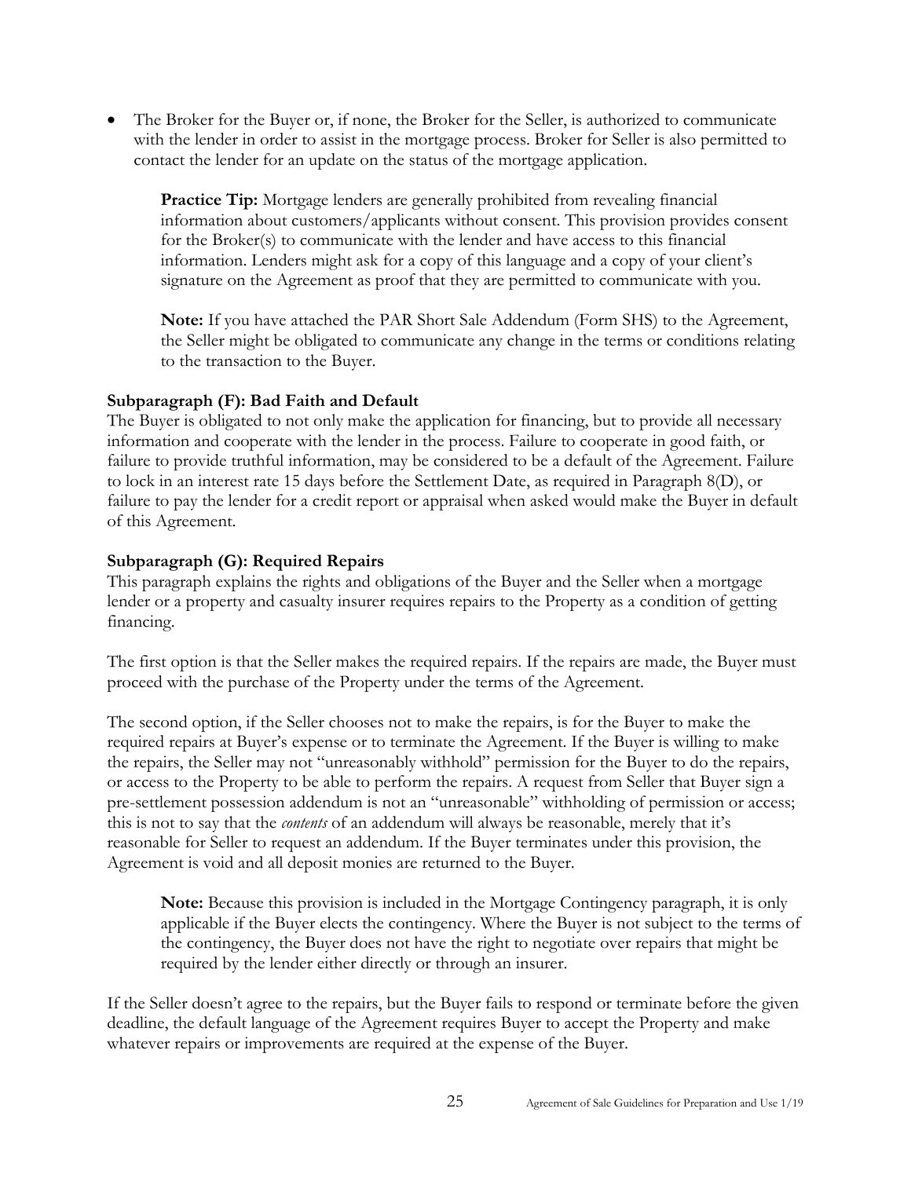- The Broker for the Buyer or, if none, the Broker for the Seller, is authorized to communicate with the lender in order to assist in the mortgage process. Broker for Seller is also permitted to contact the lender for an update on the status of the mortgage application.

> **Practice Tip:** Mortgage lenders are generally prohibited from revealing financial information about customers/applicants without consent. This provision provides consent for the Broker(s) to communicate with the lender and have access to this financial information. Lenders might ask for a copy of this language and a copy of your client's signature on the Agreement as proof that they are permitted to communicate with you.

> **Note:** If you have attached the PAR Short Sale Addendum (Form SHS) to the Agreement, the Seller might be obligated to communicate any change in the terms or conditions relating to the transaction to the Buyer.

**Subparagraph (F): Bad Faith and Default**

The Buyer is obligated to not only make the application for financing, but to provide all necessary information and cooperate with the lender in the process. Failure to cooperate in good faith, or failure to provide truthful information, may be considered to be a default of the Agreement. Failure to lock in an interest rate 15 days before the Settlement Date, as required in Paragraph 8(D), or failure to pay the lender for a credit report or appraisal when asked would make the Buyer in default of this Agreement.

**Subparagraph (G): Required Repairs**

This paragraph explains the rights and obligations of the Buyer and the Seller when a mortgage lender or a property and casualty insurer requires repairs to the Property as a condition of getting financing.

The first option is that the Seller makes the required repairs. If the repairs are made, the Buyer must proceed with the purchase of the Property under the terms of the Agreement.

The second option, if the Seller chooses not to make the repairs, is for the Buyer to make the required repairs at Buyer's expense or to terminate the Agreement. If the Buyer is willing to make the repairs, the Seller may not "unreasonably withhold" permission for the Buyer to do the repairs, or access to the Property to be able to perform the repairs. A request from Seller that Buyer sign a pre-settlement possession addendum is not an "unreasonable" withholding of permission or access; this is not to say that the *contents* of an addendum will always be reasonable, merely that it's reasonable for Seller to request an addendum. If the Buyer terminates under this provision, the Agreement is void and all deposit monies are returned to the Buyer.

> **Note:** Because this provision is included in the Mortgage Contingency paragraph, it is only applicable if the Buyer elects the contingency. Where the Buyer is not subject to the terms of the contingency, the Buyer does not have the right to negotiate over repairs that might be required by the lender either directly or through an insurer.

If the Seller doesn't agree to the repairs, but the Buyer fails to respond or terminate before the given deadline, the default language of the Agreement requires Buyer to accept the Property and make whatever repairs or improvements are required at the expense of the Buyer.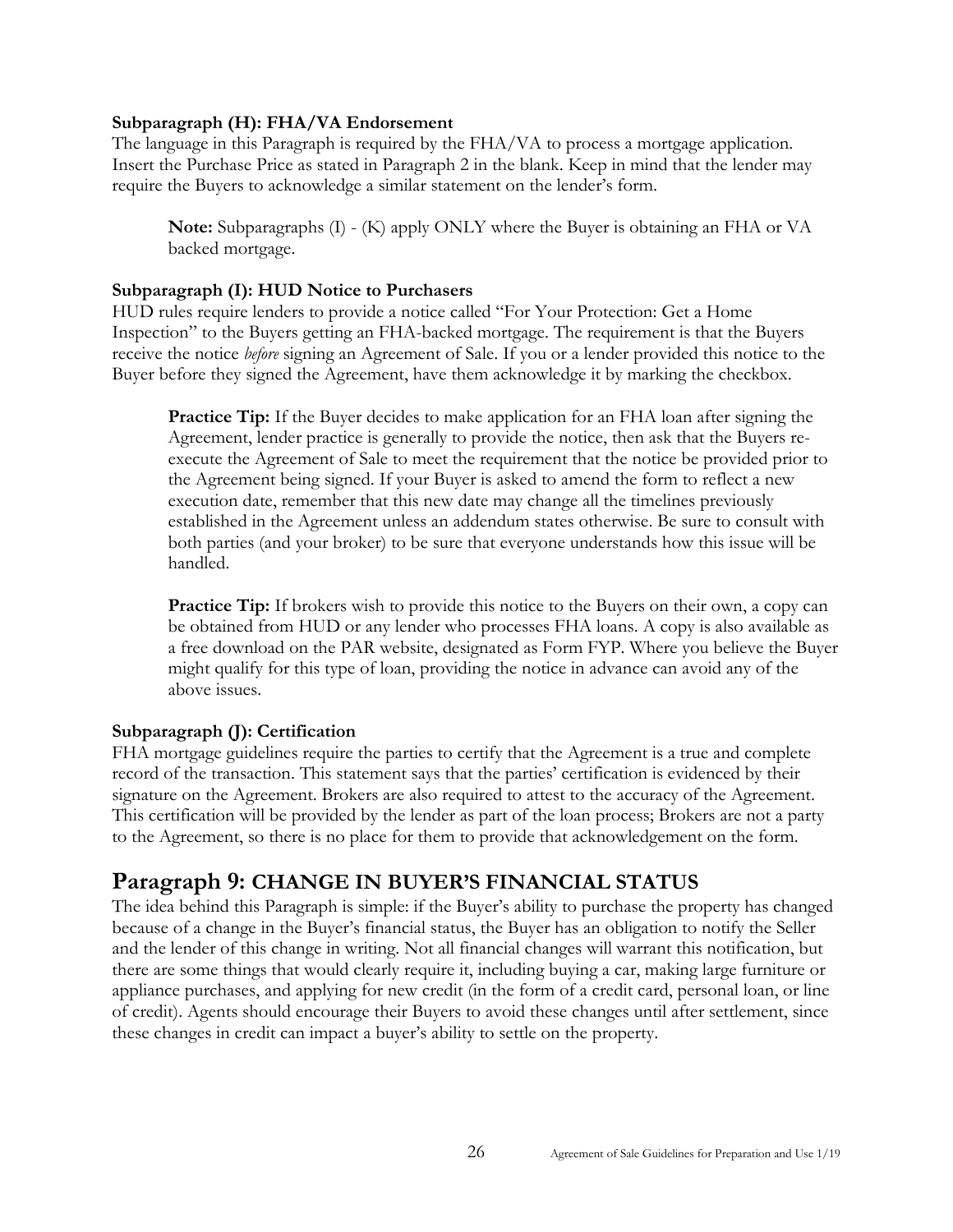**Subparagraph (H): FHA/VA Endorsement**

The language in this Paragraph is required by the FHA/VA to process a mortgage application. Insert the Purchase Price as stated in Paragraph 2 in the blank. Keep in mind that the lender may require the Buyers to acknowledge a similar statement on the lender's form.

> **Note:** Subparagraphs (I) - (K) apply ONLY where the Buyer is obtaining an FHA or VA backed mortgage.

**Subparagraph (I): HUD Notice to Purchasers**

HUD rules require lenders to provide a notice called "For Your Protection: Get a Home Inspection" to the Buyers getting an FHA-backed mortgage. The requirement is that the Buyers receive the notice *before* signing an Agreement of Sale. If you or a lender provided this notice to the Buyer before they signed the Agreement, have them acknowledge it by marking the checkbox.

> **Practice Tip:** If the Buyer decides to make application for an FHA loan after signing the Agreement, lender practice is generally to provide the notice, then ask that the Buyers re-execute the Agreement of Sale to meet the requirement that the notice be provided prior to the Agreement being signed. If your Buyer is asked to amend the form to reflect a new execution date, remember that this new date may change all the timelines previously established in the Agreement unless an addendum states otherwise. Be sure to consult with both parties (and your broker) to be sure that everyone understands how this issue will be handled.

> **Practice Tip:** If brokers wish to provide this notice to the Buyers on their own, a copy can be obtained from HUD or any lender who processes FHA loans. A copy is also available as a free download on the PAR website, designated as Form FYP. Where you believe the Buyer might qualify for this type of loan, providing the notice in advance can avoid any of the above issues.

**Subparagraph (J): Certification**

FHA mortgage guidelines require the parties to certify that the Agreement is a true and complete record of the transaction. This statement says that the parties' certification is evidenced by their signature on the Agreement. Brokers are also required to attest to the accuracy of the Agreement. This certification will be provided by the lender as part of the loan process; Brokers are not a party to the Agreement, so there is no place for them to provide that acknowledgement on the form.

## Paragraph 9: CHANGE IN BUYER'S FINANCIAL STATUS

The idea behind this Paragraph is simple: if the Buyer's ability to purchase the property has changed because of a change in the Buyer's financial status, the Buyer has an obligation to notify the Seller and the lender of this change in writing. Not all financial changes will warrant this notification, but there are some things that would clearly require it, including buying a car, making large furniture or appliance purchases, and applying for new credit (in the form of a credit card, personal loan, or line of credit). Agents should encourage their Buyers to avoid these changes until after settlement, since these changes in credit can impact a buyer's ability to settle on the property.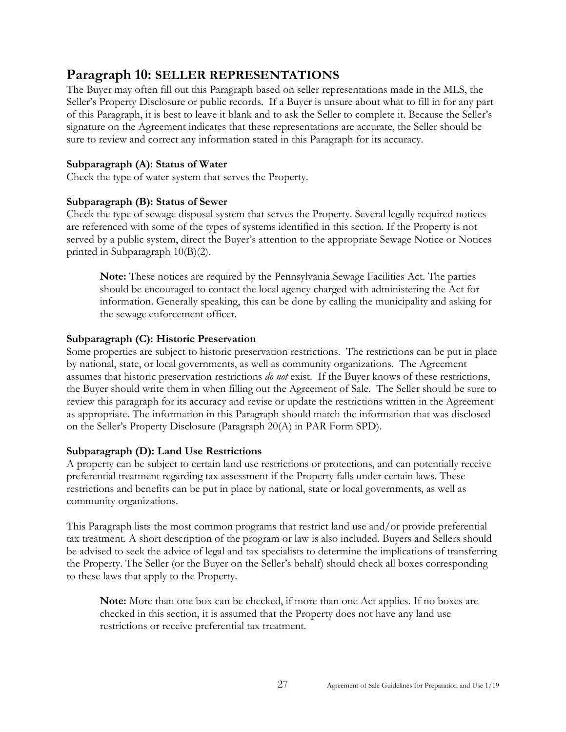## Paragraph 10: SELLER REPRESENTATIONS

The Buyer may often fill out this Paragraph based on seller representations made in the MLS, the Seller's Property Disclosure or public records. If a Buyer is unsure about what to fill in for any part of this Paragraph, it is best to leave it blank and to ask the Seller to complete it. Because the Seller's signature on the Agreement indicates that these representations are accurate, the Seller should be sure to review and correct any information stated in this Paragraph for its accuracy.

**Subparagraph (A): Status of Water**

Check the type of water system that serves the Property.

**Subparagraph (B): Status of Sewer**

Check the type of sewage disposal system that serves the Property. Several legally required notices are referenced with some of the types of systems identified in this section. If the Property is not served by a public system, direct the Buyer's attention to the appropriate Sewage Notice or Notices printed in Subparagraph 10(B)(2).

> **Note:** These notices are required by the Pennsylvania Sewage Facilities Act. The parties should be encouraged to contact the local agency charged with administering the Act for information. Generally speaking, this can be done by calling the municipality and asking for the sewage enforcement officer.

**Subparagraph (C): Historic Preservation**

Some properties are subject to historic preservation restrictions. The restrictions can be put in place by national, state, or local governments, as well as community organizations. The Agreement assumes that historic preservation restrictions *do not* exist. If the Buyer knows of these restrictions, the Buyer should write them in when filling out the Agreement of Sale. The Seller should be sure to review this paragraph for its accuracy and revise or update the restrictions written in the Agreement as appropriate. The information in this Paragraph should match the information that was disclosed on the Seller's Property Disclosure (Paragraph 20(A) in PAR Form SPD).

**Subparagraph (D): Land Use Restrictions**

A property can be subject to certain land use restrictions or protections, and can potentially receive preferential treatment regarding tax assessment if the Property falls under certain laws. These restrictions and benefits can be put in place by national, state or local governments, as well as community organizations.

This Paragraph lists the most common programs that restrict land use and/or provide preferential tax treatment. A short description of the program or law is also included. Buyers and Sellers should be advised to seek the advice of legal and tax specialists to determine the implications of transferring the Property. The Seller (or the Buyer on the Seller's behalf) should check all boxes corresponding to these laws that apply to the Property.

> **Note:** More than one box can be checked, if more than one Act applies. If no boxes are checked in this section, it is assumed that the Property does not have any land use restrictions or receive preferential tax treatment.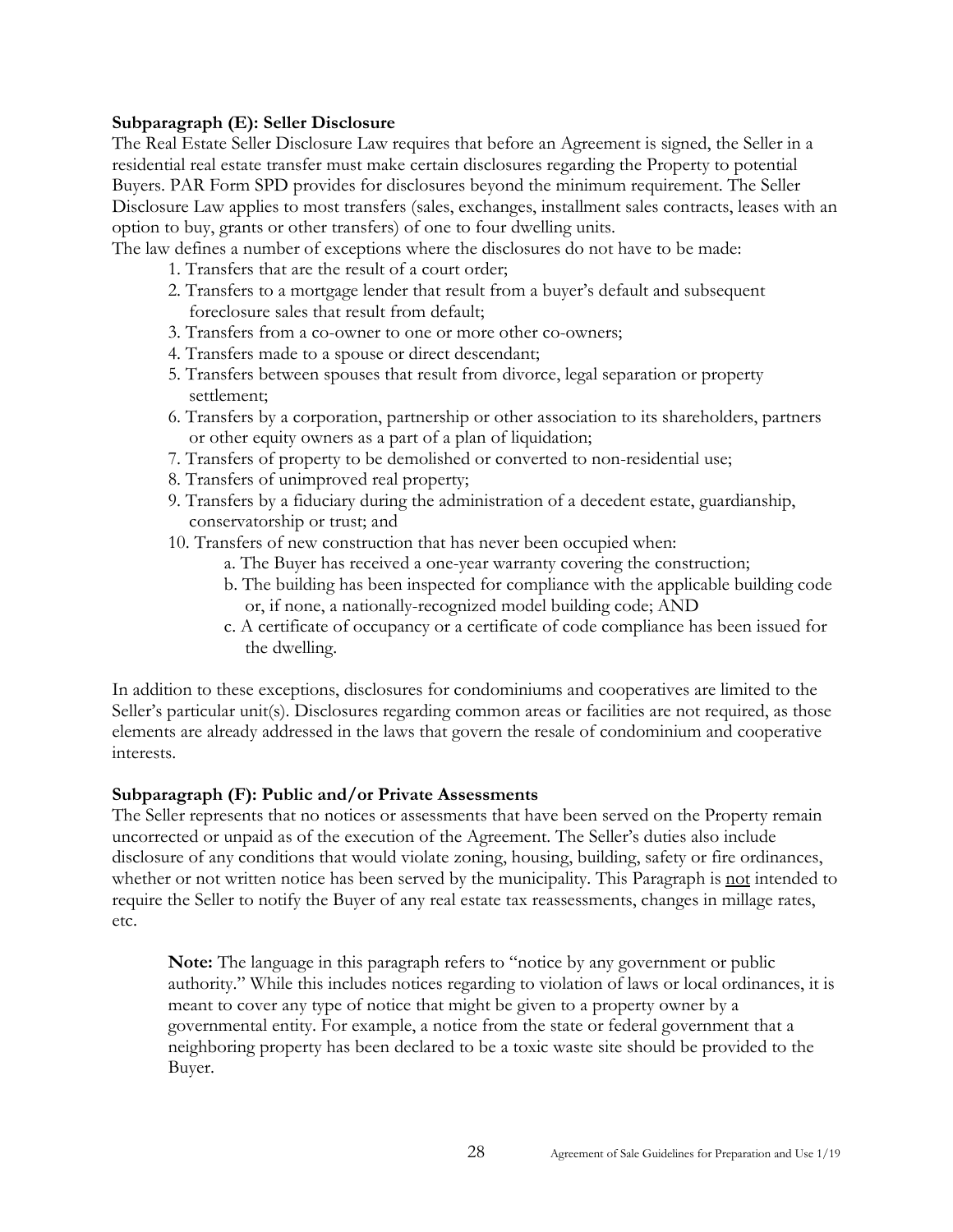**Subparagraph (E): Seller Disclosure**

The Real Estate Seller Disclosure Law requires that before an Agreement is signed, the Seller in a residential real estate transfer must make certain disclosures regarding the Property to potential Buyers. PAR Form SPD provides for disclosures beyond the minimum requirement. The Seller Disclosure Law applies to most transfers (sales, exchanges, installment sales contracts, leases with an option to buy, grants or other transfers) of one to four dwelling units.

The law defines a number of exceptions where the disclosures do not have to be made:

1. Transfers that are the result of a court order;
2. Transfers to a mortgage lender that result from a buyer's default and subsequent foreclosure sales that result from default;
3. Transfers from a co-owner to one or more other co-owners;
4. Transfers made to a spouse or direct descendant;
5. Transfers between spouses that result from divorce, legal separation or property settlement;
6. Transfers by a corporation, partnership or other association to its shareholders, partners or other equity owners as a part of a plan of liquidation;
7. Transfers of property to be demolished or converted to non-residential use;
8. Transfers of unimproved real property;
9. Transfers by a fiduciary during the administration of a decedent estate, guardianship, conservatorship or trust; and
10. Transfers of new construction that has never been occupied when:
    a. The Buyer has received a one-year warranty covering the construction;
    b. The building has been inspected for compliance with the applicable building code or, if none, a nationally-recognized model building code; AND
    c. A certificate of occupancy or a certificate of code compliance has been issued for the dwelling.

In addition to these exceptions, disclosures for condominiums and cooperatives are limited to the Seller's particular unit(s). Disclosures regarding common areas or facilities are not required, as those elements are already addressed in the laws that govern the resale of condominium and cooperative interests.

**Subparagraph (F): Public and/or Private Assessments**

The Seller represents that no notices or assessments that have been served on the Property remain uncorrected or unpaid as of the execution of the Agreement. The Seller's duties also include disclosure of any conditions that would violate zoning, housing, building, safety or fire ordinances, whether or not written notice has been served by the municipality. This Paragraph is <u>not</u> intended to require the Seller to notify the Buyer of any real estate tax reassessments, changes in millage rates, etc.

> **Note:** The language in this paragraph refers to "notice by any government or public authority." While this includes notices regarding to violation of laws or local ordinances, it is meant to cover any type of notice that might be given to a property owner by a governmental entity. For example, a notice from the state or federal government that a neighboring property has been declared to be a toxic waste site should be provided to the Buyer.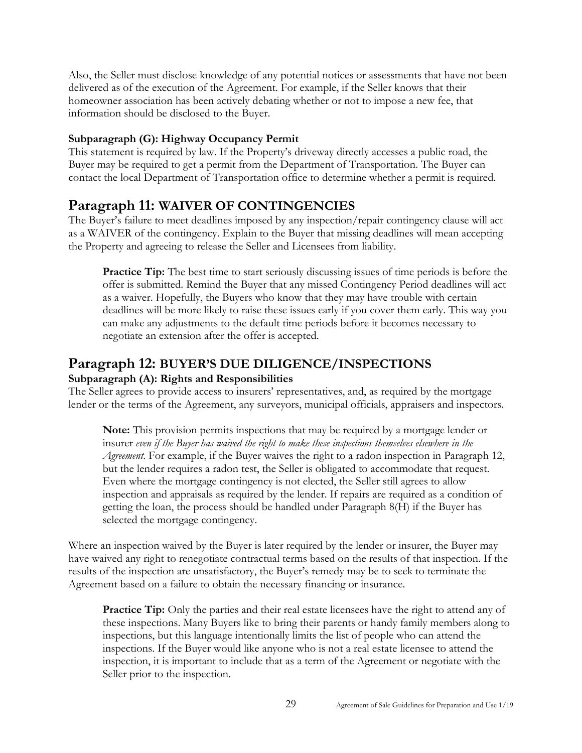Also, the Seller must disclose knowledge of any potential notices or assessments that have not been delivered as of the execution of the Agreement. For example, if the Seller knows that their homeowner association has been actively debating whether or not to impose a new fee, that information should be disclosed to the Buyer.

### Subparagraph (G): Highway Occupancy Permit

This statement is required by law. If the Property's driveway directly accesses a public road, the Buyer may be required to get a permit from the Department of Transportation. The Buyer can contact the local Department of Transportation office to determine whether a permit is required.

## Paragraph 11: WAIVER OF CONTINGENCIES

The Buyer's failure to meet deadlines imposed by any inspection/repair contingency clause will act as a WAIVER of the contingency. Explain to the Buyer that missing deadlines will mean accepting the Property and agreeing to release the Seller and Licensees from liability.

> **Practice Tip:** The best time to start seriously discussing issues of time periods is before the offer is submitted. Remind the Buyer that any missed Contingency Period deadlines will act as a waiver. Hopefully, the Buyers who know that they may have trouble with certain deadlines will be more likely to raise these issues early if you cover them early. This way you can make any adjustments to the default time periods before it becomes necessary to negotiate an extension after the offer is accepted.

## Paragraph 12: BUYER'S DUE DILIGENCE/INSPECTIONS

### Subparagraph (A): Rights and Responsibilities

The Seller agrees to provide access to insurers' representatives, and, as required by the mortgage lender or the terms of the Agreement, any surveyors, municipal officials, appraisers and inspectors.

> **Note:** This provision permits inspections that may be required by a mortgage lender or insurer *even if the Buyer has waived the right to make these inspections themselves elsewhere in the Agreement*. For example, if the Buyer waives the right to a radon inspection in Paragraph 12, but the lender requires a radon test, the Seller is obligated to accommodate that request. Even where the mortgage contingency is not elected, the Seller still agrees to allow inspection and appraisals as required by the lender. If repairs are required as a condition of getting the loan, the process should be handled under Paragraph 8(H) if the Buyer has selected the mortgage contingency.

Where an inspection waived by the Buyer is later required by the lender or insurer, the Buyer may have waived any right to renegotiate contractual terms based on the results of that inspection. If the results of the inspection are unsatisfactory, the Buyer's remedy may be to seek to terminate the Agreement based on a failure to obtain the necessary financing or insurance.

> **Practice Tip:** Only the parties and their real estate licensees have the right to attend any of these inspections. Many Buyers like to bring their parents or handy family members along to inspections, but this language intentionally limits the list of people who can attend the inspections. If the Buyer would like anyone who is not a real estate licensee to attend the inspection, it is important to include that as a term of the Agreement or negotiate with the Seller prior to the inspection.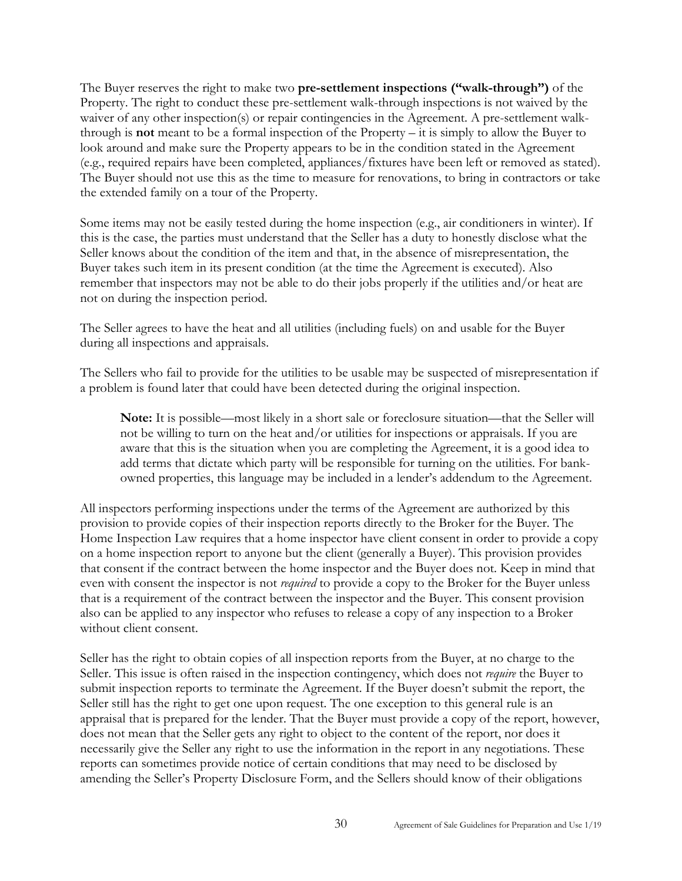The Buyer reserves the right to make two **pre-settlement inspections ("walk-through")** of the Property. The right to conduct these pre-settlement walk-through inspections is not waived by the waiver of any other inspection(s) or repair contingencies in the Agreement. A pre-settlement walk-through is **not** meant to be a formal inspection of the Property – it is simply to allow the Buyer to look around and make sure the Property appears to be in the condition stated in the Agreement (e.g., required repairs have been completed, appliances/fixtures have been left or removed as stated). The Buyer should not use this as the time to measure for renovations, to bring in contractors or take the extended family on a tour of the Property.

Some items may not be easily tested during the home inspection (e.g., air conditioners in winter). If this is the case, the parties must understand that the Seller has a duty to honestly disclose what the Seller knows about the condition of the item and that, in the absence of misrepresentation, the Buyer takes such item in its present condition (at the time the Agreement is executed). Also remember that inspectors may not be able to do their jobs properly if the utilities and/or heat are not on during the inspection period.

The Seller agrees to have the heat and all utilities (including fuels) on and usable for the Buyer during all inspections and appraisals.

The Sellers who fail to provide for the utilities to be usable may be suspected of misrepresentation if a problem is found later that could have been detected during the original inspection.

> **Note:** It is possible—most likely in a short sale or foreclosure situation—that the Seller will not be willing to turn on the heat and/or utilities for inspections or appraisals. If you are aware that this is the situation when you are completing the Agreement, it is a good idea to add terms that dictate which party will be responsible for turning on the utilities. For bank-owned properties, this language may be included in a lender's addendum to the Agreement.

All inspectors performing inspections under the terms of the Agreement are authorized by this provision to provide copies of their inspection reports directly to the Broker for the Buyer. The Home Inspection Law requires that a home inspector have client consent in order to provide a copy on a home inspection report to anyone but the client (generally a Buyer). This provision provides that consent if the contract between the home inspector and the Buyer does not. Keep in mind that even with consent the inspector is not *required* to provide a copy to the Broker for the Buyer unless that is a requirement of the contract between the inspector and the Buyer. This consent provision also can be applied to any inspector who refuses to release a copy of any inspection to a Broker without client consent.

Seller has the right to obtain copies of all inspection reports from the Buyer, at no charge to the Seller. This issue is often raised in the inspection contingency, which does not *require* the Buyer to submit inspection reports to terminate the Agreement. If the Buyer doesn't submit the report, the Seller still has the right to get one upon request. The one exception to this general rule is an appraisal that is prepared for the lender. That the Buyer must provide a copy of the report, however, does not mean that the Seller gets any right to object to the content of the report, nor does it necessarily give the Seller any right to use the information in the report in any negotiations. These reports can sometimes provide notice of certain conditions that may need to be disclosed by amending the Seller's Property Disclosure Form, and the Sellers should know of their obligations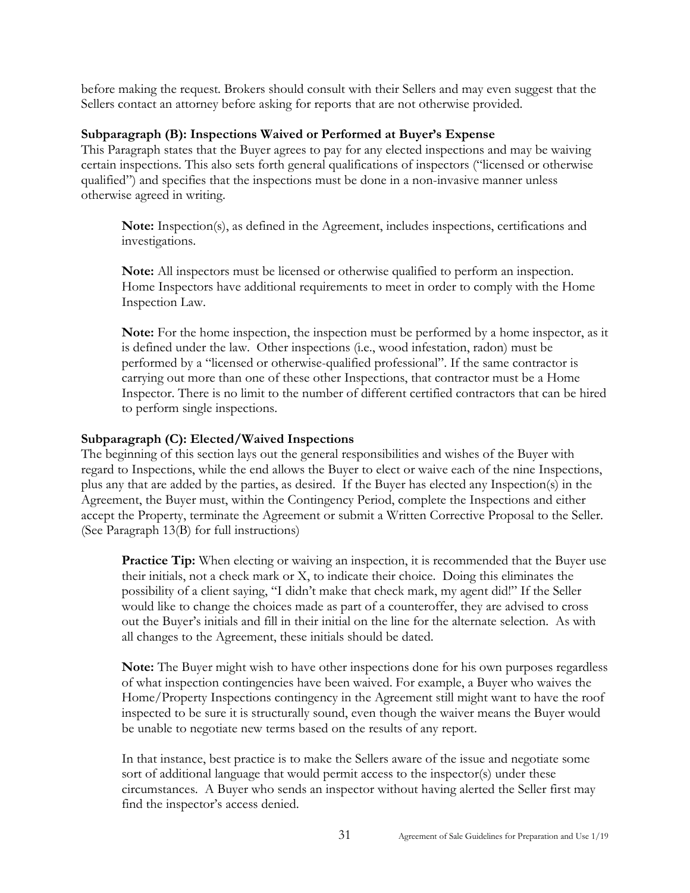before making the request. Brokers should consult with their Sellers and may even suggest that the Sellers contact an attorney before asking for reports that are not otherwise provided.

**Subparagraph (B): Inspections Waived or Performed at Buyer's Expense**

This Paragraph states that the Buyer agrees to pay for any elected inspections and may be waiving certain inspections. This also sets forth general qualifications of inspectors ("licensed or otherwise qualified") and specifies that the inspections must be done in a non-invasive manner unless otherwise agreed in writing.

> **Note:** Inspection(s), as defined in the Agreement, includes inspections, certifications and investigations.
>
> **Note:** All inspectors must be licensed or otherwise qualified to perform an inspection. Home Inspectors have additional requirements to meet in order to comply with the Home Inspection Law.
>
> **Note:** For the home inspection, the inspection must be performed by a home inspector, as it is defined under the law. Other inspections (i.e., wood infestation, radon) must be performed by a "licensed or otherwise-qualified professional". If the same contractor is carrying out more than one of these other Inspections, that contractor must be a Home Inspector. There is no limit to the number of different certified contractors that can be hired to perform single inspections.

**Subparagraph (C): Elected/Waived Inspections**

The beginning of this section lays out the general responsibilities and wishes of the Buyer with regard to Inspections, while the end allows the Buyer to elect or waive each of the nine Inspections, plus any that are added by the parties, as desired. If the Buyer has elected any Inspection(s) in the Agreement, the Buyer must, within the Contingency Period, complete the Inspections and either accept the Property, terminate the Agreement or submit a Written Corrective Proposal to the Seller. (See Paragraph 13(B) for full instructions)

> **Practice Tip:** When electing or waiving an inspection, it is recommended that the Buyer use their initials, not a check mark or X, to indicate their choice. Doing this eliminates the possibility of a client saying, "I didn't make that check mark, my agent did!" If the Seller would like to change the choices made as part of a counteroffer, they are advised to cross out the Buyer's initials and fill in their initial on the line for the alternate selection. As with all changes to the Agreement, these initials should be dated.
>
> **Note:** The Buyer might wish to have other inspections done for his own purposes regardless of what inspection contingencies have been waived. For example, a Buyer who waives the Home/Property Inspections contingency in the Agreement still might want to have the roof inspected to be sure it is structurally sound, even though the waiver means the Buyer would be unable to negotiate new terms based on the results of any report.
>
> In that instance, best practice is to make the Sellers aware of the issue and negotiate some sort of additional language that would permit access to the inspector(s) under these circumstances. A Buyer who sends an inspector without having alerted the Seller first may find the inspector's access denied.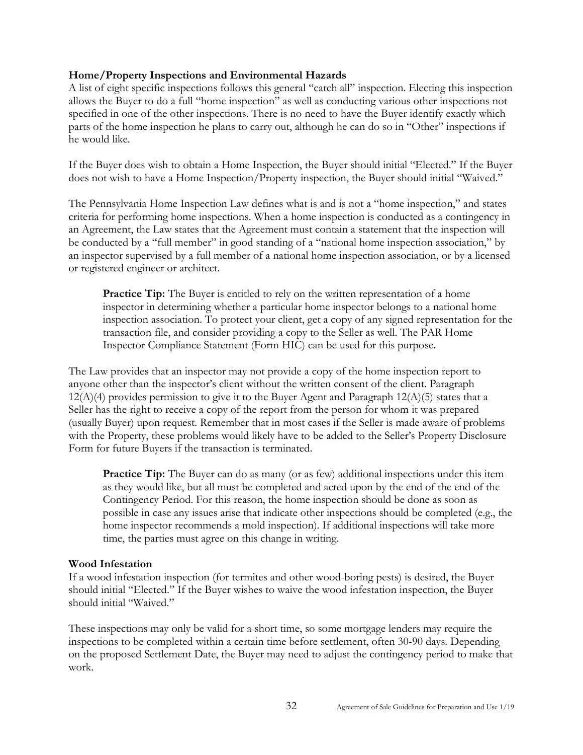**Home/Property Inspections and Environmental Hazards**

A list of eight specific inspections follows this general "catch all" inspection. Electing this inspection allows the Buyer to do a full "home inspection" as well as conducting various other inspections not specified in one of the other inspections. There is no need to have the Buyer identify exactly which parts of the home inspection he plans to carry out, although he can do so in "Other" inspections if he would like.

If the Buyer does wish to obtain a Home Inspection, the Buyer should initial "Elected." If the Buyer does not wish to have a Home Inspection/Property inspection, the Buyer should initial "Waived."

The Pennsylvania Home Inspection Law defines what is and is not a "home inspection," and states criteria for performing home inspections. When a home inspection is conducted as a contingency in an Agreement, the Law states that the Agreement must contain a statement that the inspection will be conducted by a "full member" in good standing of a "national home inspection association," by an inspector supervised by a full member of a national home inspection association, or by a licensed or registered engineer or architect.

> **Practice Tip:** The Buyer is entitled to rely on the written representation of a home inspector in determining whether a particular home inspector belongs to a national home inspection association. To protect your client, get a copy of any signed representation for the transaction file, and consider providing a copy to the Seller as well. The PAR Home Inspector Compliance Statement (Form HIC) can be used for this purpose.

The Law provides that an inspector may not provide a copy of the home inspection report to anyone other than the inspector's client without the written consent of the client. Paragraph 12(A)(4) provides permission to give it to the Buyer Agent and Paragraph 12(A)(5) states that a Seller has the right to receive a copy of the report from the person for whom it was prepared (usually Buyer) upon request. Remember that in most cases if the Seller is made aware of problems with the Property, these problems would likely have to be added to the Seller's Property Disclosure Form for future Buyers if the transaction is terminated.

> **Practice Tip:** The Buyer can do as many (or as few) additional inspections under this item as they would like, but all must be completed and acted upon by the end of the end of the Contingency Period. For this reason, the home inspection should be done as soon as possible in case any issues arise that indicate other inspections should be completed (e.g., the home inspector recommends a mold inspection). If additional inspections will take more time, the parties must agree on this change in writing.

**Wood Infestation**

If a wood infestation inspection (for termites and other wood-boring pests) is desired, the Buyer should initial "Elected." If the Buyer wishes to waive the wood infestation inspection, the Buyer should initial "Waived."

These inspections may only be valid for a short time, so some mortgage lenders may require the inspections to be completed within a certain time before settlement, often 30-90 days. Depending on the proposed Settlement Date, the Buyer may need to adjust the contingency period to make that work.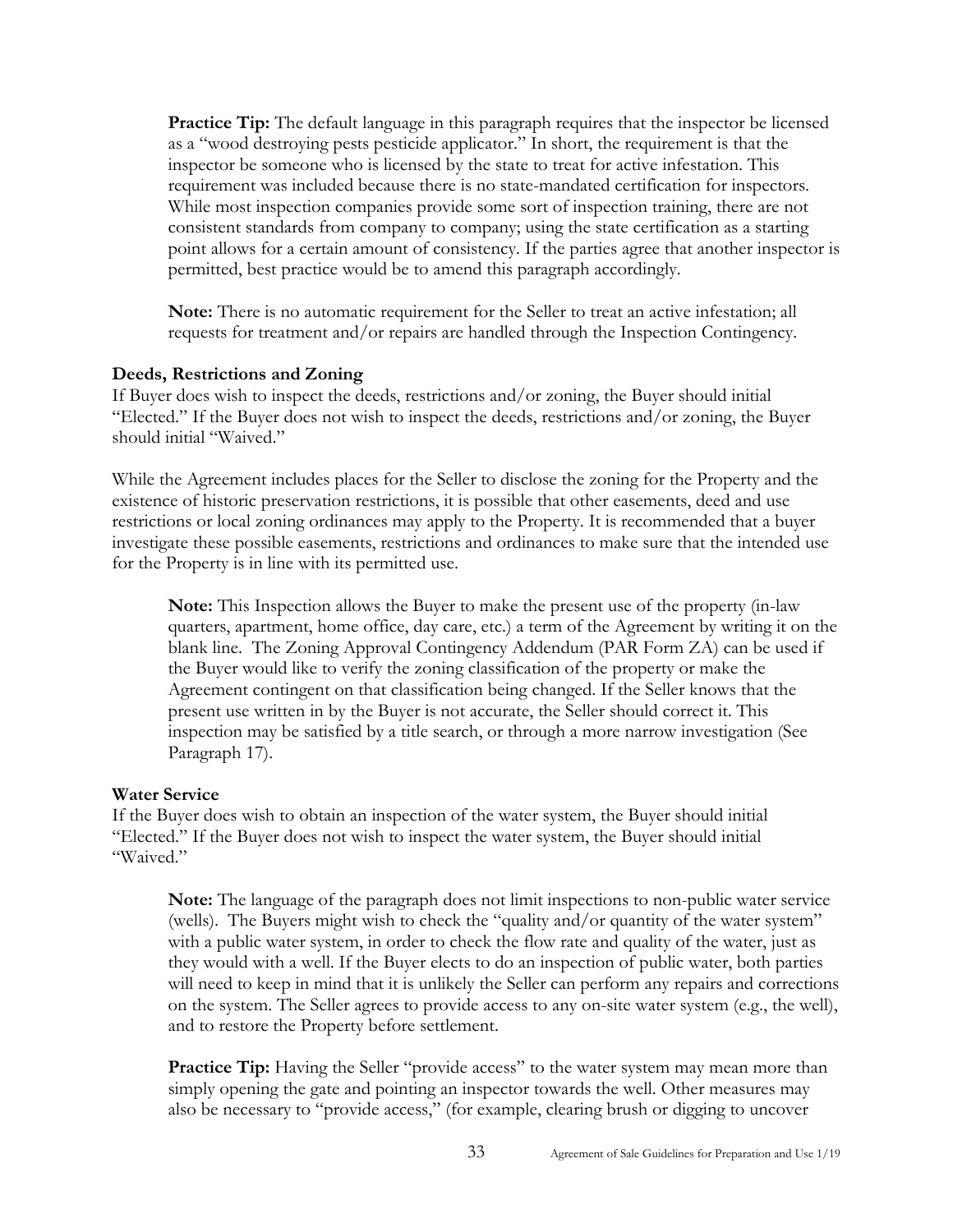**Practice Tip:** The default language in this paragraph requires that the inspector be licensed as a "wood destroying pests pesticide applicator." In short, the requirement is that the inspector be someone who is licensed by the state to treat for active infestation. This requirement was included because there is no state-mandated certification for inspectors. While most inspection companies provide some sort of inspection training, there are not consistent standards from company to company; using the state certification as a starting point allows for a certain amount of consistency. If the parties agree that another inspector is permitted, best practice would be to amend this paragraph accordingly.

**Note:** There is no automatic requirement for the Seller to treat an active infestation; all requests for treatment and/or repairs are handled through the Inspection Contingency.

**Deeds, Restrictions and Zoning**

If Buyer does wish to inspect the deeds, restrictions and/or zoning, the Buyer should initial "Elected." If the Buyer does not wish to inspect the deeds, restrictions and/or zoning, the Buyer should initial "Waived."

While the Agreement includes places for the Seller to disclose the zoning for the Property and the existence of historic preservation restrictions, it is possible that other easements, deed and use restrictions or local zoning ordinances may apply to the Property. It is recommended that a buyer investigate these possible easements, restrictions and ordinances to make sure that the intended use for the Property is in line with its permitted use.

**Note:** This Inspection allows the Buyer to make the present use of the property (in-law quarters, apartment, home office, day care, etc.) a term of the Agreement by writing it on the blank line. The Zoning Approval Contingency Addendum (PAR Form ZA) can be used if the Buyer would like to verify the zoning classification of the property or make the Agreement contingent on that classification being changed. If the Seller knows that the present use written in by the Buyer is not accurate, the Seller should correct it. This inspection may be satisfied by a title search, or through a more narrow investigation (See Paragraph 17).

**Water Service**

If the Buyer does wish to obtain an inspection of the water system, the Buyer should initial "Elected." If the Buyer does not wish to inspect the water system, the Buyer should initial "Waived."

**Note:** The language of the paragraph does not limit inspections to non-public water service (wells). The Buyers might wish to check the "quality and/or quantity of the water system" with a public water system, in order to check the flow rate and quality of the water, just as they would with a well. If the Buyer elects to do an inspection of public water, both parties will need to keep in mind that it is unlikely the Seller can perform any repairs and corrections on the system. The Seller agrees to provide access to any on-site water system (e.g., the well), and to restore the Property before settlement.

**Practice Tip:** Having the Seller "provide access" to the water system may mean more than simply opening the gate and pointing an inspector towards the well. Other measures may also be necessary to "provide access," (for example, clearing brush or digging to uncover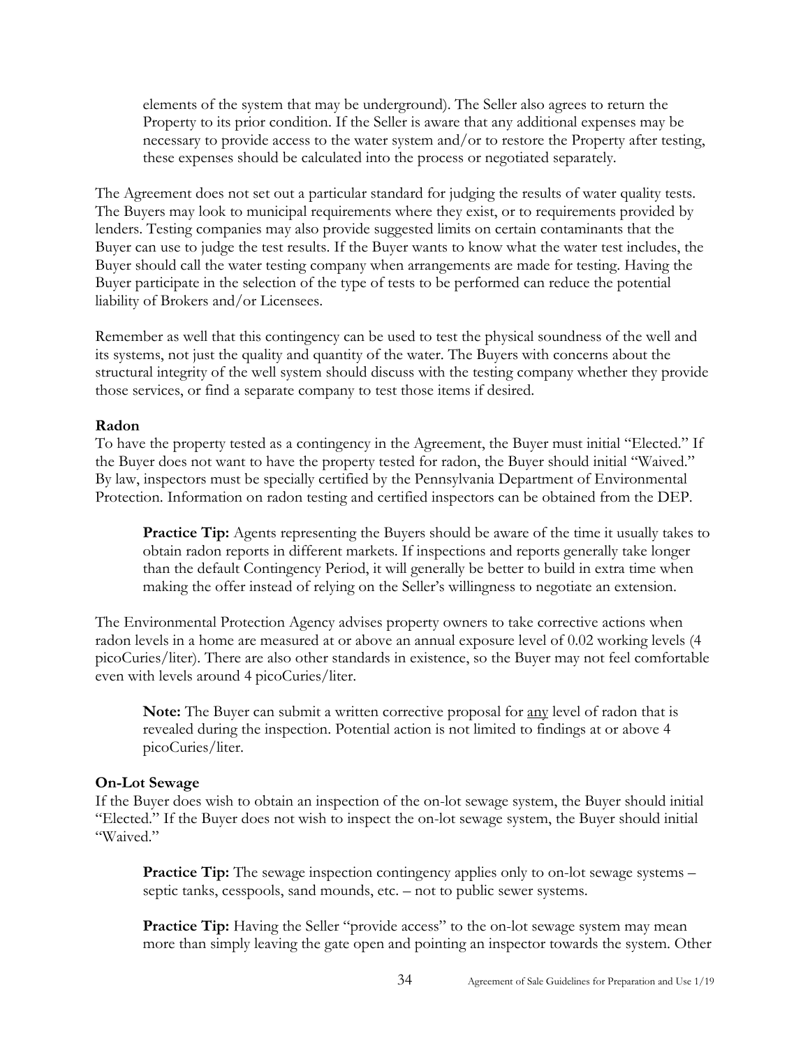elements of the system that may be underground). The Seller also agrees to return the Property to its prior condition. If the Seller is aware that any additional expenses may be necessary to provide access to the water system and/or to restore the Property after testing, these expenses should be calculated into the process or negotiated separately.

The Agreement does not set out a particular standard for judging the results of water quality tests. The Buyers may look to municipal requirements where they exist, or to requirements provided by lenders. Testing companies may also provide suggested limits on certain contaminants that the Buyer can use to judge the test results. If the Buyer wants to know what the water test includes, the Buyer should call the water testing company when arrangements are made for testing. Having the Buyer participate in the selection of the type of tests to be performed can reduce the potential liability of Brokers and/or Licensees.

Remember as well that this contingency can be used to test the physical soundness of the well and its systems, not just the quality and quantity of the water. The Buyers with concerns about the structural integrity of the well system should discuss with the testing company whether they provide those services, or find a separate company to test those items if desired.

**Radon**

To have the property tested as a contingency in the Agreement, the Buyer must initial "Elected." If the Buyer does not want to have the property tested for radon, the Buyer should initial "Waived." By law, inspectors must be specially certified by the Pennsylvania Department of Environmental Protection. Information on radon testing and certified inspectors can be obtained from the DEP.

> **Practice Tip:** Agents representing the Buyers should be aware of the time it usually takes to obtain radon reports in different markets. If inspections and reports generally take longer than the default Contingency Period, it will generally be better to build in extra time when making the offer instead of relying on the Seller's willingness to negotiate an extension.

The Environmental Protection Agency advises property owners to take corrective actions when radon levels in a home are measured at or above an annual exposure level of 0.02 working levels (4 picoCuries/liter). There are also other standards in existence, so the Buyer may not feel comfortable even with levels around 4 picoCuries/liter.

> **Note:** The Buyer can submit a written corrective proposal for <u>any</u> level of radon that is revealed during the inspection. Potential action is not limited to findings at or above 4 picoCuries/liter.

**On-Lot Sewage**

If the Buyer does wish to obtain an inspection of the on-lot sewage system, the Buyer should initial "Elected." If the Buyer does not wish to inspect the on-lot sewage system, the Buyer should initial "Waived."

> **Practice Tip:** The sewage inspection contingency applies only to on-lot sewage systems – septic tanks, cesspools, sand mounds, etc. – not to public sewer systems.

> **Practice Tip:** Having the Seller "provide access" to the on-lot sewage system may mean more than simply leaving the gate open and pointing an inspector towards the system. Other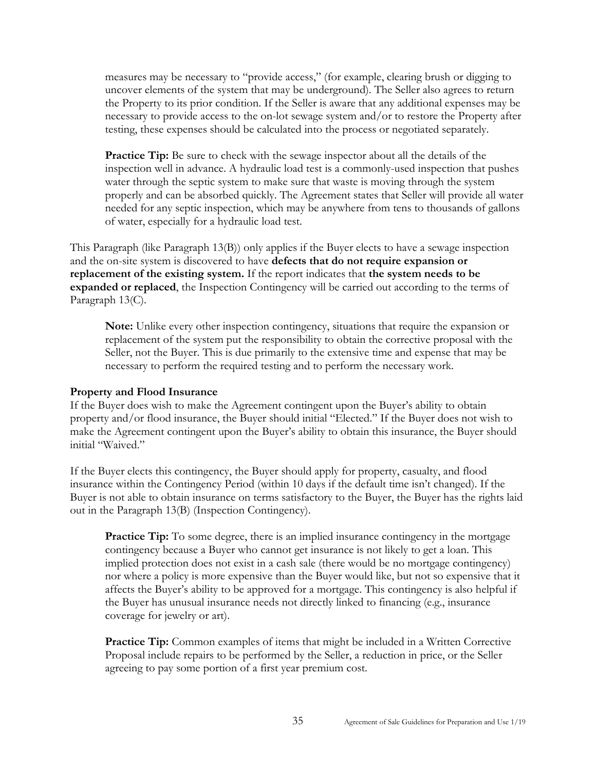measures may be necessary to "provide access," (for example, clearing brush or digging to uncover elements of the system that may be underground). The Seller also agrees to return the Property to its prior condition. If the Seller is aware that any additional expenses may be necessary to provide access to the on-lot sewage system and/or to restore the Property after testing, these expenses should be calculated into the process or negotiated separately.

> **Practice Tip:** Be sure to check with the sewage inspector about all the details of the inspection well in advance. A hydraulic load test is a commonly-used inspection that pushes water through the septic system to make sure that waste is moving through the system properly and can be absorbed quickly. The Agreement states that Seller will provide all water needed for any septic inspection, which may be anywhere from tens to thousands of gallons of water, especially for a hydraulic load test.

This Paragraph (like Paragraph 13(B)) only applies if the Buyer elects to have a sewage inspection and the on-site system is discovered to have **defects that do not require expansion or replacement of the existing system.** If the report indicates that **the system needs to be expanded or replaced**, the Inspection Contingency will be carried out according to the terms of Paragraph 13(C).

> **Note:** Unlike every other inspection contingency, situations that require the expansion or replacement of the system put the responsibility to obtain the corrective proposal with the Seller, not the Buyer. This is due primarily to the extensive time and expense that may be necessary to perform the required testing and to perform the necessary work.

**Property and Flood Insurance**
If the Buyer does wish to make the Agreement contingent upon the Buyer's ability to obtain property and/or flood insurance, the Buyer should initial "Elected." If the Buyer does not wish to make the Agreement contingent upon the Buyer's ability to obtain this insurance, the Buyer should initial "Waived."

If the Buyer elects this contingency, the Buyer should apply for property, casualty, and flood insurance within the Contingency Period (within 10 days if the default time isn't changed). If the Buyer is not able to obtain insurance on terms satisfactory to the Buyer, the Buyer has the rights laid out in the Paragraph 13(B) (Inspection Contingency).

> **Practice Tip:** To some degree, there is an implied insurance contingency in the mortgage contingency because a Buyer who cannot get insurance is not likely to get a loan. This implied protection does not exist in a cash sale (there would be no mortgage contingency) nor where a policy is more expensive than the Buyer would like, but not so expensive that it affects the Buyer's ability to be approved for a mortgage. This contingency is also helpful if the Buyer has unusual insurance needs not directly linked to financing (e.g., insurance coverage for jewelry or art).

> **Practice Tip:** Common examples of items that might be included in a Written Corrective Proposal include repairs to be performed by the Seller, a reduction in price, or the Seller agreeing to pay some portion of a first year premium cost.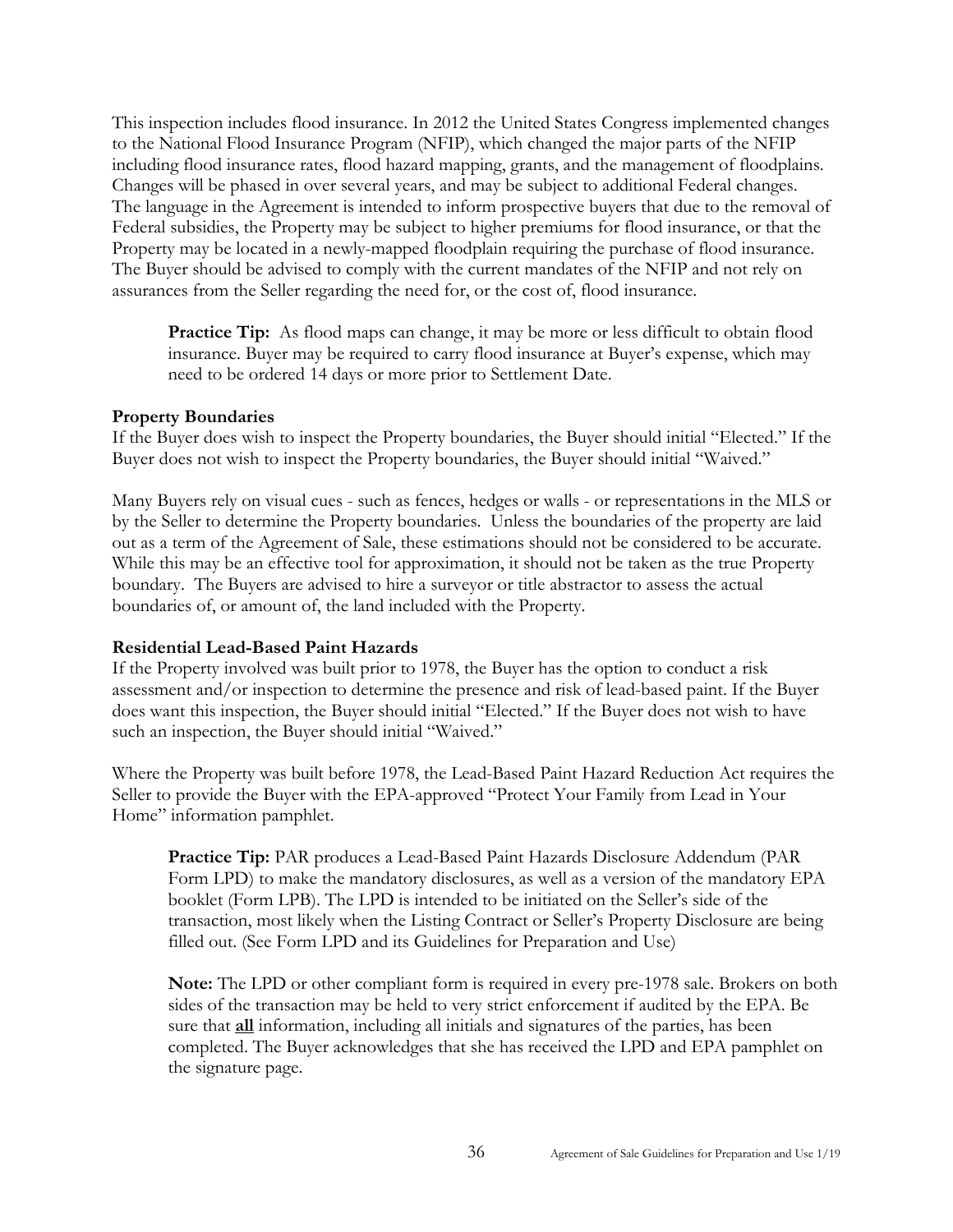This inspection includes flood insurance. In 2012 the United States Congress implemented changes to the National Flood Insurance Program (NFIP), which changed the major parts of the NFIP including flood insurance rates, flood hazard mapping, grants, and the management of floodplains. Changes will be phased in over several years, and may be subject to additional Federal changes. The language in the Agreement is intended to inform prospective buyers that due to the removal of Federal subsidies, the Property may be subject to higher premiums for flood insurance, or that the Property may be located in a newly-mapped floodplain requiring the purchase of flood insurance. The Buyer should be advised to comply with the current mandates of the NFIP and not rely on assurances from the Seller regarding the need for, or the cost of, flood insurance.

> **Practice Tip:** As flood maps can change, it may be more or less difficult to obtain flood insurance. Buyer may be required to carry flood insurance at Buyer's expense, which may need to be ordered 14 days or more prior to Settlement Date.

**Property Boundaries**

If the Buyer does wish to inspect the Property boundaries, the Buyer should initial "Elected." If the Buyer does not wish to inspect the Property boundaries, the Buyer should initial "Waived."

Many Buyers rely on visual cues - such as fences, hedges or walls - or representations in the MLS or by the Seller to determine the Property boundaries. Unless the boundaries of the property are laid out as a term of the Agreement of Sale, these estimations should not be considered to be accurate. While this may be an effective tool for approximation, it should not be taken as the true Property boundary. The Buyers are advised to hire a surveyor or title abstractor to assess the actual boundaries of, or amount of, the land included with the Property.

**Residential Lead-Based Paint Hazards**

If the Property involved was built prior to 1978, the Buyer has the option to conduct a risk assessment and/or inspection to determine the presence and risk of lead-based paint. If the Buyer does want this inspection, the Buyer should initial "Elected." If the Buyer does not wish to have such an inspection, the Buyer should initial "Waived."

Where the Property was built before 1978, the Lead-Based Paint Hazard Reduction Act requires the Seller to provide the Buyer with the EPA-approved "Protect Your Family from Lead in Your Home" information pamphlet.

> **Practice Tip:** PAR produces a Lead-Based Paint Hazards Disclosure Addendum (PAR Form LPD) to make the mandatory disclosures, as well as a version of the mandatory EPA booklet (Form LPB). The LPD is intended to be initiated on the Seller's side of the transaction, most likely when the Listing Contract or Seller's Property Disclosure are being filled out. (See Form LPD and its Guidelines for Preparation and Use)
>
> **Note:** The LPD or other compliant form is required in every pre-1978 sale. Brokers on both sides of the transaction may be held to very strict enforcement if audited by the EPA. Be sure that **<u>all</u>** information, including all initials and signatures of the parties, has been completed. The Buyer acknowledges that she has received the LPD and EPA pamphlet on the signature page.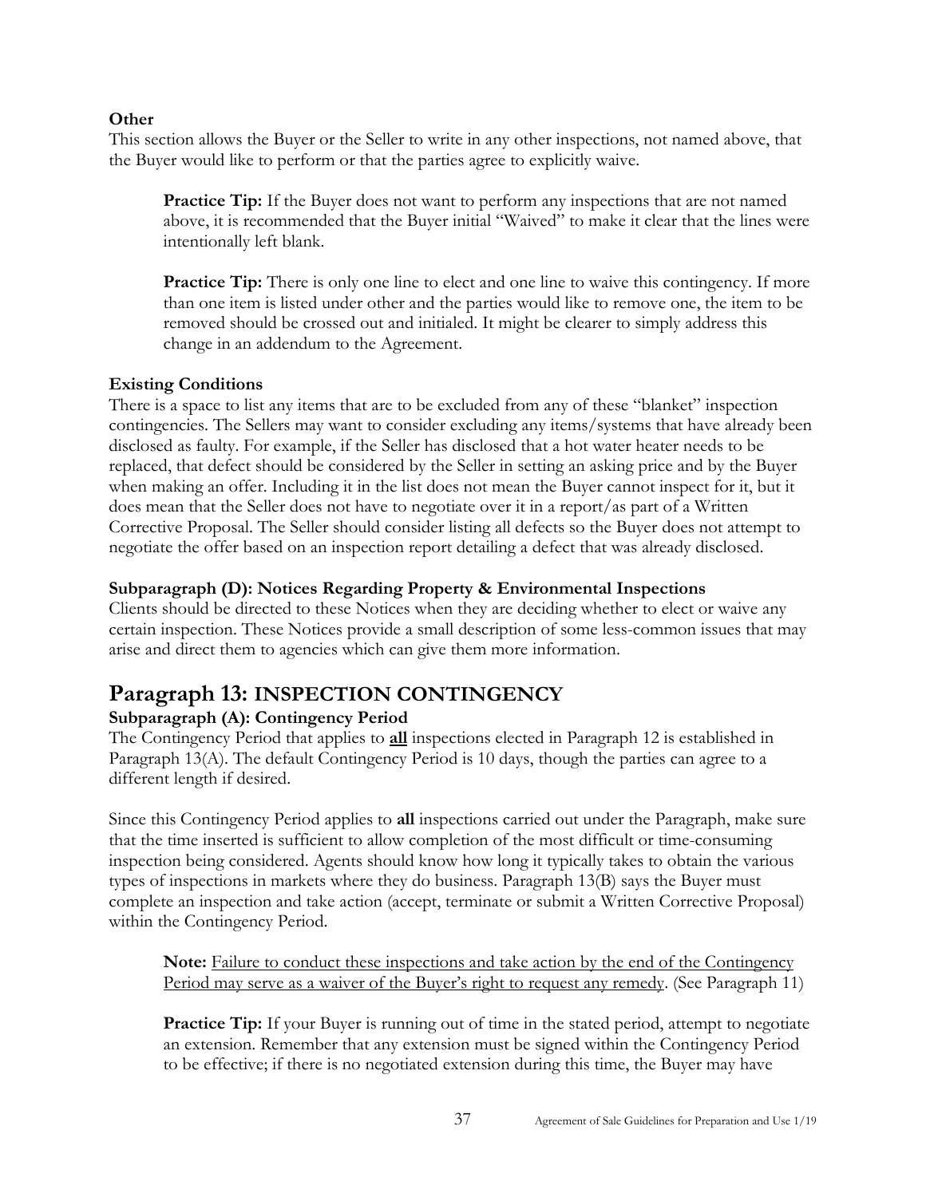**Other**

This section allows the Buyer or the Seller to write in any other inspections, not named above, that the Buyer would like to perform or that the parties agree to explicitly waive.

> **Practice Tip:** If the Buyer does not want to perform any inspections that are not named above, it is recommended that the Buyer initial "Waived" to make it clear that the lines were intentionally left blank.

> **Practice Tip:** There is only one line to elect and one line to waive this contingency. If more than one item is listed under other and the parties would like to remove one, the item to be removed should be crossed out and initialed. It might be clearer to simply address this change in an addendum to the Agreement.

**Existing Conditions**

There is a space to list any items that are to be excluded from any of these "blanket" inspection contingencies. The Sellers may want to consider excluding any items/systems that have already been disclosed as faulty. For example, if the Seller has disclosed that a hot water heater needs to be replaced, that defect should be considered by the Seller in setting an asking price and by the Buyer when making an offer. Including it in the list does not mean the Buyer cannot inspect for it, but it does mean that the Seller does not have to negotiate over it in a report/as part of a Written Corrective Proposal. The Seller should consider listing all defects so the Buyer does not attempt to negotiate the offer based on an inspection report detailing a defect that was already disclosed.

**Subparagraph (D): Notices Regarding Property & Environmental Inspections**

Clients should be directed to these Notices when they are deciding whether to elect or waive any certain inspection. These Notices provide a small description of some less-common issues that may arise and direct them to agencies which can give them more information.

## Paragraph 13: INSPECTION CONTINGENCY

**Subparagraph (A): Contingency Period**

The Contingency Period that applies to **all** inspections elected in Paragraph 12 is established in Paragraph 13(A). The default Contingency Period is 10 days, though the parties can agree to a different length if desired.

Since this Contingency Period applies to **all** inspections carried out under the Paragraph, make sure that the time inserted is sufficient to allow completion of the most difficult or time-consuming inspection being considered. Agents should know how long it typically takes to obtain the various types of inspections in markets where they do business. Paragraph 13(B) says the Buyer must complete an inspection and take action (accept, terminate or submit a Written Corrective Proposal) within the Contingency Period.

> **Note:** Failure to conduct these inspections and take action by the end of the Contingency Period may serve as a waiver of the Buyer's right to request any remedy. (See Paragraph 11)

> **Practice Tip:** If your Buyer is running out of time in the stated period, attempt to negotiate an extension. Remember that any extension must be signed within the Contingency Period to be effective; if there is no negotiated extension during this time, the Buyer may have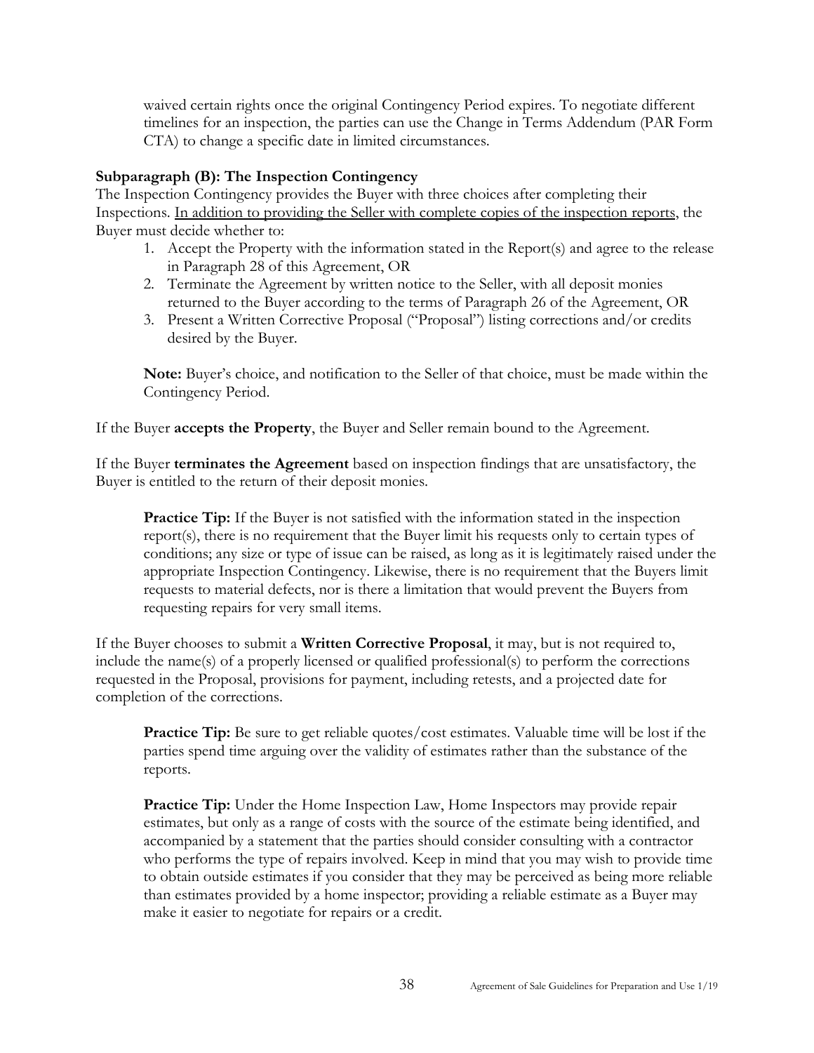waived certain rights once the original Contingency Period expires. To negotiate different timelines for an inspection, the parties can use the Change in Terms Addendum (PAR Form CTA) to change a specific date in limited circumstances.

### Subparagraph (B): The Inspection Contingency

The Inspection Contingency provides the Buyer with three choices after completing their Inspections. <u>In addition to providing the Seller with complete copies of the inspection reports</u>, the Buyer must decide whether to:

1. Accept the Property with the information stated in the Report(s) and agree to the release in Paragraph 28 of this Agreement, OR
2. Terminate the Agreement by written notice to the Seller, with all deposit monies returned to the Buyer according to the terms of Paragraph 26 of the Agreement, OR
3. Present a Written Corrective Proposal ("Proposal") listing corrections and/or credits desired by the Buyer.

**Note:** Buyer's choice, and notification to the Seller of that choice, must be made within the Contingency Period.

If the Buyer **accepts the Property**, the Buyer and Seller remain bound to the Agreement.

If the Buyer **terminates the Agreement** based on inspection findings that are unsatisfactory, the Buyer is entitled to the return of their deposit monies.

**Practice Tip:** If the Buyer is not satisfied with the information stated in the inspection report(s), there is no requirement that the Buyer limit his requests only to certain types of conditions; any size or type of issue can be raised, as long as it is legitimately raised under the appropriate Inspection Contingency. Likewise, there is no requirement that the Buyers limit requests to material defects, nor is there a limitation that would prevent the Buyers from requesting repairs for very small items.

If the Buyer chooses to submit a **Written Corrective Proposal**, it may, but is not required to, include the name(s) of a properly licensed or qualified professional(s) to perform the corrections requested in the Proposal, provisions for payment, including retests, and a projected date for completion of the corrections.

**Practice Tip:** Be sure to get reliable quotes/cost estimates. Valuable time will be lost if the parties spend time arguing over the validity of estimates rather than the substance of the reports.

**Practice Tip:** Under the Home Inspection Law, Home Inspectors may provide repair estimates, but only as a range of costs with the source of the estimate being identified, and accompanied by a statement that the parties should consider consulting with a contractor who performs the type of repairs involved. Keep in mind that you may wish to provide time to obtain outside estimates if you consider that they may be perceived as being more reliable than estimates provided by a home inspector; providing a reliable estimate as a Buyer may make it easier to negotiate for repairs or a credit.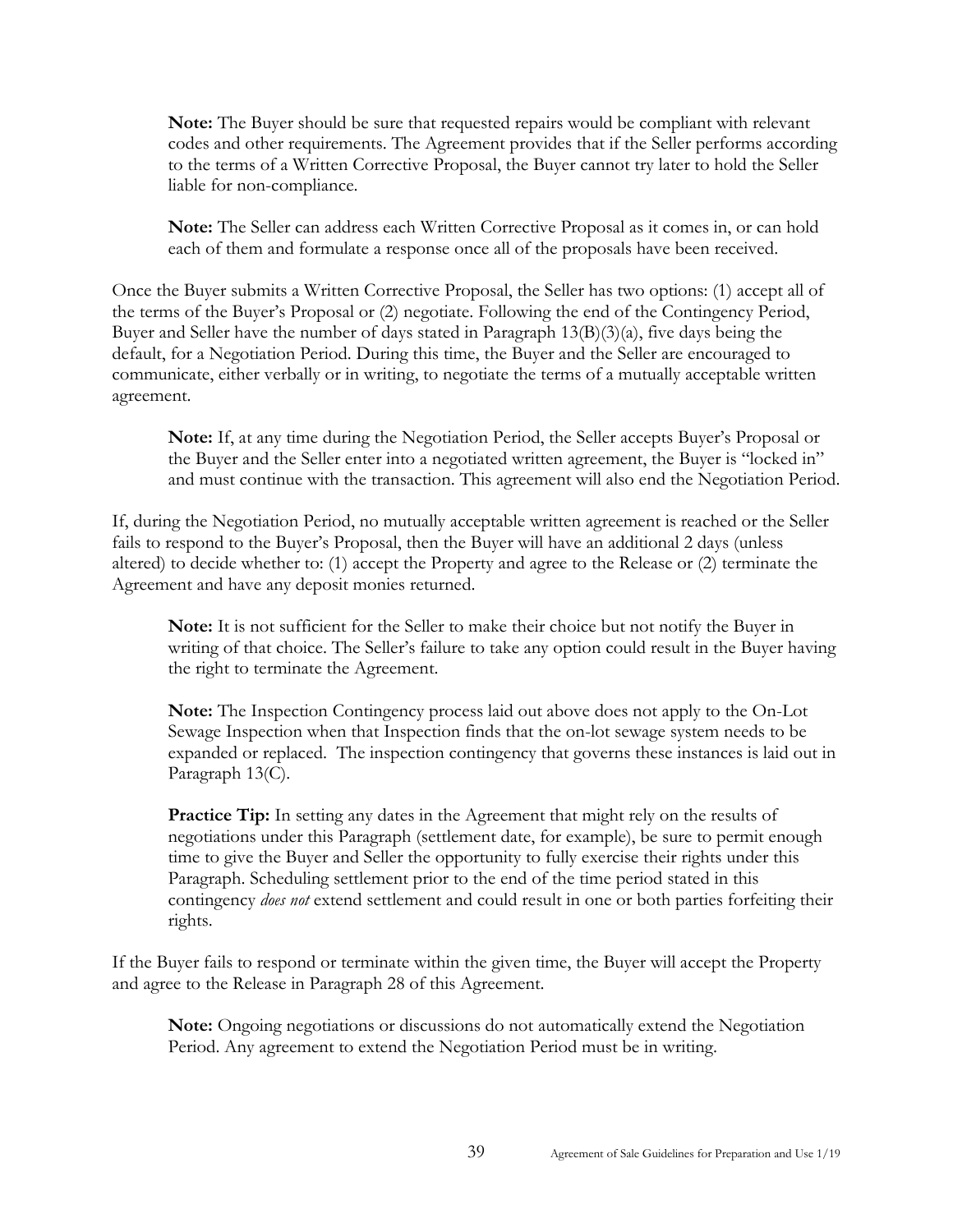**Note:** The Buyer should be sure that requested repairs would be compliant with relevant codes and other requirements. The Agreement provides that if the Seller performs according to the terms of a Written Corrective Proposal, the Buyer cannot try later to hold the Seller liable for non-compliance.

**Note:** The Seller can address each Written Corrective Proposal as it comes in, or can hold each of them and formulate a response once all of the proposals have been received.

Once the Buyer submits a Written Corrective Proposal, the Seller has two options: (1) accept all of the terms of the Buyer's Proposal or (2) negotiate. Following the end of the Contingency Period, Buyer and Seller have the number of days stated in Paragraph 13(B)(3)(a), five days being the default, for a Negotiation Period. During this time, the Buyer and the Seller are encouraged to communicate, either verbally or in writing, to negotiate the terms of a mutually acceptable written agreement.

**Note:** If, at any time during the Negotiation Period, the Seller accepts Buyer's Proposal or the Buyer and the Seller enter into a negotiated written agreement, the Buyer is "locked in" and must continue with the transaction. This agreement will also end the Negotiation Period.

If, during the Negotiation Period, no mutually acceptable written agreement is reached or the Seller fails to respond to the Buyer's Proposal, then the Buyer will have an additional 2 days (unless altered) to decide whether to: (1) accept the Property and agree to the Release or (2) terminate the Agreement and have any deposit monies returned.

**Note:** It is not sufficient for the Seller to make their choice but not notify the Buyer in writing of that choice. The Seller's failure to take any option could result in the Buyer having the right to terminate the Agreement.

**Note:** The Inspection Contingency process laid out above does not apply to the On-Lot Sewage Inspection when that Inspection finds that the on-lot sewage system needs to be expanded or replaced. The inspection contingency that governs these instances is laid out in Paragraph 13(C).

**Practice Tip:** In setting any dates in the Agreement that might rely on the results of negotiations under this Paragraph (settlement date, for example), be sure to permit enough time to give the Buyer and Seller the opportunity to fully exercise their rights under this Paragraph. Scheduling settlement prior to the end of the time period stated in this contingency *does not* extend settlement and could result in one or both parties forfeiting their rights.

If the Buyer fails to respond or terminate within the given time, the Buyer will accept the Property and agree to the Release in Paragraph 28 of this Agreement.

**Note:** Ongoing negotiations or discussions do not automatically extend the Negotiation Period. Any agreement to extend the Negotiation Period must be in writing.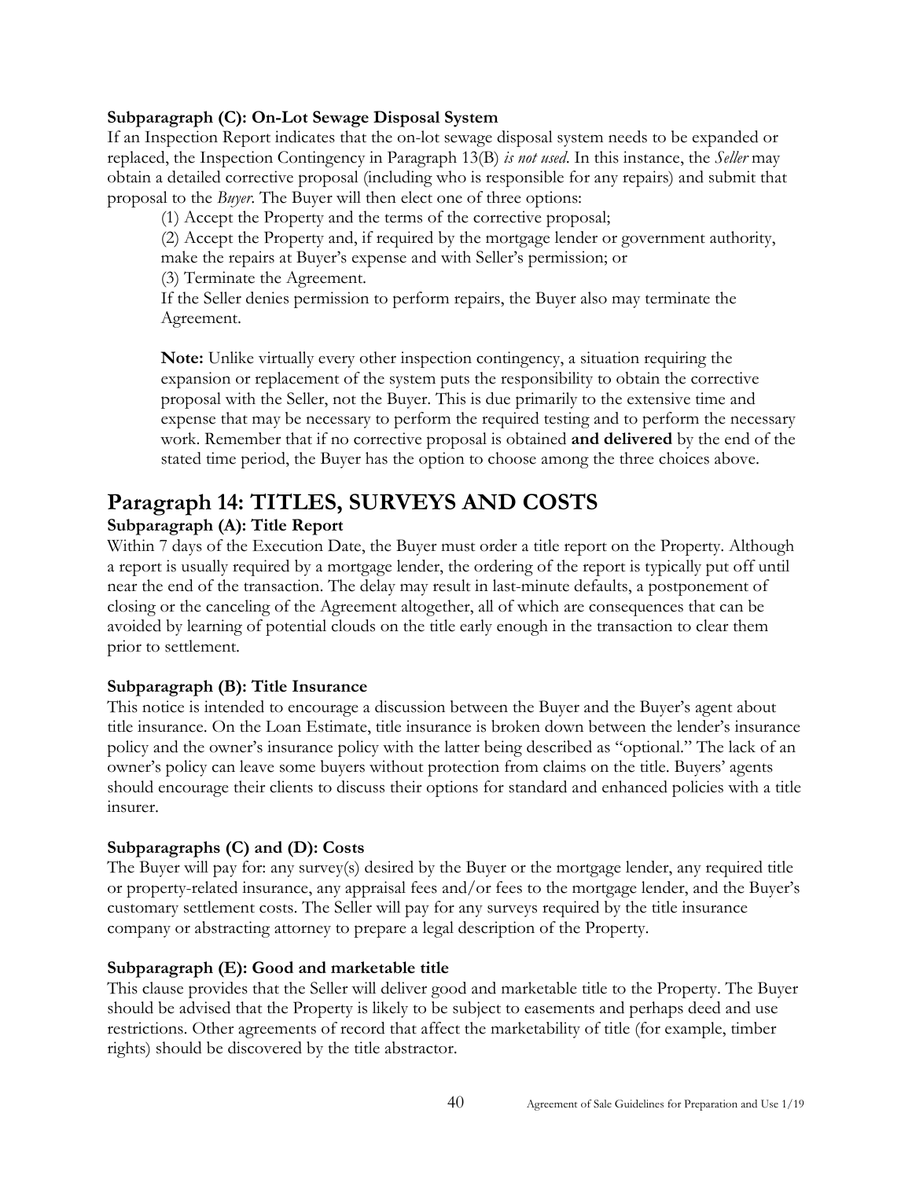**Subparagraph (C): On-Lot Sewage Disposal System**

If an Inspection Report indicates that the on-lot sewage disposal system needs to be expanded or replaced, the Inspection Contingency in Paragraph 13(B) *is not used*. In this instance, the *Seller* may obtain a detailed corrective proposal (including who is responsible for any repairs) and submit that proposal to the *Buyer*. The Buyer will then elect one of three options:

(1) Accept the Property and the terms of the corrective proposal;

(2) Accept the Property and, if required by the mortgage lender or government authority, make the repairs at Buyer's expense and with Seller's permission; or

(3) Terminate the Agreement.

If the Seller denies permission to perform repairs, the Buyer also may terminate the Agreement.

**Note:** Unlike virtually every other inspection contingency, a situation requiring the expansion or replacement of the system puts the responsibility to obtain the corrective proposal with the Seller, not the Buyer. This is due primarily to the extensive time and expense that may be necessary to perform the required testing and to perform the necessary work. Remember that if no corrective proposal is obtained **and delivered** by the end of the stated time period, the Buyer has the option to choose among the three choices above.

# Paragraph 14: TITLES, SURVEYS AND COSTS

**Subparagraph (A): Title Report**

Within 7 days of the Execution Date, the Buyer must order a title report on the Property. Although a report is usually required by a mortgage lender, the ordering of the report is typically put off until near the end of the transaction. The delay may result in last-minute defaults, a postponement of closing or the canceling of the Agreement altogether, all of which are consequences that can be avoided by learning of potential clouds on the title early enough in the transaction to clear them prior to settlement.

**Subparagraph (B): Title Insurance**

This notice is intended to encourage a discussion between the Buyer and the Buyer's agent about title insurance. On the Loan Estimate, title insurance is broken down between the lender's insurance policy and the owner's insurance policy with the latter being described as "optional." The lack of an owner's policy can leave some buyers without protection from claims on the title. Buyers' agents should encourage their clients to discuss their options for standard and enhanced policies with a title insurer.

**Subparagraphs (C) and (D): Costs**

The Buyer will pay for: any survey(s) desired by the Buyer or the mortgage lender, any required title or property-related insurance, any appraisal fees and/or fees to the mortgage lender, and the Buyer's customary settlement costs. The Seller will pay for any surveys required by the title insurance company or abstracting attorney to prepare a legal description of the Property.

**Subparagraph (E): Good and marketable title**

This clause provides that the Seller will deliver good and marketable title to the Property. The Buyer should be advised that the Property is likely to be subject to easements and perhaps deed and use restrictions. Other agreements of record that affect the marketability of title (for example, timber rights) should be discovered by the title abstractor.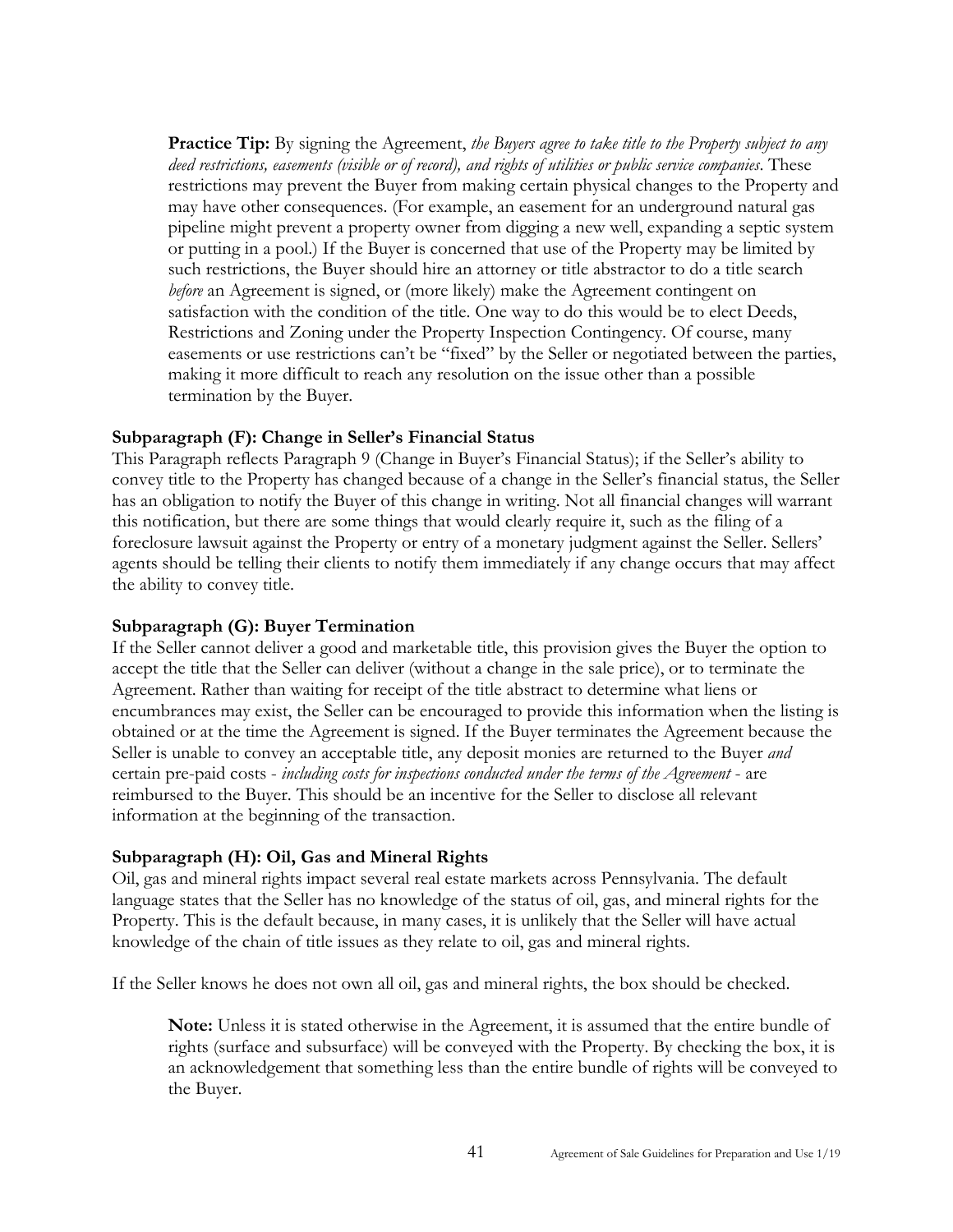**Practice Tip:** By signing the Agreement, *the Buyers agree to take title to the Property subject to any deed restrictions, easements (visible or of record), and rights of utilities or public service companies*. These restrictions may prevent the Buyer from making certain physical changes to the Property and may have other consequences. (For example, an easement for an underground natural gas pipeline might prevent a property owner from digging a new well, expanding a septic system or putting in a pool.) If the Buyer is concerned that use of the Property may be limited by such restrictions, the Buyer should hire an attorney or title abstractor to do a title search *before* an Agreement is signed, or (more likely) make the Agreement contingent on satisfaction with the condition of the title. One way to do this would be to elect Deeds, Restrictions and Zoning under the Property Inspection Contingency. Of course, many easements or use restrictions can't be "fixed" by the Seller or negotiated between the parties, making it more difficult to reach any resolution on the issue other than a possible termination by the Buyer.

### Subparagraph (F): Change in Seller's Financial Status

This Paragraph reflects Paragraph 9 (Change in Buyer's Financial Status); if the Seller's ability to convey title to the Property has changed because of a change in the Seller's financial status, the Seller has an obligation to notify the Buyer of this change in writing. Not all financial changes will warrant this notification, but there are some things that would clearly require it, such as the filing of a foreclosure lawsuit against the Property or entry of a monetary judgment against the Seller. Sellers' agents should be telling their clients to notify them immediately if any change occurs that may affect the ability to convey title.

### Subparagraph (G): Buyer Termination

If the Seller cannot deliver a good and marketable title, this provision gives the Buyer the option to accept the title that the Seller can deliver (without a change in the sale price), or to terminate the Agreement. Rather than waiting for receipt of the title abstract to determine what liens or encumbrances may exist, the Seller can be encouraged to provide this information when the listing is obtained or at the time the Agreement is signed. If the Buyer terminates the Agreement because the Seller is unable to convey an acceptable title, any deposit monies are returned to the Buyer *and* certain pre-paid costs - *including costs for inspections conducted under the terms of the Agreement* - are reimbursed to the Buyer. This should be an incentive for the Seller to disclose all relevant information at the beginning of the transaction.

### Subparagraph (H): Oil, Gas and Mineral Rights

Oil, gas and mineral rights impact several real estate markets across Pennsylvania. The default language states that the Seller has no knowledge of the status of oil, gas, and mineral rights for the Property. This is the default because, in many cases, it is unlikely that the Seller will have actual knowledge of the chain of title issues as they relate to oil, gas and mineral rights.

If the Seller knows he does not own all oil, gas and mineral rights, the box should be checked.

**Note:** Unless it is stated otherwise in the Agreement, it is assumed that the entire bundle of rights (surface and subsurface) will be conveyed with the Property. By checking the box, it is an acknowledgement that something less than the entire bundle of rights will be conveyed to the Buyer.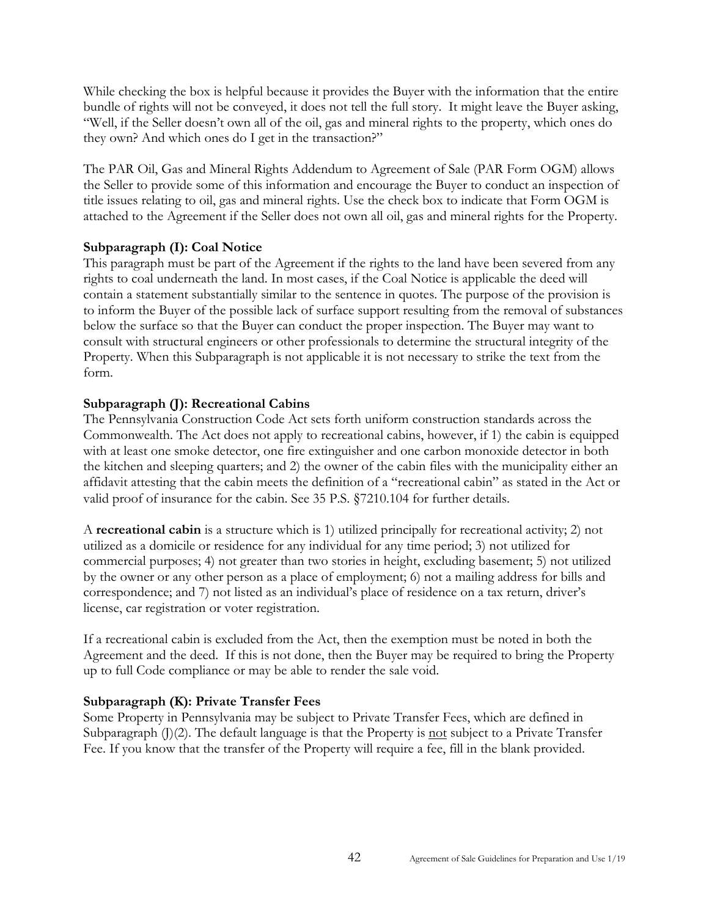While checking the box is helpful because it provides the Buyer with the information that the entire bundle of rights will not be conveyed, it does not tell the full story. It might leave the Buyer asking, "Well, if the Seller doesn't own all of the oil, gas and mineral rights to the property, which ones do they own? And which ones do I get in the transaction?"

The PAR Oil, Gas and Mineral Rights Addendum to Agreement of Sale (PAR Form OGM) allows the Seller to provide some of this information and encourage the Buyer to conduct an inspection of title issues relating to oil, gas and mineral rights. Use the check box to indicate that Form OGM is attached to the Agreement if the Seller does not own all oil, gas and mineral rights for the Property.

**Subparagraph (I): Coal Notice**
This paragraph must be part of the Agreement if the rights to the land have been severed from any rights to coal underneath the land. In most cases, if the Coal Notice is applicable the deed will contain a statement substantially similar to the sentence in quotes. The purpose of the provision is to inform the Buyer of the possible lack of surface support resulting from the removal of substances below the surface so that the Buyer can conduct the proper inspection. The Buyer may want to consult with structural engineers or other professionals to determine the structural integrity of the Property. When this Subparagraph is not applicable it is not necessary to strike the text from the form.

**Subparagraph (J): Recreational Cabins**
The Pennsylvania Construction Code Act sets forth uniform construction standards across the Commonwealth. The Act does not apply to recreational cabins, however, if 1) the cabin is equipped with at least one smoke detector, one fire extinguisher and one carbon monoxide detector in both the kitchen and sleeping quarters; and 2) the owner of the cabin files with the municipality either an affidavit attesting that the cabin meets the definition of a "recreational cabin" as stated in the Act or valid proof of insurance for the cabin. See 35 P.S. §7210.104 for further details.

A **recreational cabin** is a structure which is 1) utilized principally for recreational activity; 2) not utilized as a domicile or residence for any individual for any time period; 3) not utilized for commercial purposes; 4) not greater than two stories in height, excluding basement; 5) not utilized by the owner or any other person as a place of employment; 6) not a mailing address for bills and correspondence; and 7) not listed as an individual's place of residence on a tax return, driver's license, car registration or voter registration.

If a recreational cabin is excluded from the Act, then the exemption must be noted in both the Agreement and the deed. If this is not done, then the Buyer may be required to bring the Property up to full Code compliance or may be able to render the sale void.

**Subparagraph (K): Private Transfer Fees**
Some Property in Pennsylvania may be subject to Private Transfer Fees, which are defined in Subparagraph (J)(2). The default language is that the Property is not subject to a Private Transfer Fee. If you know that the transfer of the Property will require a fee, fill in the blank provided.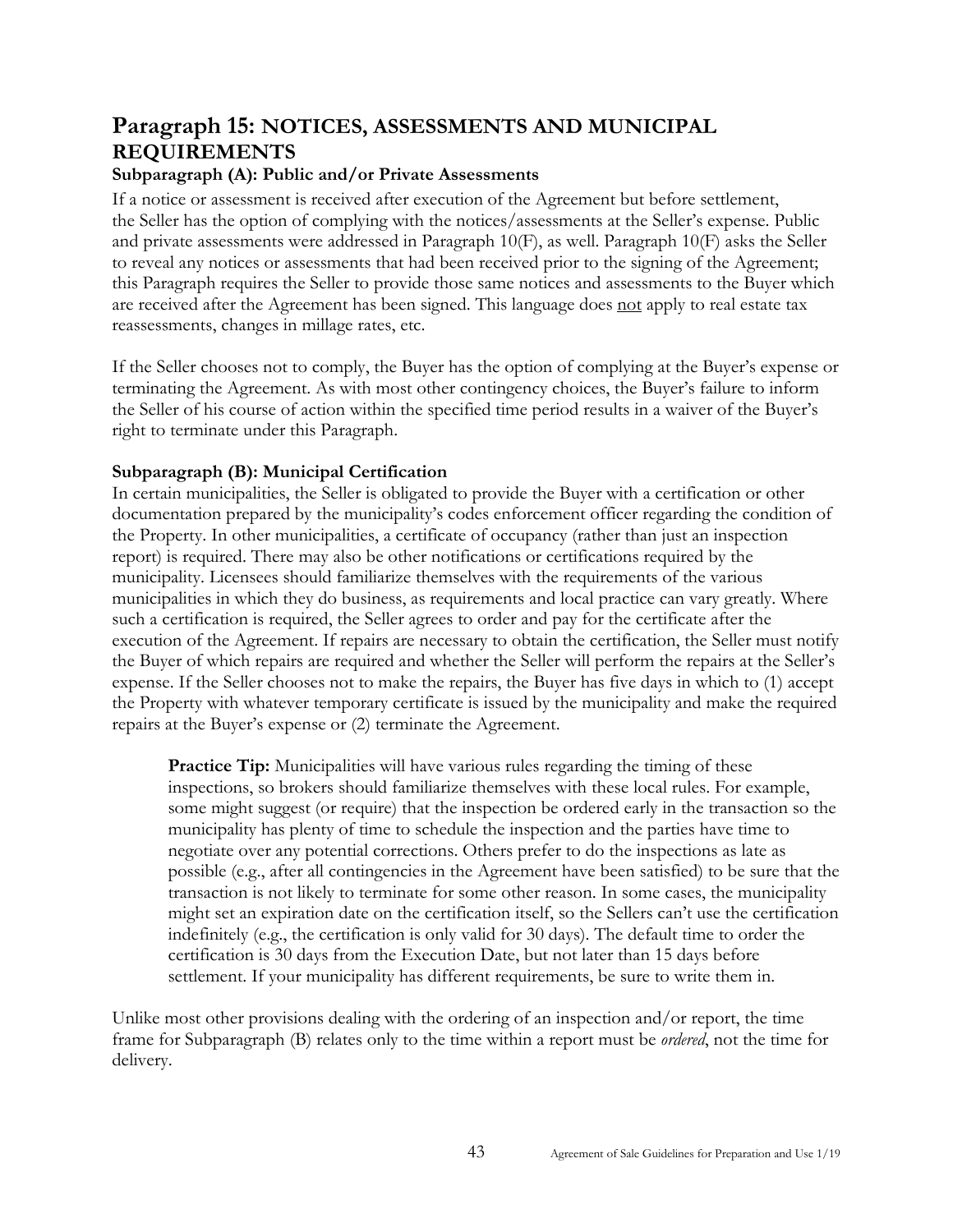## Paragraph 15: NOTICES, ASSESSMENTS AND MUNICIPAL REQUIREMENTS

### Subparagraph (A): Public and/or Private Assessments

If a notice or assessment is received after execution of the Agreement but before settlement, the Seller has the option of complying with the notices/assessments at the Seller's expense. Public and private assessments were addressed in Paragraph 10(F), as well. Paragraph 10(F) asks the Seller to reveal any notices or assessments that had been received prior to the signing of the Agreement; this Paragraph requires the Seller to provide those same notices and assessments to the Buyer which are received after the Agreement has been signed. This language does <u>not</u> apply to real estate tax reassessments, changes in millage rates, etc.

If the Seller chooses not to comply, the Buyer has the option of complying at the Buyer's expense or terminating the Agreement. As with most other contingency choices, the Buyer's failure to inform the Seller of his course of action within the specified time period results in a waiver of the Buyer's right to terminate under this Paragraph.

### Subparagraph (B): Municipal Certification

In certain municipalities, the Seller is obligated to provide the Buyer with a certification or other documentation prepared by the municipality's codes enforcement officer regarding the condition of the Property. In other municipalities, a certificate of occupancy (rather than just an inspection report) is required. There may also be other notifications or certifications required by the municipality. Licensees should familiarize themselves with the requirements of the various municipalities in which they do business, as requirements and local practice can vary greatly. Where such a certification is required, the Seller agrees to order and pay for the certificate after the execution of the Agreement. If repairs are necessary to obtain the certification, the Seller must notify the Buyer of which repairs are required and whether the Seller will perform the repairs at the Seller's expense. If the Seller chooses not to make the repairs, the Buyer has five days in which to (1) accept the Property with whatever temporary certificate is issued by the municipality and make the required repairs at the Buyer's expense or (2) terminate the Agreement.

> **Practice Tip:** Municipalities will have various rules regarding the timing of these inspections, so brokers should familiarize themselves with these local rules. For example, some might suggest (or require) that the inspection be ordered early in the transaction so the municipality has plenty of time to schedule the inspection and the parties have time to negotiate over any potential corrections. Others prefer to do the inspections as late as possible (e.g., after all contingencies in the Agreement have been satisfied) to be sure that the transaction is not likely to terminate for some other reason. In some cases, the municipality might set an expiration date on the certification itself, so the Sellers can't use the certification indefinitely (e.g., the certification is only valid for 30 days). The default time to order the certification is 30 days from the Execution Date, but not later than 15 days before settlement. If your municipality has different requirements, be sure to write them in.

Unlike most other provisions dealing with the ordering of an inspection and/or report, the time frame for Subparagraph (B) relates only to the time within a report must be *ordered*, not the time for delivery.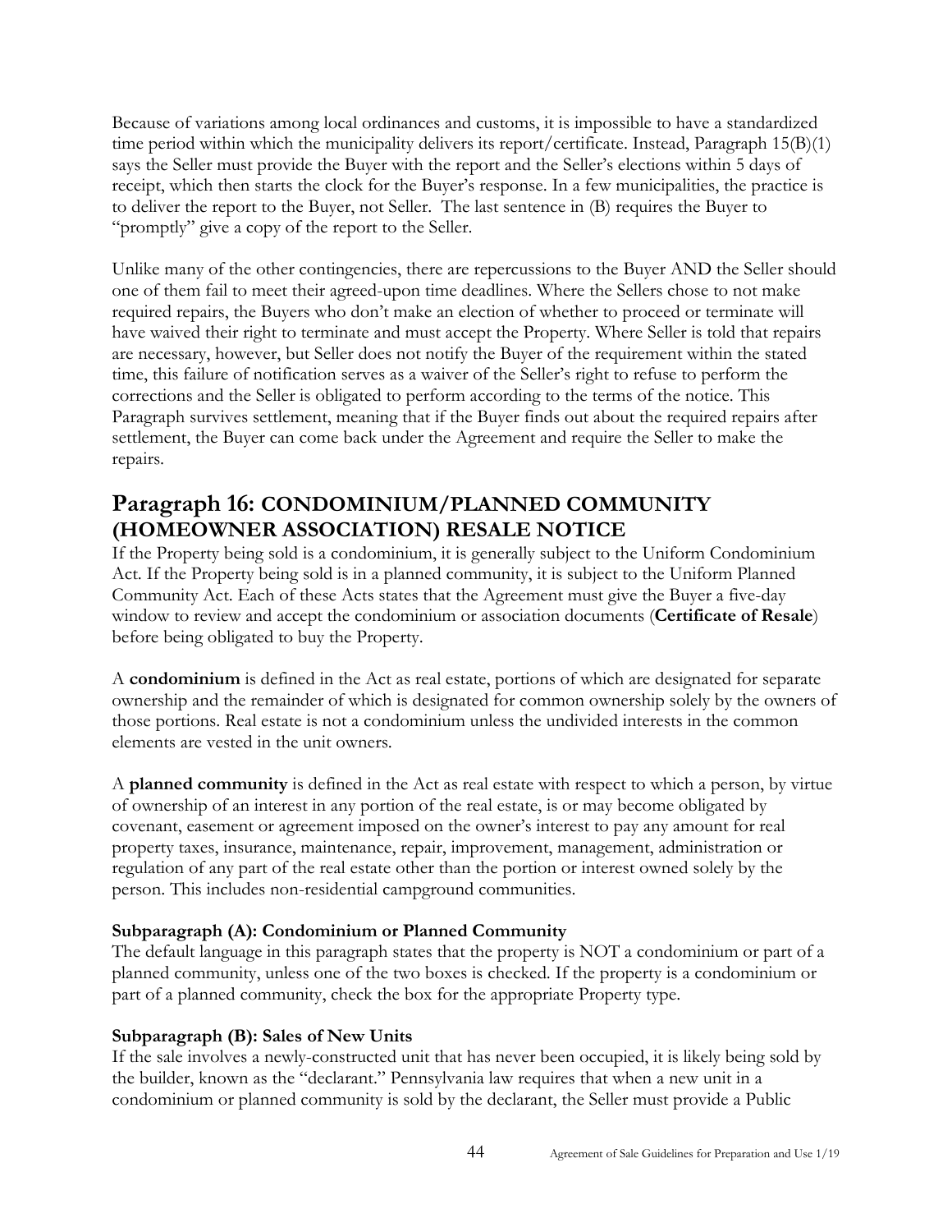Because of variations among local ordinances and customs, it is impossible to have a standardized time period within which the municipality delivers its report/certificate. Instead, Paragraph 15(B)(1) says the Seller must provide the Buyer with the report and the Seller's elections within 5 days of receipt, which then starts the clock for the Buyer's response. In a few municipalities, the practice is to deliver the report to the Buyer, not Seller. The last sentence in (B) requires the Buyer to "promptly" give a copy of the report to the Seller.

Unlike many of the other contingencies, there are repercussions to the Buyer AND the Seller should one of them fail to meet their agreed-upon time deadlines. Where the Sellers chose to not make required repairs, the Buyers who don't make an election of whether to proceed or terminate will have waived their right to terminate and must accept the Property. Where Seller is told that repairs are necessary, however, but Seller does not notify the Buyer of the requirement within the stated time, this failure of notification serves as a waiver of the Seller's right to refuse to perform the corrections and the Seller is obligated to perform according to the terms of the notice. This Paragraph survives settlement, meaning that if the Buyer finds out about the required repairs after settlement, the Buyer can come back under the Agreement and require the Seller to make the repairs.

## Paragraph 16: CONDOMINIUM/PLANNED COMMUNITY (HOMEOWNER ASSOCIATION) RESALE NOTICE

If the Property being sold is a condominium, it is generally subject to the Uniform Condominium Act. If the Property being sold is in a planned community, it is subject to the Uniform Planned Community Act. Each of these Acts states that the Agreement must give the Buyer a five-day window to review and accept the condominium or association documents (**Certificate of Resale**) before being obligated to buy the Property.

A **condominium** is defined in the Act as real estate, portions of which are designated for separate ownership and the remainder of which is designated for common ownership solely by the owners of those portions. Real estate is not a condominium unless the undivided interests in the common elements are vested in the unit owners.

A **planned community** is defined in the Act as real estate with respect to which a person, by virtue of ownership of an interest in any portion of the real estate, is or may become obligated by covenant, easement or agreement imposed on the owner's interest to pay any amount for real property taxes, insurance, maintenance, repair, improvement, management, administration or regulation of any part of the real estate other than the portion or interest owned solely by the person. This includes non-residential campground communities.

### Subparagraph (A): Condominium or Planned Community

The default language in this paragraph states that the property is NOT a condominium or part of a planned community, unless one of the two boxes is checked. If the property is a condominium or part of a planned community, check the box for the appropriate Property type.

### Subparagraph (B): Sales of New Units

If the sale involves a newly-constructed unit that has never been occupied, it is likely being sold by the builder, known as the "declarant." Pennsylvania law requires that when a new unit in a condominium or planned community is sold by the declarant, the Seller must provide a Public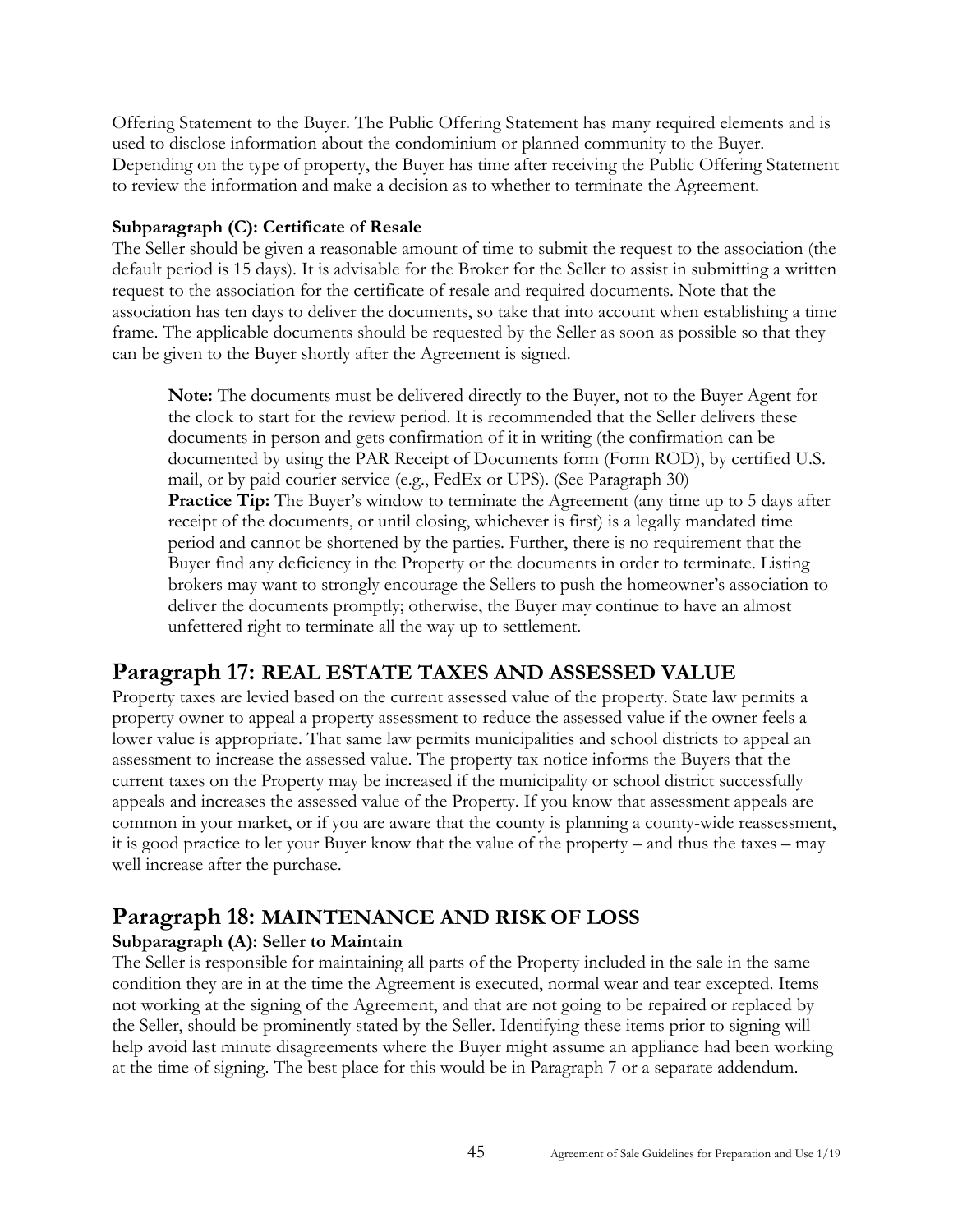Offering Statement to the Buyer. The Public Offering Statement has many required elements and is used to disclose information about the condominium or planned community to the Buyer. Depending on the type of property, the Buyer has time after receiving the Public Offering Statement to review the information and make a decision as to whether to terminate the Agreement.

### Subparagraph (C): Certificate of Resale

The Seller should be given a reasonable amount of time to submit the request to the association (the default period is 15 days). It is advisable for the Broker for the Seller to assist in submitting a written request to the association for the certificate of resale and required documents. Note that the association has ten days to deliver the documents, so take that into account when establishing a time frame. The applicable documents should be requested by the Seller as soon as possible so that they can be given to the Buyer shortly after the Agreement is signed.

> **Note:** The documents must be delivered directly to the Buyer, not to the Buyer Agent for the clock to start for the review period. It is recommended that the Seller delivers these documents in person and gets confirmation of it in writing (the confirmation can be documented by using the PAR Receipt of Documents form (Form ROD), by certified U.S. mail, or by paid courier service (e.g., FedEx or UPS). (See Paragraph 30)
>
> **Practice Tip:** The Buyer's window to terminate the Agreement (any time up to 5 days after receipt of the documents, or until closing, whichever is first) is a legally mandated time period and cannot be shortened by the parties. Further, there is no requirement that the Buyer find any deficiency in the Property or the documents in order to terminate. Listing brokers may want to strongly encourage the Sellers to push the homeowner's association to deliver the documents promptly; otherwise, the Buyer may continue to have an almost unfettered right to terminate all the way up to settlement.

## Paragraph 17: REAL ESTATE TAXES AND ASSESSED VALUE

Property taxes are levied based on the current assessed value of the property. State law permits a property owner to appeal a property assessment to reduce the assessed value if the owner feels a lower value is appropriate. That same law permits municipalities and school districts to appeal an assessment to increase the assessed value. The property tax notice informs the Buyers that the current taxes on the Property may be increased if the municipality or school district successfully appeals and increases the assessed value of the Property. If you know that assessment appeals are common in your market, or if you are aware that the county is planning a county-wide reassessment, it is good practice to let your Buyer know that the value of the property – and thus the taxes – may well increase after the purchase.

## Paragraph 18: MAINTENANCE AND RISK OF LOSS

### Subparagraph (A): Seller to Maintain

The Seller is responsible for maintaining all parts of the Property included in the sale in the same condition they are in at the time the Agreement is executed, normal wear and tear excepted. Items not working at the signing of the Agreement, and that are not going to be repaired or replaced by the Seller, should be prominently stated by the Seller. Identifying these items prior to signing will help avoid last minute disagreements where the Buyer might assume an appliance had been working at the time of signing. The best place for this would be in Paragraph 7 or a separate addendum.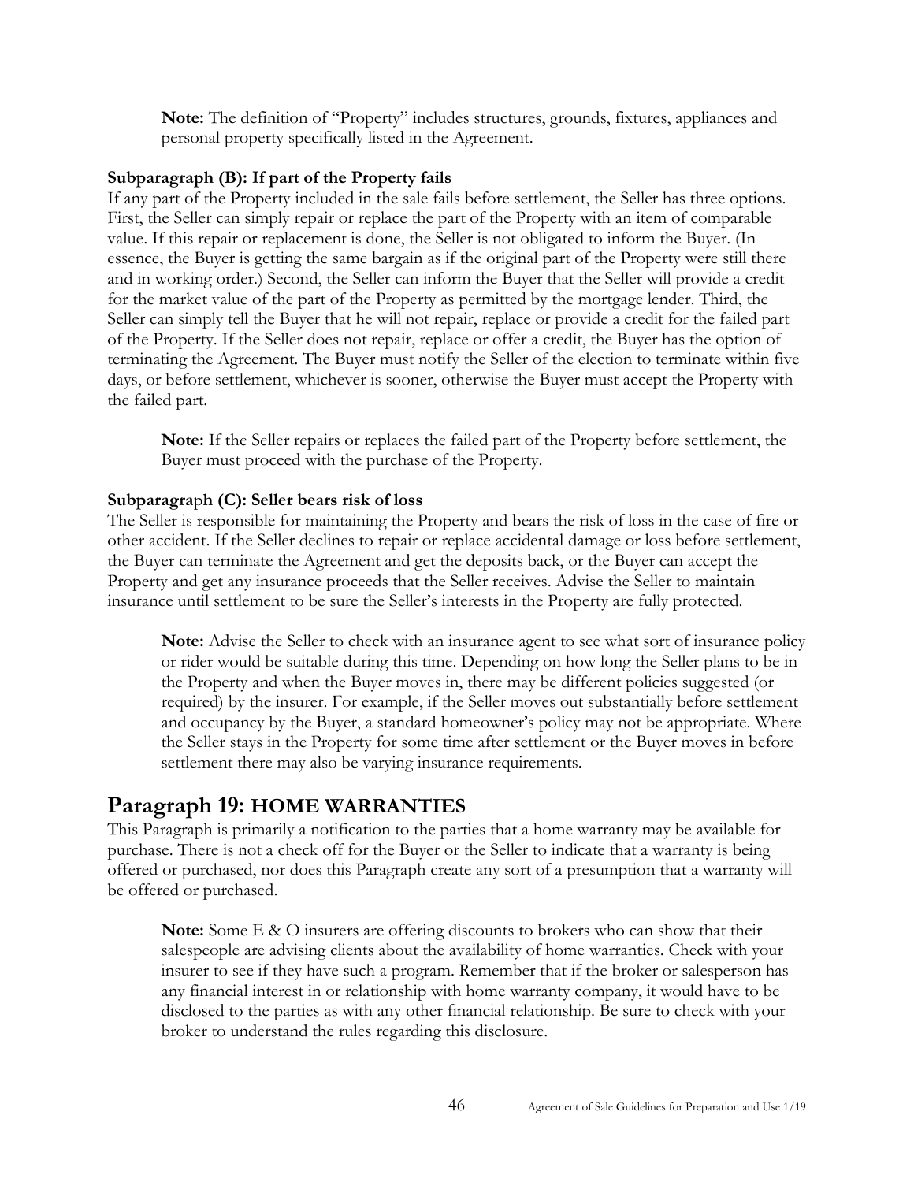**Note:** The definition of "Property" includes structures, grounds, fixtures, appliances and personal property specifically listed in the Agreement.

**Subparagraph (B): If part of the Property fails**

If any part of the Property included in the sale fails before settlement, the Seller has three options. First, the Seller can simply repair or replace the part of the Property with an item of comparable value. If this repair or replacement is done, the Seller is not obligated to inform the Buyer. (In essence, the Buyer is getting the same bargain as if the original part of the Property were still there and in working order.) Second, the Seller can inform the Buyer that the Seller will provide a credit for the market value of the part of the Property as permitted by the mortgage lender. Third, the Seller can simply tell the Buyer that he will not repair, replace or provide a credit for the failed part of the Property. If the Seller does not repair, replace or offer a credit, the Buyer has the option of terminating the Agreement. The Buyer must notify the Seller of the election to terminate within five days, or before settlement, whichever is sooner, otherwise the Buyer must accept the Property with the failed part.

**Note:** If the Seller repairs or replaces the failed part of the Property before settlement, the Buyer must proceed with the purchase of the Property.

**Subparagraph (C): Seller bears risk of loss**

The Seller is responsible for maintaining the Property and bears the risk of loss in the case of fire or other accident. If the Seller declines to repair or replace accidental damage or loss before settlement, the Buyer can terminate the Agreement and get the deposits back, or the Buyer can accept the Property and get any insurance proceeds that the Seller receives. Advise the Seller to maintain insurance until settlement to be sure the Seller's interests in the Property are fully protected.

**Note:** Advise the Seller to check with an insurance agent to see what sort of insurance policy or rider would be suitable during this time. Depending on how long the Seller plans to be in the Property and when the Buyer moves in, there may be different policies suggested (or required) by the insurer. For example, if the Seller moves out substantially before settlement and occupancy by the Buyer, a standard homeowner's policy may not be appropriate. Where the Seller stays in the Property for some time after settlement or the Buyer moves in before settlement there may also be varying insurance requirements.

## Paragraph 19: HOME WARRANTIES

This Paragraph is primarily a notification to the parties that a home warranty may be available for purchase. There is not a check off for the Buyer or the Seller to indicate that a warranty is being offered or purchased, nor does this Paragraph create any sort of a presumption that a warranty will be offered or purchased.

**Note:** Some E & O insurers are offering discounts to brokers who can show that their salespeople are advising clients about the availability of home warranties. Check with your insurer to see if they have such a program. Remember that if the broker or salesperson has any financial interest in or relationship with home warranty company, it would have to be disclosed to the parties as with any other financial relationship. Be sure to check with your broker to understand the rules regarding this disclosure.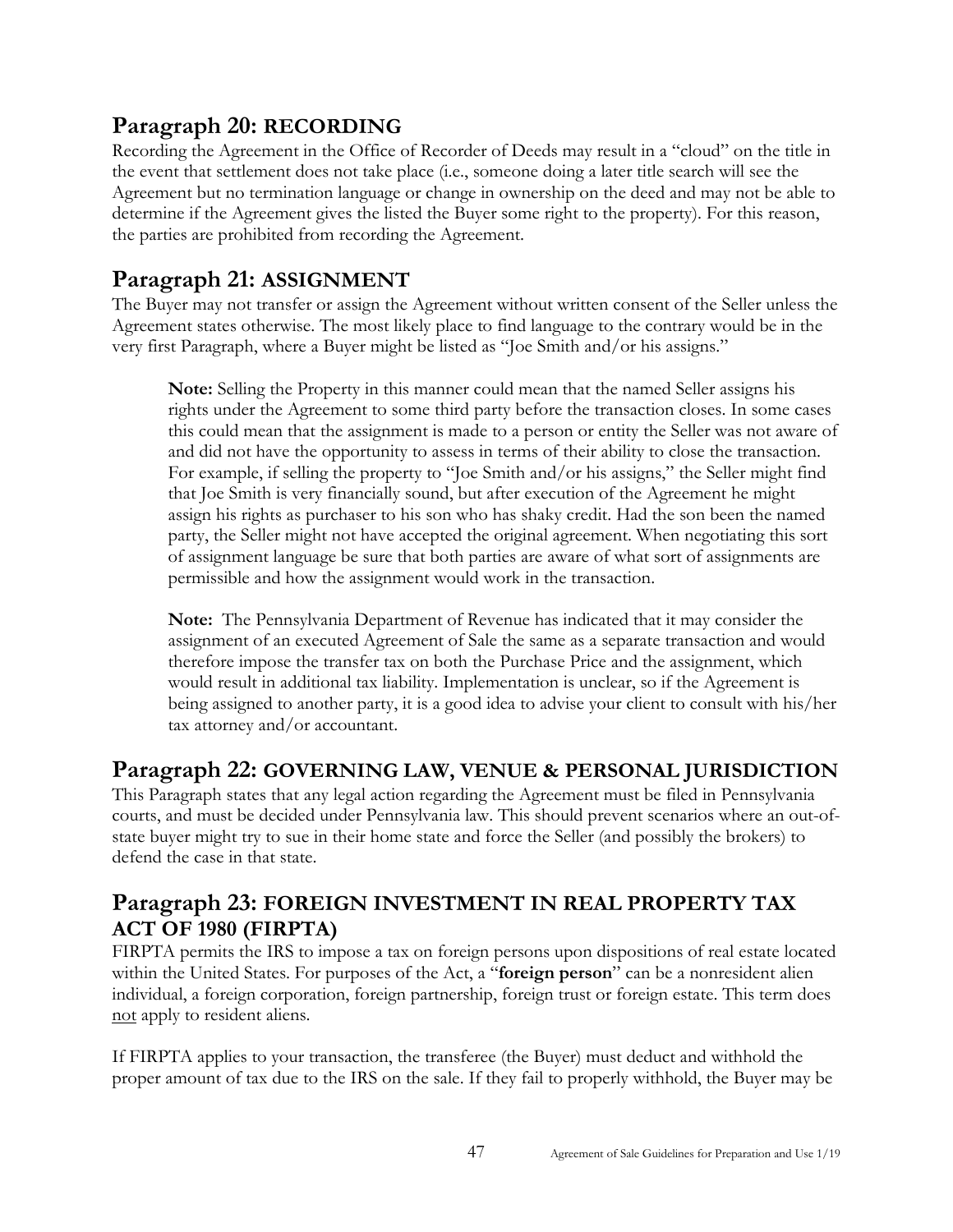## Paragraph 20: RECORDING

Recording the Agreement in the Office of Recorder of Deeds may result in a "cloud" on the title in the event that settlement does not take place (i.e., someone doing a later title search will see the Agreement but no termination language or change in ownership on the deed and may not be able to determine if the Agreement gives the listed the Buyer some right to the property). For this reason, the parties are prohibited from recording the Agreement.

## Paragraph 21: ASSIGNMENT

The Buyer may not transfer or assign the Agreement without written consent of the Seller unless the Agreement states otherwise. The most likely place to find language to the contrary would be in the very first Paragraph, where a Buyer might be listed as "Joe Smith and/or his assigns."

> **Note:** Selling the Property in this manner could mean that the named Seller assigns his rights under the Agreement to some third party before the transaction closes. In some cases this could mean that the assignment is made to a person or entity the Seller was not aware of and did not have the opportunity to assess in terms of their ability to close the transaction. For example, if selling the property to "Joe Smith and/or his assigns," the Seller might find that Joe Smith is very financially sound, but after execution of the Agreement he might assign his rights as purchaser to his son who has shaky credit. Had the son been the named party, the Seller might not have accepted the original agreement. When negotiating this sort of assignment language be sure that both parties are aware of what sort of assignments are permissible and how the assignment would work in the transaction.
>
> **Note:** The Pennsylvania Department of Revenue has indicated that it may consider the assignment of an executed Agreement of Sale the same as a separate transaction and would therefore impose the transfer tax on both the Purchase Price and the assignment, which would result in additional tax liability. Implementation is unclear, so if the Agreement is being assigned to another party, it is a good idea to advise your client to consult with his/her tax attorney and/or accountant.

## Paragraph 22: GOVERNING LAW, VENUE & PERSONAL JURISDICTION

This Paragraph states that any legal action regarding the Agreement must be filed in Pennsylvania courts, and must be decided under Pennsylvania law. This should prevent scenarios where an out-of-state buyer might try to sue in their home state and force the Seller (and possibly the brokers) to defend the case in that state.

## Paragraph 23: FOREIGN INVESTMENT IN REAL PROPERTY TAX ACT OF 1980 (FIRPTA)

FIRPTA permits the IRS to impose a tax on foreign persons upon dispositions of real estate located within the United States. For purposes of the Act, a "**foreign person**" can be a nonresident alien individual, a foreign corporation, foreign partnership, foreign trust or foreign estate. This term does not apply to resident aliens.

If FIRPTA applies to your transaction, the transferee (the Buyer) must deduct and withhold the proper amount of tax due to the IRS on the sale. If they fail to properly withhold, the Buyer may be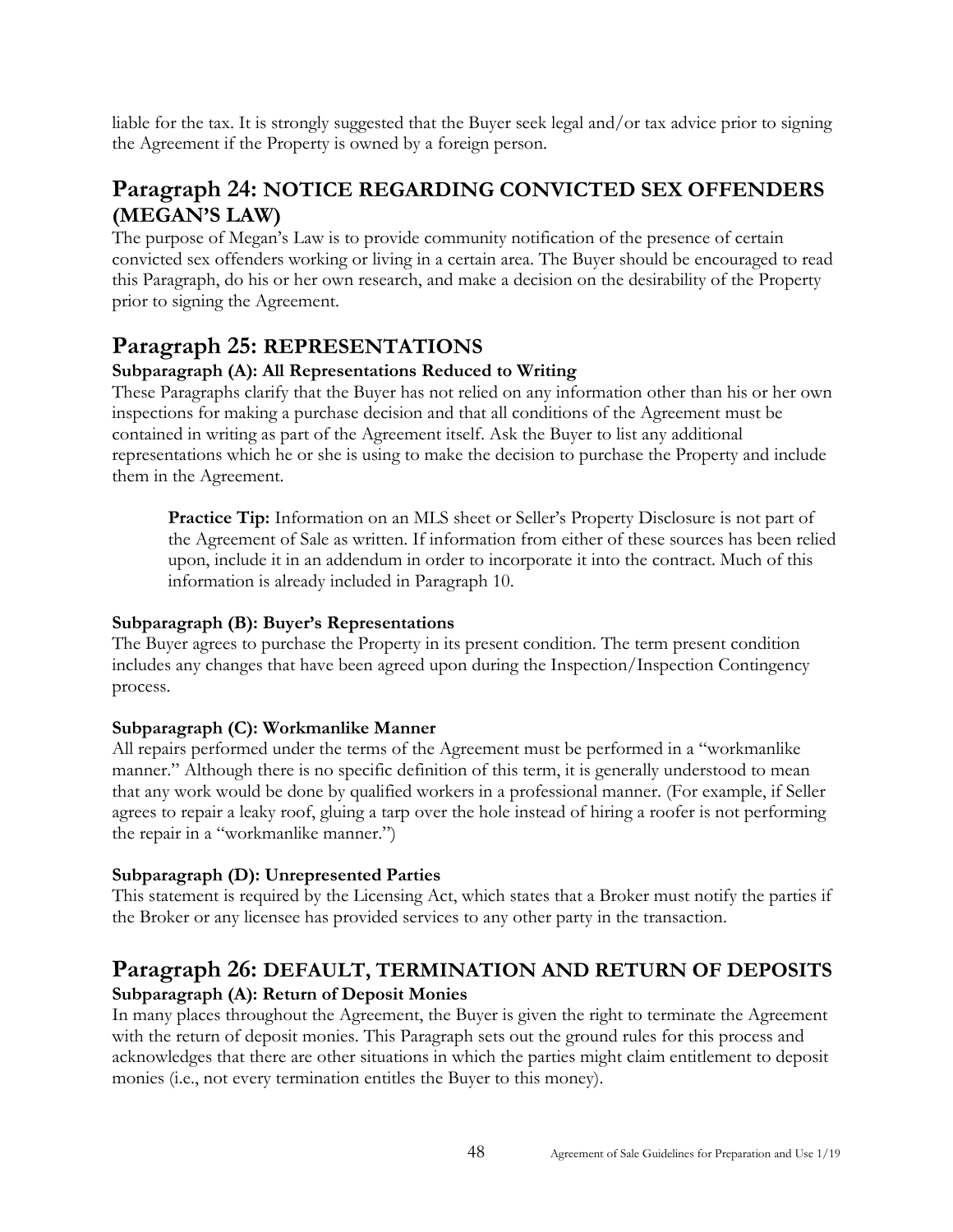liable for the tax. It is strongly suggested that the Buyer seek legal and/or tax advice prior to signing the Agreement if the Property is owned by a foreign person.

## Paragraph 24: NOTICE REGARDING CONVICTED SEX OFFENDERS (MEGAN'S LAW)

The purpose of Megan's Law is to provide community notification of the presence of certain convicted sex offenders working or living in a certain area. The Buyer should be encouraged to read this Paragraph, do his or her own research, and make a decision on the desirability of the Property prior to signing the Agreement.

## Paragraph 25: REPRESENTATIONS

### Subparagraph (A): All Representations Reduced to Writing

These Paragraphs clarify that the Buyer has not relied on any information other than his or her own inspections for making a purchase decision and that all conditions of the Agreement must be contained in writing as part of the Agreement itself. Ask the Buyer to list any additional representations which he or she is using to make the decision to purchase the Property and include them in the Agreement.

> **Practice Tip:** Information on an MLS sheet or Seller's Property Disclosure is not part of the Agreement of Sale as written. If information from either of these sources has been relied upon, include it in an addendum in order to incorporate it into the contract. Much of this information is already included in Paragraph 10.

### Subparagraph (B): Buyer's Representations

The Buyer agrees to purchase the Property in its present condition. The term present condition includes any changes that have been agreed upon during the Inspection/Inspection Contingency process.

### Subparagraph (C): Workmanlike Manner

All repairs performed under the terms of the Agreement must be performed in a "workmanlike manner." Although there is no specific definition of this term, it is generally understood to mean that any work would be done by qualified workers in a professional manner. (For example, if Seller agrees to repair a leaky roof, gluing a tarp over the hole instead of hiring a roofer is not performing the repair in a "workmanlike manner.")

### Subparagraph (D): Unrepresented Parties

This statement is required by the Licensing Act, which states that a Broker must notify the parties if the Broker or any licensee has provided services to any other party in the transaction.

## Paragraph 26: DEFAULT, TERMINATION AND RETURN OF DEPOSITS

### Subparagraph (A): Return of Deposit Monies

In many places throughout the Agreement, the Buyer is given the right to terminate the Agreement with the return of deposit monies. This Paragraph sets out the ground rules for this process and acknowledges that there are other situations in which the parties might claim entitlement to deposit monies (i.e., not every termination entitles the Buyer to this money).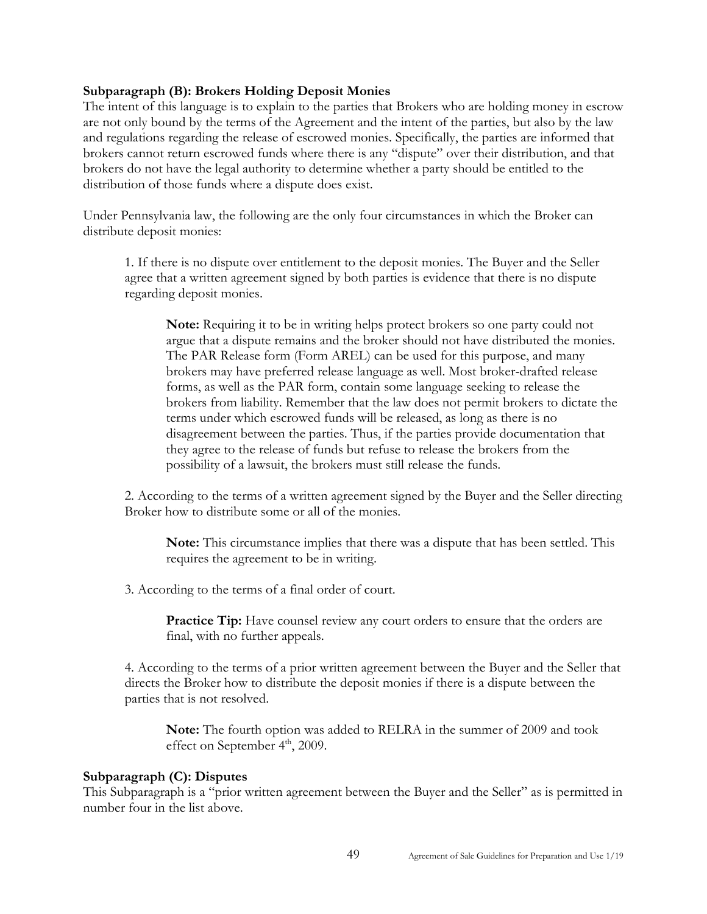**Subparagraph (B): Brokers Holding Deposit Monies**

The intent of this language is to explain to the parties that Brokers who are holding money in escrow are not only bound by the terms of the Agreement and the intent of the parties, but also by the law and regulations regarding the release of escrowed monies. Specifically, the parties are informed that brokers cannot return escrowed funds where there is any "dispute" over their distribution, and that brokers do not have the legal authority to determine whether a party should be entitled to the distribution of those funds where a dispute does exist.

Under Pennsylvania law, the following are the only four circumstances in which the Broker can distribute deposit monies:

1. If there is no dispute over entitlement to the deposit monies. The Buyer and the Seller agree that a written agreement signed by both parties is evidence that there is no dispute regarding deposit monies.

    **Note:** Requiring it to be in writing helps protect brokers so one party could not argue that a dispute remains and the broker should not have distributed the monies. The PAR Release form (Form AREL) can be used for this purpose, and many brokers may have preferred release language as well. Most broker-drafted release forms, as well as the PAR form, contain some language seeking to release the brokers from liability. Remember that the law does not permit brokers to dictate the terms under which escrowed funds will be released, as long as there is no disagreement between the parties. Thus, if the parties provide documentation that they agree to the release of funds but refuse to release the brokers from the possibility of a lawsuit, the brokers must still release the funds.

2. According to the terms of a written agreement signed by the Buyer and the Seller directing Broker how to distribute some or all of the monies.

    **Note:** This circumstance implies that there was a dispute that has been settled. This requires the agreement to be in writing.

3. According to the terms of a final order of court.

    **Practice Tip:** Have counsel review any court orders to ensure that the orders are final, with no further appeals.

4. According to the terms of a prior written agreement between the Buyer and the Seller that directs the Broker how to distribute the deposit monies if there is a dispute between the parties that is not resolved.

    **Note:** The fourth option was added to RELRA in the summer of 2009 and took effect on September 4th, 2009.

**Subparagraph (C): Disputes**

This Subparagraph is a "prior written agreement between the Buyer and the Seller" as is permitted in number four in the list above.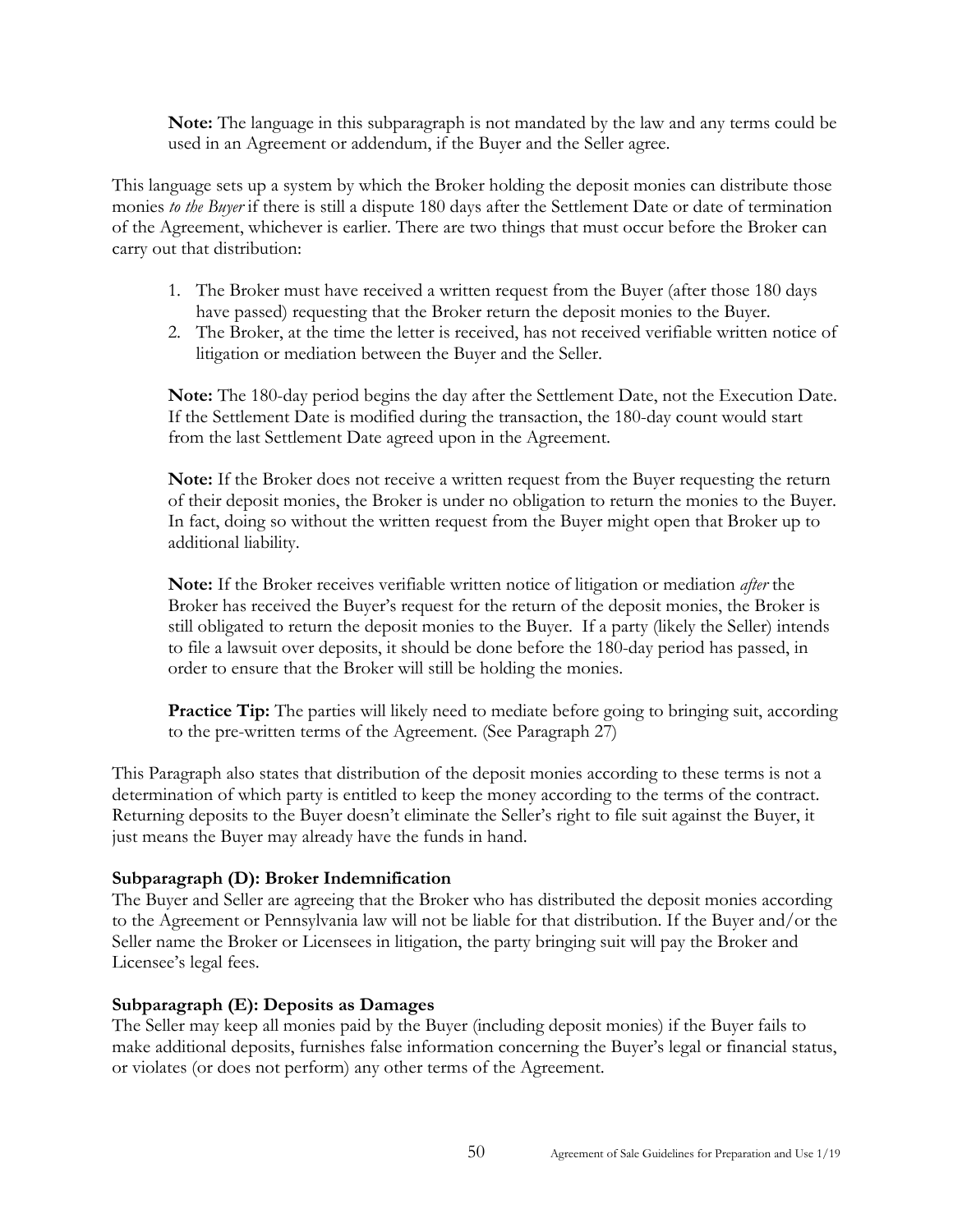**Note:** The language in this subparagraph is not mandated by the law and any terms could be used in an Agreement or addendum, if the Buyer and the Seller agree.

This language sets up a system by which the Broker holding the deposit monies can distribute those monies *to the Buyer* if there is still a dispute 180 days after the Settlement Date or date of termination of the Agreement, whichever is earlier. There are two things that must occur before the Broker can carry out that distribution:

1. The Broker must have received a written request from the Buyer (after those 180 days have passed) requesting that the Broker return the deposit monies to the Buyer.
2. The Broker, at the time the letter is received, has not received verifiable written notice of litigation or mediation between the Buyer and the Seller.

**Note:** The 180-day period begins the day after the Settlement Date, not the Execution Date. If the Settlement Date is modified during the transaction, the 180-day count would start from the last Settlement Date agreed upon in the Agreement.

**Note:** If the Broker does not receive a written request from the Buyer requesting the return of their deposit monies, the Broker is under no obligation to return the monies to the Buyer. In fact, doing so without the written request from the Buyer might open that Broker up to additional liability.

**Note:** If the Broker receives verifiable written notice of litigation or mediation *after* the Broker has received the Buyer's request for the return of the deposit monies, the Broker is still obligated to return the deposit monies to the Buyer. If a party (likely the Seller) intends to file a lawsuit over deposits, it should be done before the 180-day period has passed, in order to ensure that the Broker will still be holding the monies.

**Practice Tip:** The parties will likely need to mediate before going to bringing suit, according to the pre-written terms of the Agreement. (See Paragraph 27)

This Paragraph also states that distribution of the deposit monies according to these terms is not a determination of which party is entitled to keep the money according to the terms of the contract. Returning deposits to the Buyer doesn't eliminate the Seller's right to file suit against the Buyer, it just means the Buyer may already have the funds in hand.

### Subparagraph (D): Broker Indemnification

The Buyer and Seller are agreeing that the Broker who has distributed the deposit monies according to the Agreement or Pennsylvania law will not be liable for that distribution. If the Buyer and/or the Seller name the Broker or Licensees in litigation, the party bringing suit will pay the Broker and Licensee's legal fees.

### Subparagraph (E): Deposits as Damages

The Seller may keep all monies paid by the Buyer (including deposit monies) if the Buyer fails to make additional deposits, furnishes false information concerning the Buyer's legal or financial status, or violates (or does not perform) any other terms of the Agreement.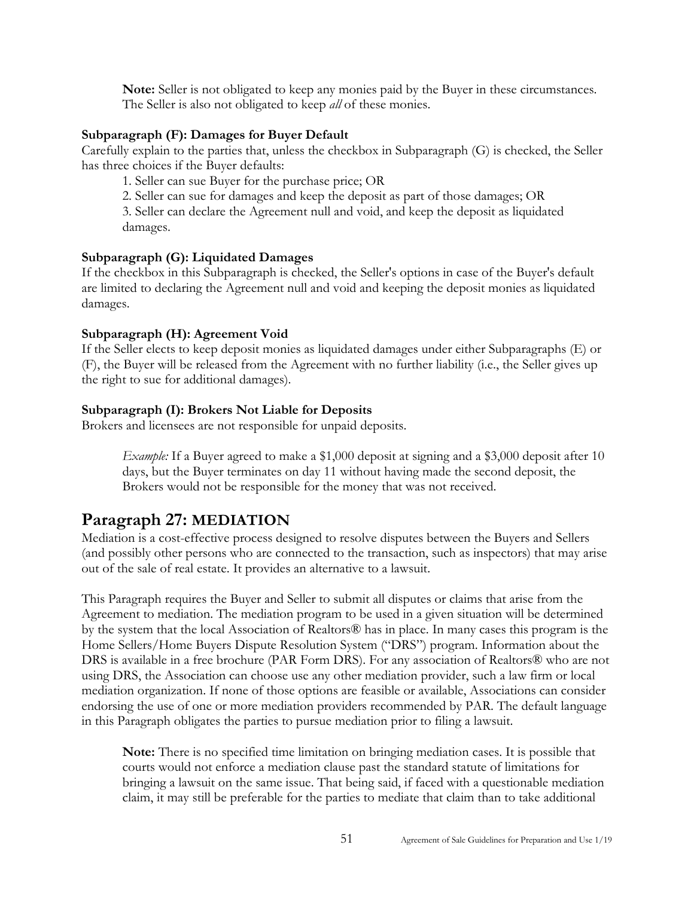**Note:** Seller is not obligated to keep any monies paid by the Buyer in these circumstances. The Seller is also not obligated to keep *all* of these monies.

### Subparagraph (F): Damages for Buyer Default

Carefully explain to the parties that, unless the checkbox in Subparagraph (G) is checked, the Seller has three choices if the Buyer defaults:

1. Seller can sue Buyer for the purchase price; OR
2. Seller can sue for damages and keep the deposit as part of those damages; OR
3. Seller can declare the Agreement null and void, and keep the deposit as liquidated damages.

### Subparagraph (G): Liquidated Damages

If the checkbox in this Subparagraph is checked, the Seller's options in case of the Buyer's default are limited to declaring the Agreement null and void and keeping the deposit monies as liquidated damages.

### Subparagraph (H): Agreement Void

If the Seller elects to keep deposit monies as liquidated damages under either Subparagraphs (E) or (F), the Buyer will be released from the Agreement with no further liability (i.e., the Seller gives up the right to sue for additional damages).

### Subparagraph (I): Brokers Not Liable for Deposits

Brokers and licensees are not responsible for unpaid deposits.

*Example:* If a Buyer agreed to make a $1,000 deposit at signing and a $3,000 deposit after 10 days, but the Buyer terminates on day 11 without having made the second deposit, the Brokers would not be responsible for the money that was not received.

## Paragraph 27: MEDIATION

Mediation is a cost-effective process designed to resolve disputes between the Buyers and Sellers (and possibly other persons who are connected to the transaction, such as inspectors) that may arise out of the sale of real estate. It provides an alternative to a lawsuit.

This Paragraph requires the Buyer and Seller to submit all disputes or claims that arise from the Agreement to mediation. The mediation program to be used in a given situation will be determined by the system that the local Association of Realtors® has in place. In many cases this program is the Home Sellers/Home Buyers Dispute Resolution System ("DRS") program. Information about the DRS is available in a free brochure (PAR Form DRS). For any association of Realtors® who are not using DRS, the Association can choose use any other mediation provider, such a law firm or local mediation organization. If none of those options are feasible or available, Associations can consider endorsing the use of one or more mediation providers recommended by PAR. The default language in this Paragraph obligates the parties to pursue mediation prior to filing a lawsuit.

**Note:** There is no specified time limitation on bringing mediation cases. It is possible that courts would not enforce a mediation clause past the standard statute of limitations for bringing a lawsuit on the same issue. That being said, if faced with a questionable mediation claim, it may still be preferable for the parties to mediate that claim than to take additional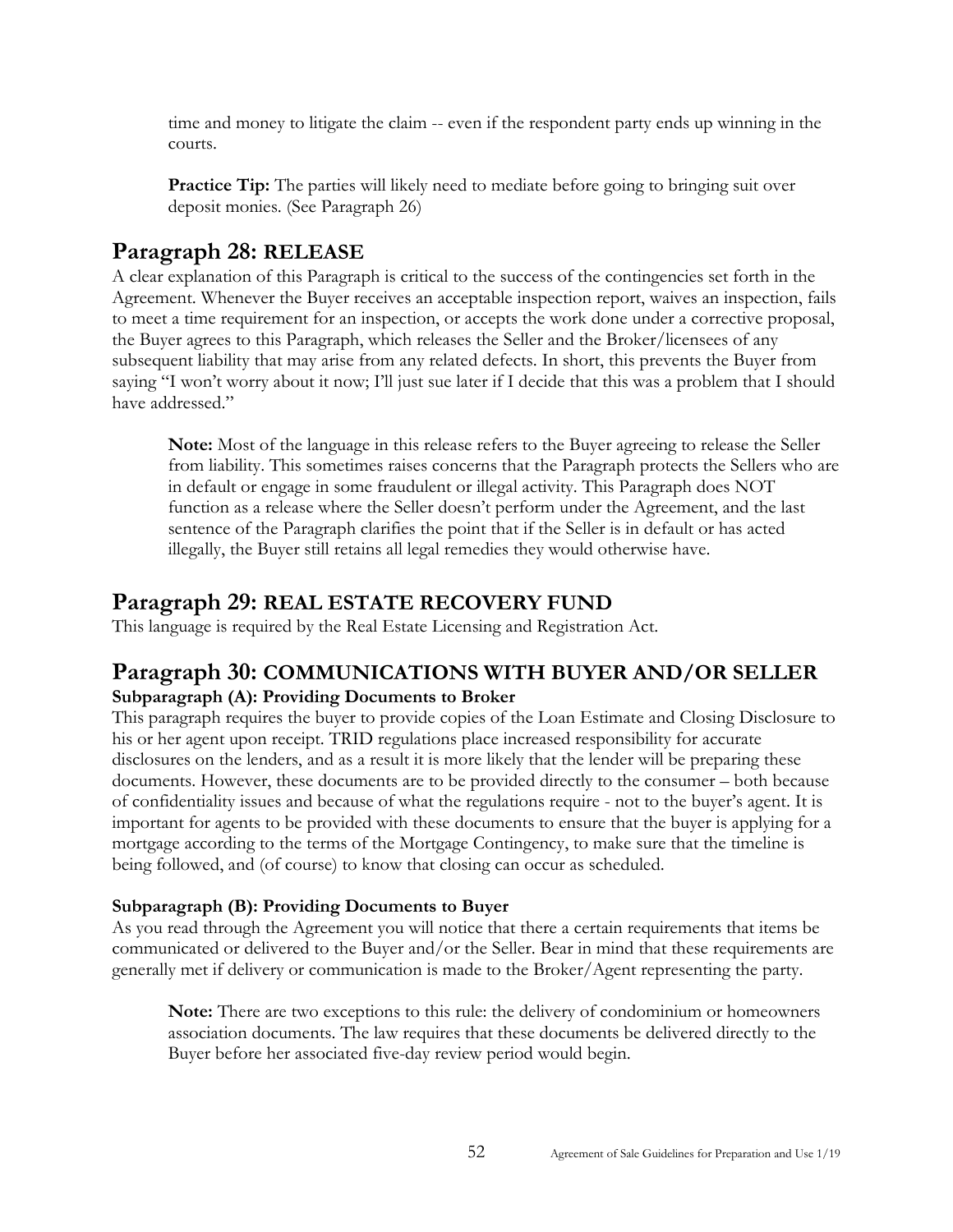time and money to litigate the claim -- even if the respondent party ends up winning in the courts.

**Practice Tip:** The parties will likely need to mediate before going to bringing suit over deposit monies. (See Paragraph 26)

## Paragraph 28: RELEASE

A clear explanation of this Paragraph is critical to the success of the contingencies set forth in the Agreement. Whenever the Buyer receives an acceptable inspection report, waives an inspection, fails to meet a time requirement for an inspection, or accepts the work done under a corrective proposal, the Buyer agrees to this Paragraph, which releases the Seller and the Broker/licensees of any subsequent liability that may arise from any related defects. In short, this prevents the Buyer from saying "I won't worry about it now; I'll just sue later if I decide that this was a problem that I should have addressed."

**Note:** Most of the language in this release refers to the Buyer agreeing to release the Seller from liability. This sometimes raises concerns that the Paragraph protects the Sellers who are in default or engage in some fraudulent or illegal activity. This Paragraph does NOT function as a release where the Seller doesn't perform under the Agreement, and the last sentence of the Paragraph clarifies the point that if the Seller is in default or has acted illegally, the Buyer still retains all legal remedies they would otherwise have.

## Paragraph 29: REAL ESTATE RECOVERY FUND

This language is required by the Real Estate Licensing and Registration Act.

## Paragraph 30: COMMUNICATIONS WITH BUYER AND/OR SELLER

### Subparagraph (A): Providing Documents to Broker

This paragraph requires the buyer to provide copies of the Loan Estimate and Closing Disclosure to his or her agent upon receipt. TRID regulations place increased responsibility for accurate disclosures on the lenders, and as a result it is more likely that the lender will be preparing these documents. However, these documents are to be provided directly to the consumer – both because of confidentiality issues and because of what the regulations require - not to the buyer's agent. It is important for agents to be provided with these documents to ensure that the buyer is applying for a mortgage according to the terms of the Mortgage Contingency, to make sure that the timeline is being followed, and (of course) to know that closing can occur as scheduled.

### Subparagraph (B): Providing Documents to Buyer

As you read through the Agreement you will notice that there a certain requirements that items be communicated or delivered to the Buyer and/or the Seller. Bear in mind that these requirements are generally met if delivery or communication is made to the Broker/Agent representing the party.

**Note:** There are two exceptions to this rule: the delivery of condominium or homeowners association documents. The law requires that these documents be delivered directly to the Buyer before her associated five-day review period would begin.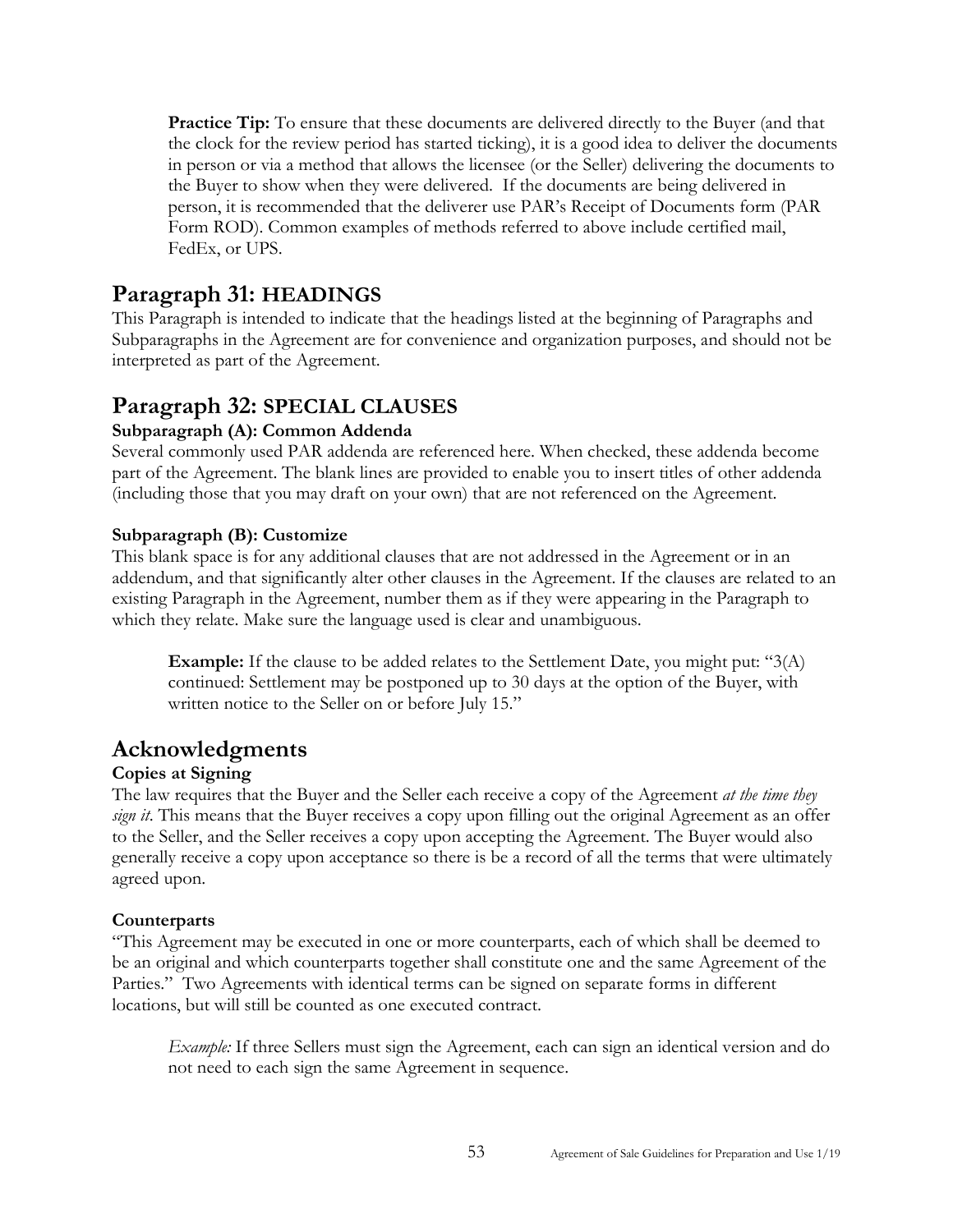**Practice Tip:** To ensure that these documents are delivered directly to the Buyer (and that the clock for the review period has started ticking), it is a good idea to deliver the documents in person or via a method that allows the licensee (or the Seller) delivering the documents to the Buyer to show when they were delivered. If the documents are being delivered in person, it is recommended that the deliverer use PAR's Receipt of Documents form (PAR Form ROD). Common examples of methods referred to above include certified mail, FedEx, or UPS.

## Paragraph 31: HEADINGS

This Paragraph is intended to indicate that the headings listed at the beginning of Paragraphs and Subparagraphs in the Agreement are for convenience and organization purposes, and should not be interpreted as part of the Agreement.

## Paragraph 32: SPECIAL CLAUSES

### Subparagraph (A): Common Addenda

Several commonly used PAR addenda are referenced here. When checked, these addenda become part of the Agreement. The blank lines are provided to enable you to insert titles of other addenda (including those that you may draft on your own) that are not referenced on the Agreement.

### Subparagraph (B): Customize

This blank space is for any additional clauses that are not addressed in the Agreement or in an addendum, and that significantly alter other clauses in the Agreement. If the clauses are related to an existing Paragraph in the Agreement, number them as if they were appearing in the Paragraph to which they relate. Make sure the language used is clear and unambiguous.

**Example:** If the clause to be added relates to the Settlement Date, you might put: "3(A) continued: Settlement may be postponed up to 30 days at the option of the Buyer, with written notice to the Seller on or before July 15."

## Acknowledgments

### Copies at Signing

The law requires that the Buyer and the Seller each receive a copy of the Agreement *at the time they sign it*. This means that the Buyer receives a copy upon filling out the original Agreement as an offer to the Seller, and the Seller receives a copy upon accepting the Agreement. The Buyer would also generally receive a copy upon acceptance so there is be a record of all the terms that were ultimately agreed upon.

### Counterparts

"This Agreement may be executed in one or more counterparts, each of which shall be deemed to be an original and which counterparts together shall constitute one and the same Agreement of the Parties." Two Agreements with identical terms can be signed on separate forms in different locations, but will still be counted as one executed contract.

*Example:* If three Sellers must sign the Agreement, each can sign an identical version and do not need to each sign the same Agreement in sequence.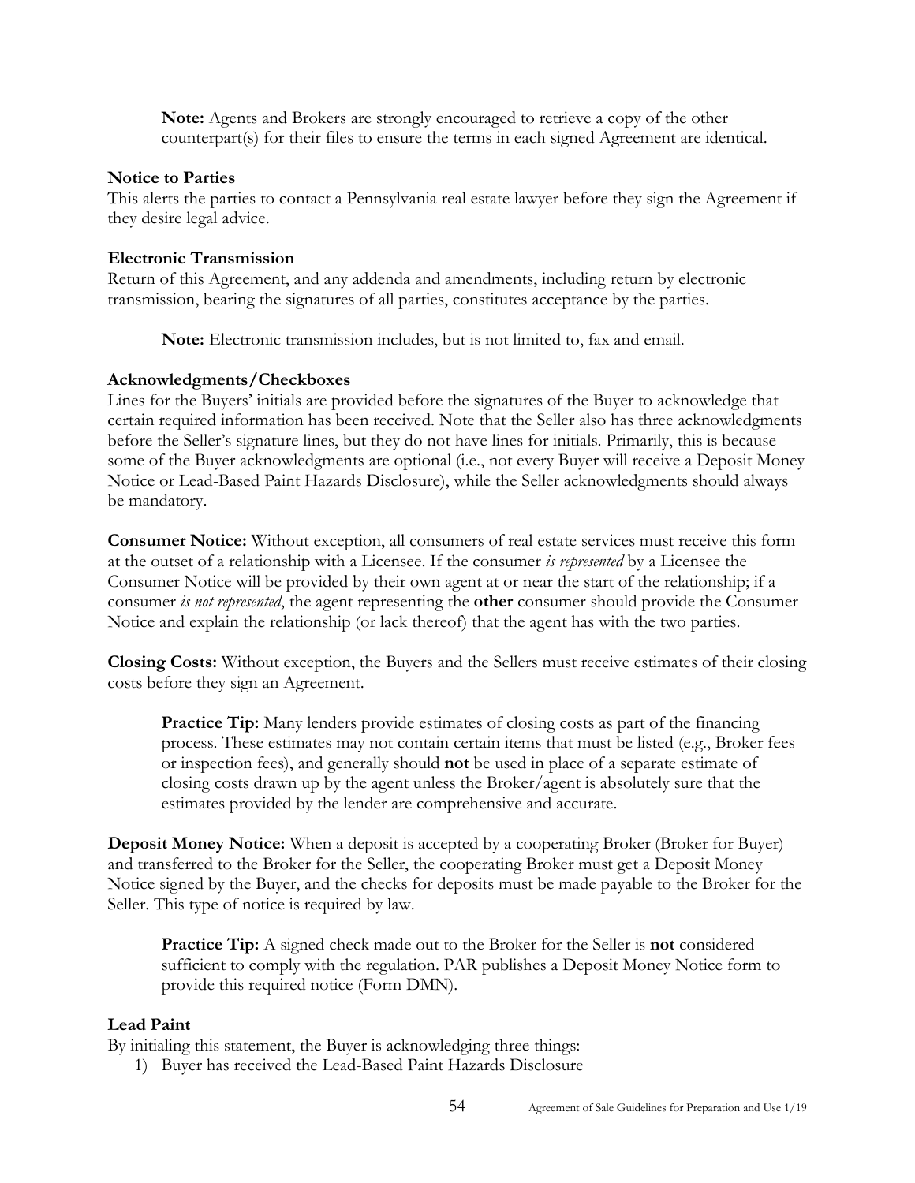**Note:** Agents and Brokers are strongly encouraged to retrieve a copy of the other counterpart(s) for their files to ensure the terms in each signed Agreement are identical.

### Notice to Parties

This alerts the parties to contact a Pennsylvania real estate lawyer before they sign the Agreement if they desire legal advice.

### Electronic Transmission

Return of this Agreement, and any addenda and amendments, including return by electronic transmission, bearing the signatures of all parties, constitutes acceptance by the parties.

**Note:** Electronic transmission includes, but is not limited to, fax and email.

### Acknowledgments/Checkboxes

Lines for the Buyers' initials are provided before the signatures of the Buyer to acknowledge that certain required information has been received. Note that the Seller also has three acknowledgments before the Seller's signature lines, but they do not have lines for initials. Primarily, this is because some of the Buyer acknowledgments are optional (i.e., not every Buyer will receive a Deposit Money Notice or Lead-Based Paint Hazards Disclosure), while the Seller acknowledgments should always be mandatory.

**Consumer Notice:** Without exception, all consumers of real estate services must receive this form at the outset of a relationship with a Licensee. If the consumer *is represented* by a Licensee the Consumer Notice will be provided by their own agent at or near the start of the relationship; if a consumer *is not represented*, the agent representing the **other** consumer should provide the Consumer Notice and explain the relationship (or lack thereof) that the agent has with the two parties.

**Closing Costs:** Without exception, the Buyers and the Sellers must receive estimates of their closing costs before they sign an Agreement.

**Practice Tip:** Many lenders provide estimates of closing costs as part of the financing process. These estimates may not contain certain items that must be listed (e.g., Broker fees or inspection fees), and generally should **not** be used in place of a separate estimate of closing costs drawn up by the agent unless the Broker/agent is absolutely sure that the estimates provided by the lender are comprehensive and accurate.

**Deposit Money Notice:** When a deposit is accepted by a cooperating Broker (Broker for Buyer) and transferred to the Broker for the Seller, the cooperating Broker must get a Deposit Money Notice signed by the Buyer, and the checks for deposits must be made payable to the Broker for the Seller. This type of notice is required by law.

**Practice Tip:** A signed check made out to the Broker for the Seller is **not** considered sufficient to comply with the regulation. PAR publishes a Deposit Money Notice form to provide this required notice (Form DMN).

### Lead Paint

By initialing this statement, the Buyer is acknowledging three things:

1) Buyer has received the Lead-Based Paint Hazards Disclosure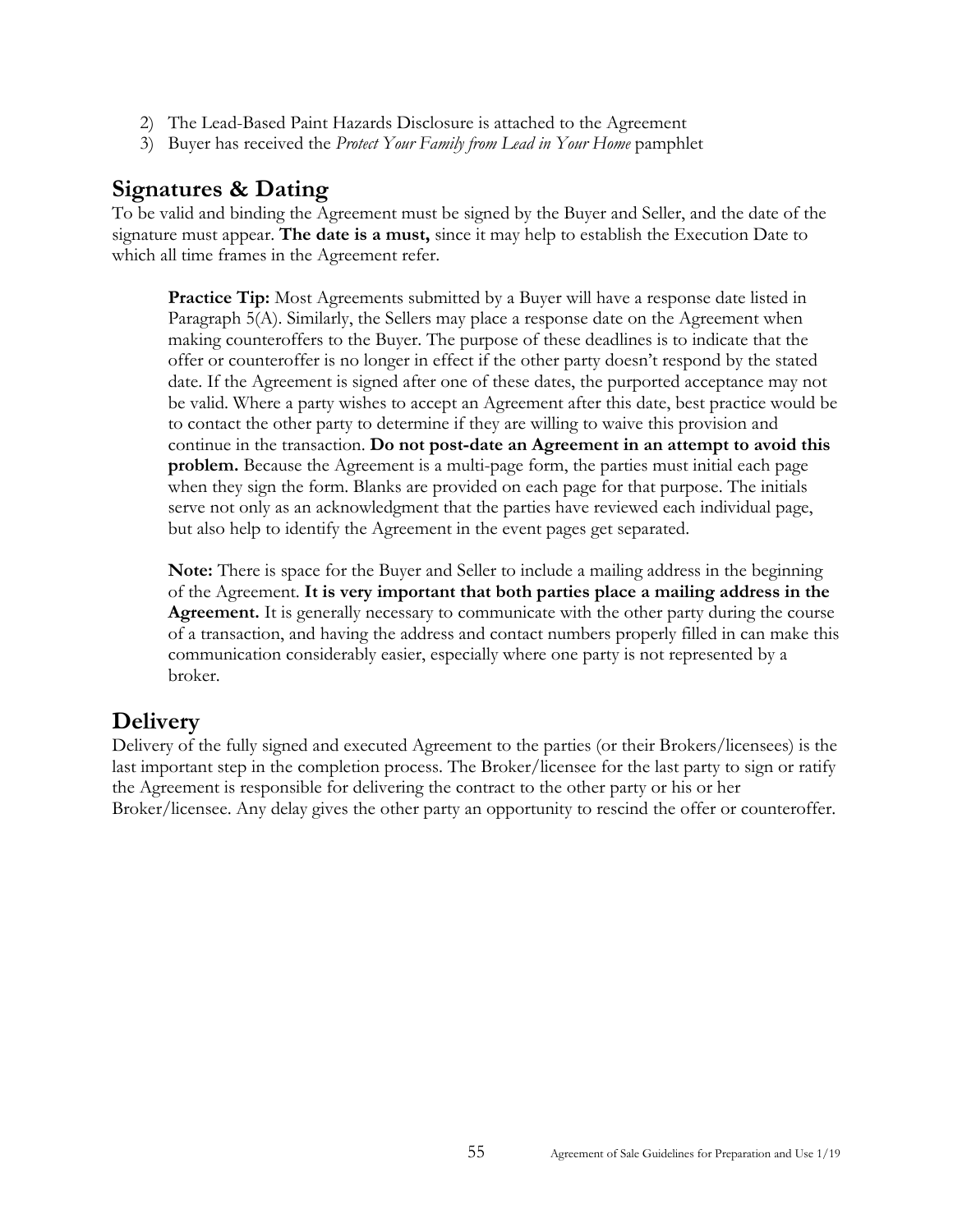2) The Lead-Based Paint Hazards Disclosure is attached to the Agreement
3) Buyer has received the *Protect Your Family from Lead in Your Home* pamphlet

## Signatures & Dating

To be valid and binding the Agreement must be signed by the Buyer and Seller, and the date of the signature must appear. **The date is a must,** since it may help to establish the Execution Date to which all time frames in the Agreement refer.

> **Practice Tip:** Most Agreements submitted by a Buyer will have a response date listed in Paragraph 5(A). Similarly, the Sellers may place a response date on the Agreement when making counteroffers to the Buyer. The purpose of these deadlines is to indicate that the offer or counteroffer is no longer in effect if the other party doesn't respond by the stated date. If the Agreement is signed after one of these dates, the purported acceptance may not be valid. Where a party wishes to accept an Agreement after this date, best practice would be to contact the other party to determine if they are willing to waive this provision and continue in the transaction. **Do not post-date an Agreement in an attempt to avoid this problem.** Because the Agreement is a multi-page form, the parties must initial each page when they sign the form. Blanks are provided on each page for that purpose. The initials serve not only as an acknowledgment that the parties have reviewed each individual page, but also help to identify the Agreement in the event pages get separated.
>
> **Note:** There is space for the Buyer and Seller to include a mailing address in the beginning of the Agreement. **It is very important that both parties place a mailing address in the Agreement.** It is generally necessary to communicate with the other party during the course of a transaction, and having the address and contact numbers properly filled in can make this communication considerably easier, especially where one party is not represented by a broker.

## Delivery

Delivery of the fully signed and executed Agreement to the parties (or their Brokers/licensees) is the last important step in the completion process. The Broker/licensee for the last party to sign or ratify the Agreement is responsible for delivering the contract to the other party or his or her Broker/licensee. Any delay gives the other party an opportunity to rescind the offer or counteroffer.